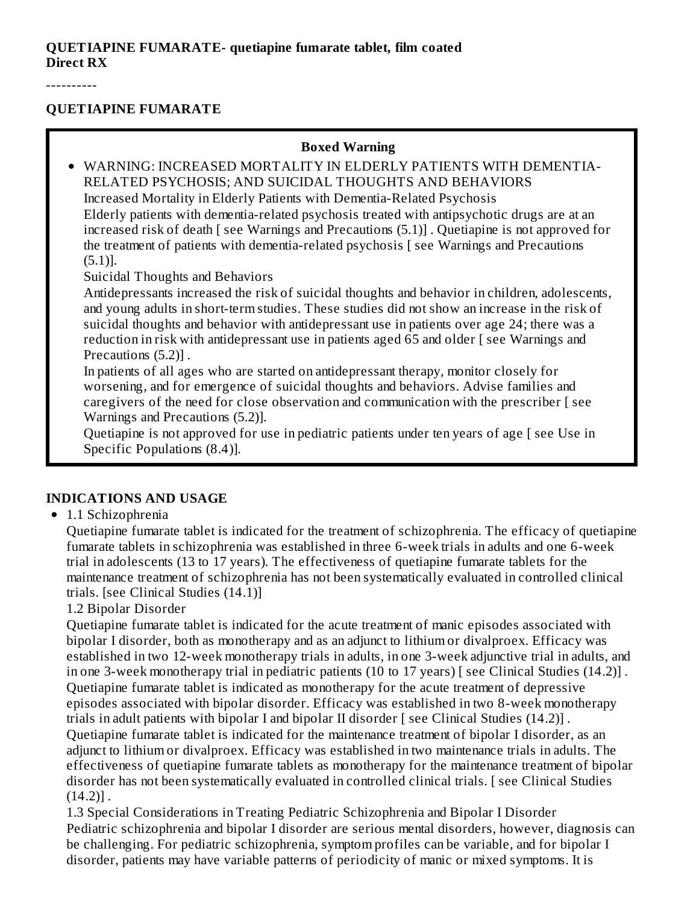**QUETIAPINE FUMARATE- quetiapine fumarate tablet, film coated**
**Direct RX**

----------

**QUETIAPINE FUMARATE**

**Boxed Warning**

- WARNING: INCREASED MORTALITY IN ELDERLY PATIENTS WITH DEMENTIA-RELATED PSYCHOSIS; AND SUICIDAL THOUGHTS AND BEHAVIORS

  Increased Mortality in Elderly Patients with Dementia-Related Psychosis

  Elderly patients with dementia-related psychosis treated with antipsychotic drugs are at an increased risk of death [ see Warnings and Precautions (5.1)] . Quetiapine is not approved for the treatment of patients with dementia-related psychosis [ see Warnings and Precautions (5.1)].

  Suicidal Thoughts and Behaviors

  Antidepressants increased the risk of suicidal thoughts and behavior in children, adolescents, and young adults in short-term studies. These studies did not show an increase in the risk of suicidal thoughts and behavior with antidepressant use in patients over age 24; there was a reduction in risk with antidepressant use in patients aged 65 and older [ see Warnings and Precautions (5.2)] .

  In patients of all ages who are started on antidepressant therapy, monitor closely for worsening, and for emergence of suicidal thoughts and behaviors. Advise families and caregivers of the need for close observation and communication with the prescriber [ see Warnings and Precautions (5.2)].

  Quetiapine is not approved for use in pediatric patients under ten years of age [ see Use in Specific Populations (8.4)].

## INDICATIONS AND USAGE

- 1.1 Schizophrenia

  Quetiapine fumarate tablet is indicated for the treatment of schizophrenia. The efficacy of quetiapine fumarate tablets in schizophrenia was established in three 6-week trials in adults and one 6-week trial in adolescents (13 to 17 years). The effectiveness of quetiapine fumarate tablets for the maintenance treatment of schizophrenia has not been systematically evaluated in controlled clinical trials. [see Clinical Studies (14.1)]

  1.2 Bipolar Disorder

  Quetiapine fumarate tablet is indicated for the acute treatment of manic episodes associated with bipolar I disorder, both as monotherapy and as an adjunct to lithium or divalproex. Efficacy was established in two 12-week monotherapy trials in adults, in one 3-week adjunctive trial in adults, and in one 3-week monotherapy trial in pediatric patients (10 to 17 years) [ see Clinical Studies (14.2)] .

  Quetiapine fumarate tablet is indicated as monotherapy for the acute treatment of depressive episodes associated with bipolar disorder. Efficacy was established in two 8-week monotherapy trials in adult patients with bipolar I and bipolar II disorder [ see Clinical Studies (14.2)] .

  Quetiapine fumarate tablet is indicated for the maintenance treatment of bipolar I disorder, as an adjunct to lithium or divalproex. Efficacy was established in two maintenance trials in adults. The effectiveness of quetiapine fumarate tablets as monotherapy for the maintenance treatment of bipolar disorder has not been systematically evaluated in controlled clinical trials. [ see Clinical Studies (14.2)] .

  1.3 Special Considerations in Treating Pediatric Schizophrenia and Bipolar I Disorder

  Pediatric schizophrenia and bipolar I disorder are serious mental disorders, however, diagnosis can be challenging. For pediatric schizophrenia, symptom profiles can be variable, and for bipolar I disorder, patients may have variable patterns of periodicity of manic or mixed symptoms. It is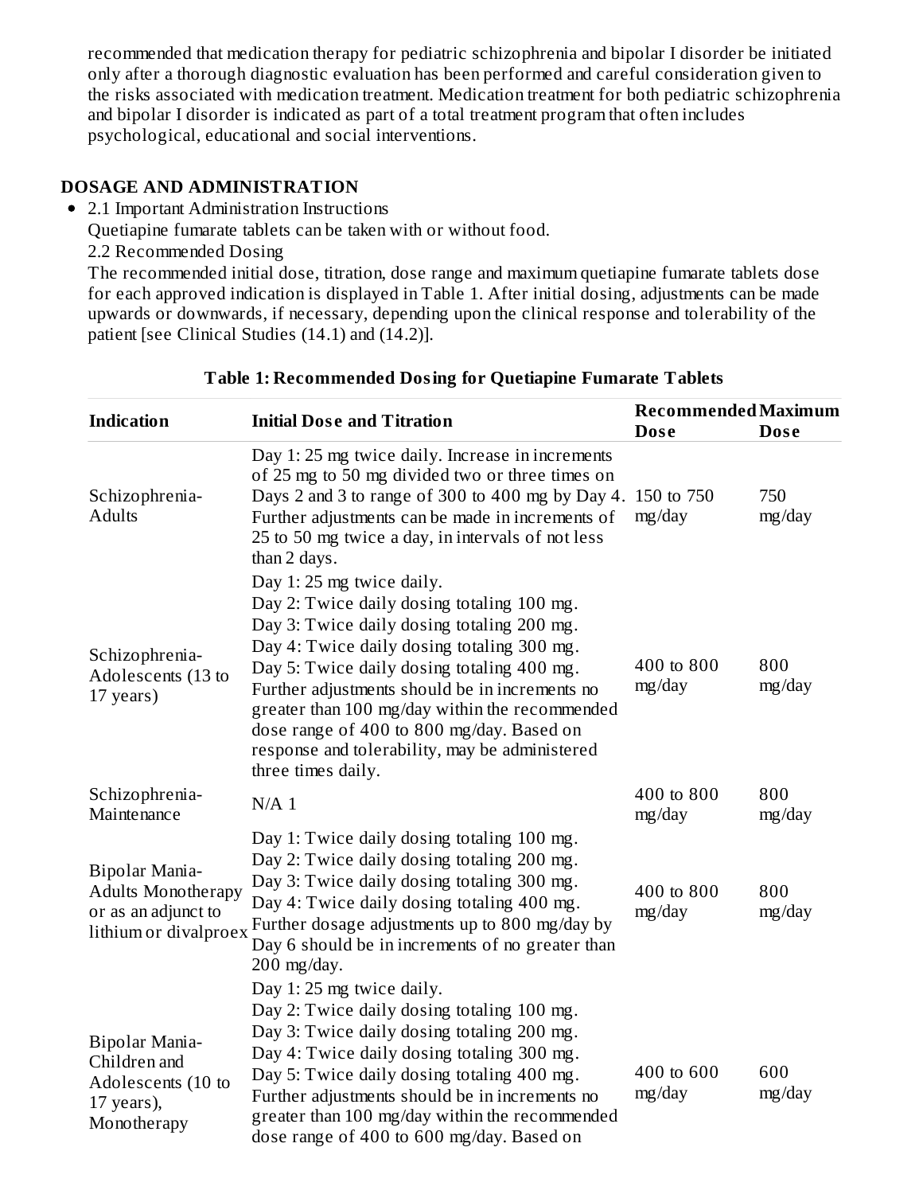recommended that medication therapy for pediatric schizophrenia and bipolar I disorder be initiated only after a thorough diagnostic evaluation has been performed and careful consideration given to the risks associated with medication treatment. Medication treatment for both pediatric schizophrenia and bipolar I disorder is indicated as part of a total treatment program that often includes psychological, educational and social interventions.

## DOSAGE AND ADMINISTRATION

- 2.1 Important Administration Instructions

  Quetiapine fumarate tablets can be taken with or without food.

  2.2 Recommended Dosing

  The recommended initial dose, titration, dose range and maximum quetiapine fumarate tablets dose for each approved indication is displayed in Table 1. After initial dosing, adjustments can be made upwards or downwards, if necessary, depending upon the clinical response and tolerability of the patient [see Clinical Studies (14.1) and (14.2)].

**Table 1: Recommended Dosing for Quetiapine Fumarate Tablets**

| Indication | Initial Dose and Titration | Recommended Dose | Maximum Dose |
|---|---|---|---|
| Schizophrenia-Adults | Day 1: 25 mg twice daily. Increase in increments of 25 mg to 50 mg divided two or three times on Days 2 and 3 to range of 300 to 400 mg by Day 4. Further adjustments can be made in increments of 25 to 50 mg twice a day, in intervals of not less than 2 days. | 150 to 750 mg/day | 750 mg/day |
| Schizophrenia-Adolescents (13 to 17 years) | Day 1: 25 mg twice daily.<br>Day 2: Twice daily dosing totaling 100 mg.<br>Day 3: Twice daily dosing totaling 200 mg.<br>Day 4: Twice daily dosing totaling 300 mg.<br>Day 5: Twice daily dosing totaling 400 mg.<br>Further adjustments should be in increments no greater than 100 mg/day within the recommended dose range of 400 to 800 mg/day. Based on response and tolerability, may be administered three times daily. | 400 to 800 mg/day | 800 mg/day |
| Schizophrenia-Maintenance | N/A 1 | 400 to 800 mg/day | 800 mg/day |
| Bipolar Mania-Adults Monotherapy or as an adjunct to lithium or divalproex | Day 1: Twice daily dosing totaling 100 mg.<br>Day 2: Twice daily dosing totaling 200 mg.<br>Day 3: Twice daily dosing totaling 300 mg.<br>Day 4: Twice daily dosing totaling 400 mg.<br>Further dosage adjustments up to 800 mg/day by Day 6 should be in increments of no greater than 200 mg/day. | 400 to 800 mg/day | 800 mg/day |
| Bipolar Mania-Children and Adolescents (10 to 17 years), Monotherapy | Day 1: 25 mg twice daily.<br>Day 2: Twice daily dosing totaling 100 mg.<br>Day 3: Twice daily dosing totaling 200 mg.<br>Day 4: Twice daily dosing totaling 300 mg.<br>Day 5: Twice daily dosing totaling 400 mg.<br>Further adjustments should be in increments no greater than 100 mg/day within the recommended dose range of 400 to 600 mg/day. Based on | 400 to 600 mg/day | 600 mg/day |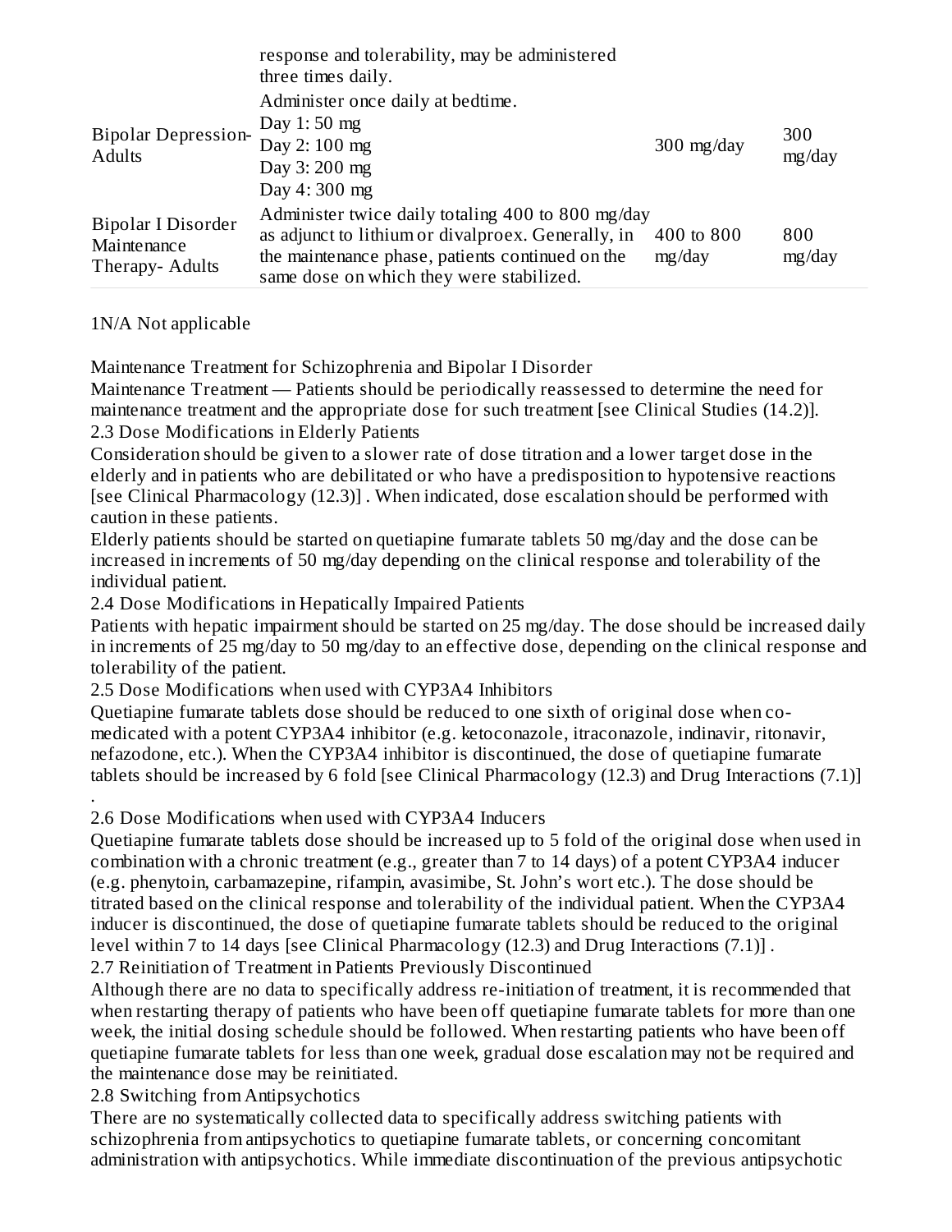| | response and tolerability, may be administered three times daily. | | |
|---|---|---|---|
| Bipolar Depression-Adults | Administer once daily at bedtime.<br>Day 1: 50 mg<br>Day 2: 100 mg<br>Day 3: 200 mg<br>Day 4: 300 mg | 300 mg/day | 300 mg/day |
| Bipolar I Disorder Maintenance Therapy- Adults | Administer twice daily totaling 400 to 800 mg/day as adjunct to lithium or divalproex. Generally, in the maintenance phase, patients continued on the same dose on which they were stabilized. | 400 to 800 mg/day | 800 mg/day |

1N/A Not applicable

Maintenance Treatment for Schizophrenia and Bipolar I Disorder

Maintenance Treatment — Patients should be periodically reassessed to determine the need for maintenance treatment and the appropriate dose for such treatment [see Clinical Studies (14.2)].

2.3 Dose Modifications in Elderly Patients

Consideration should be given to a slower rate of dose titration and a lower target dose in the elderly and in patients who are debilitated or who have a predisposition to hypotensive reactions [see Clinical Pharmacology (12.3)] . When indicated, dose escalation should be performed with caution in these patients.

Elderly patients should be started on quetiapine fumarate tablets 50 mg/day and the dose can be increased in increments of 50 mg/day depending on the clinical response and tolerability of the individual patient.

2.4 Dose Modifications in Hepatically Impaired Patients

Patients with hepatic impairment should be started on 25 mg/day. The dose should be increased daily in increments of 25 mg/day to 50 mg/day to an effective dose, depending on the clinical response and tolerability of the patient.

2.5 Dose Modifications when used with CYP3A4 Inhibitors

Quetiapine fumarate tablets dose should be reduced to one sixth of original dose when co-medicated with a potent CYP3A4 inhibitor (e.g. ketoconazole, itraconazole, indinavir, ritonavir, nefazodone, etc.). When the CYP3A4 inhibitor is discontinued, the dose of quetiapine fumarate tablets should be increased by 6 fold [see Clinical Pharmacology (12.3) and Drug Interactions (7.1)] .

2.6 Dose Modifications when used with CYP3A4 Inducers

Quetiapine fumarate tablets dose should be increased up to 5 fold of the original dose when used in combination with a chronic treatment (e.g., greater than 7 to 14 days) of a potent CYP3A4 inducer (e.g. phenytoin, carbamazepine, rifampin, avasimibe, St. John's wort etc.). The dose should be titrated based on the clinical response and tolerability of the individual patient. When the CYP3A4 inducer is discontinued, the dose of quetiapine fumarate tablets should be reduced to the original level within 7 to 14 days [see Clinical Pharmacology (12.3) and Drug Interactions (7.1)] .

2.7 Reinitiation of Treatment in Patients Previously Discontinued

Although there are no data to specifically address re-initiation of treatment, it is recommended that when restarting therapy of patients who have been off quetiapine fumarate tablets for more than one week, the initial dosing schedule should be followed. When restarting patients who have been off quetiapine fumarate tablets for less than one week, gradual dose escalation may not be required and the maintenance dose may be reinitiated.

2.8 Switching from Antipsychotics

There are no systematically collected data to specifically address switching patients with schizophrenia from antipsychotics to quetiapine fumarate tablets, or concerning concomitant administration with antipsychotics. While immediate discontinuation of the previous antipsychotic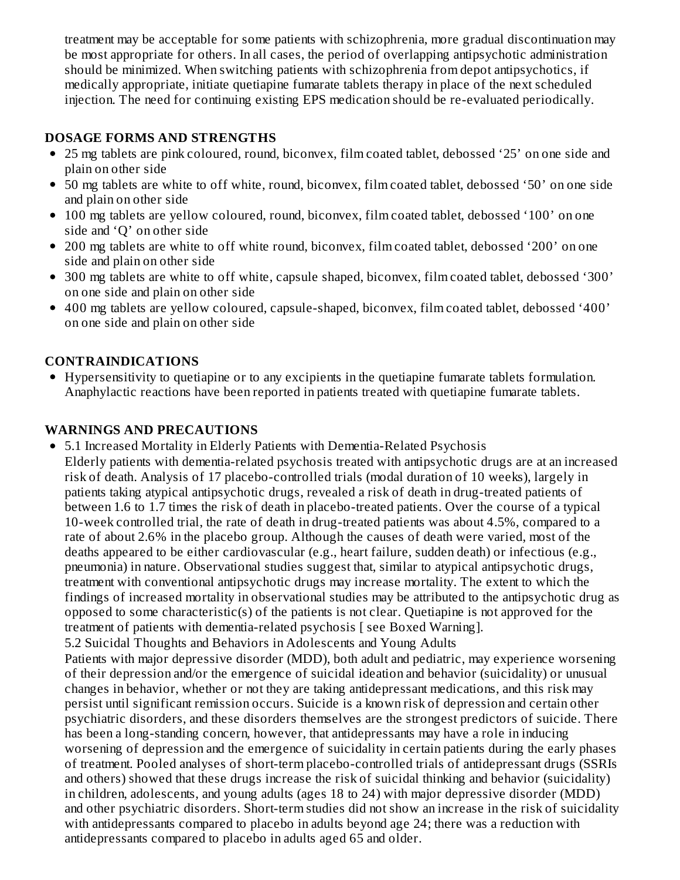treatment may be acceptable for some patients with schizophrenia, more gradual discontinuation may be most appropriate for others. In all cases, the period of overlapping antipsychotic administration should be minimized. When switching patients with schizophrenia from depot antipsychotics, if medically appropriate, initiate quetiapine fumarate tablets therapy in place of the next scheduled injection. The need for continuing existing EPS medication should be re-evaluated periodically.

## DOSAGE FORMS AND STRENGTHS

- 25 mg tablets are pink coloured, round, biconvex, film coated tablet, debossed '25' on one side and plain on other side
- 50 mg tablets are white to off white, round, biconvex, film coated tablet, debossed '50' on one side and plain on other side
- 100 mg tablets are yellow coloured, round, biconvex, film coated tablet, debossed '100' on one side and 'Q' on other side
- 200 mg tablets are white to off white round, biconvex, film coated tablet, debossed '200' on one side and plain on other side
- 300 mg tablets are white to off white, capsule shaped, biconvex, film coated tablet, debossed '300' on one side and plain on other side
- 400 mg tablets are yellow coloured, capsule-shaped, biconvex, film coated tablet, debossed '400' on one side and plain on other side

## CONTRAINDICATIONS

- Hypersensitivity to quetiapine or to any excipients in the quetiapine fumarate tablets formulation. Anaphylactic reactions have been reported in patients treated with quetiapine fumarate tablets.

## WARNINGS AND PRECAUTIONS

- 5.1 Increased Mortality in Elderly Patients with Dementia-Related Psychosis
  Elderly patients with dementia-related psychosis treated with antipsychotic drugs are at an increased risk of death. Analysis of 17 placebo-controlled trials (modal duration of 10 weeks), largely in patients taking atypical antipsychotic drugs, revealed a risk of death in drug-treated patients of between 1.6 to 1.7 times the risk of death in placebo-treated patients. Over the course of a typical 10-week controlled trial, the rate of death in drug-treated patients was about 4.5%, compared to a rate of about 2.6% in the placebo group. Although the causes of death were varied, most of the deaths appeared to be either cardiovascular (e.g., heart failure, sudden death) or infectious (e.g., pneumonia) in nature. Observational studies suggest that, similar to atypical antipsychotic drugs, treatment with conventional antipsychotic drugs may increase mortality. The extent to which the findings of increased mortality in observational studies may be attributed to the antipsychotic drug as opposed to some characteristic(s) of the patients is not clear. Quetiapine is not approved for the treatment of patients with dementia-related psychosis [ see Boxed Warning].
  5.2 Suicidal Thoughts and Behaviors in Adolescents and Young Adults
  Patients with major depressive disorder (MDD), both adult and pediatric, may experience worsening of their depression and/or the emergence of suicidal ideation and behavior (suicidality) or unusual changes in behavior, whether or not they are taking antidepressant medications, and this risk may persist until significant remission occurs. Suicide is a known risk of depression and certain other psychiatric disorders, and these disorders themselves are the strongest predictors of suicide. There has been a long-standing concern, however, that antidepressants may have a role in inducing worsening of depression and the emergence of suicidality in certain patients during the early phases of treatment. Pooled analyses of short-term placebo-controlled trials of antidepressant drugs (SSRIs and others) showed that these drugs increase the risk of suicidal thinking and behavior (suicidality) in children, adolescents, and young adults (ages 18 to 24) with major depressive disorder (MDD) and other psychiatric disorders. Short-term studies did not show an increase in the risk of suicidality with antidepressants compared to placebo in adults beyond age 24; there was a reduction with antidepressants compared to placebo in adults aged 65 and older.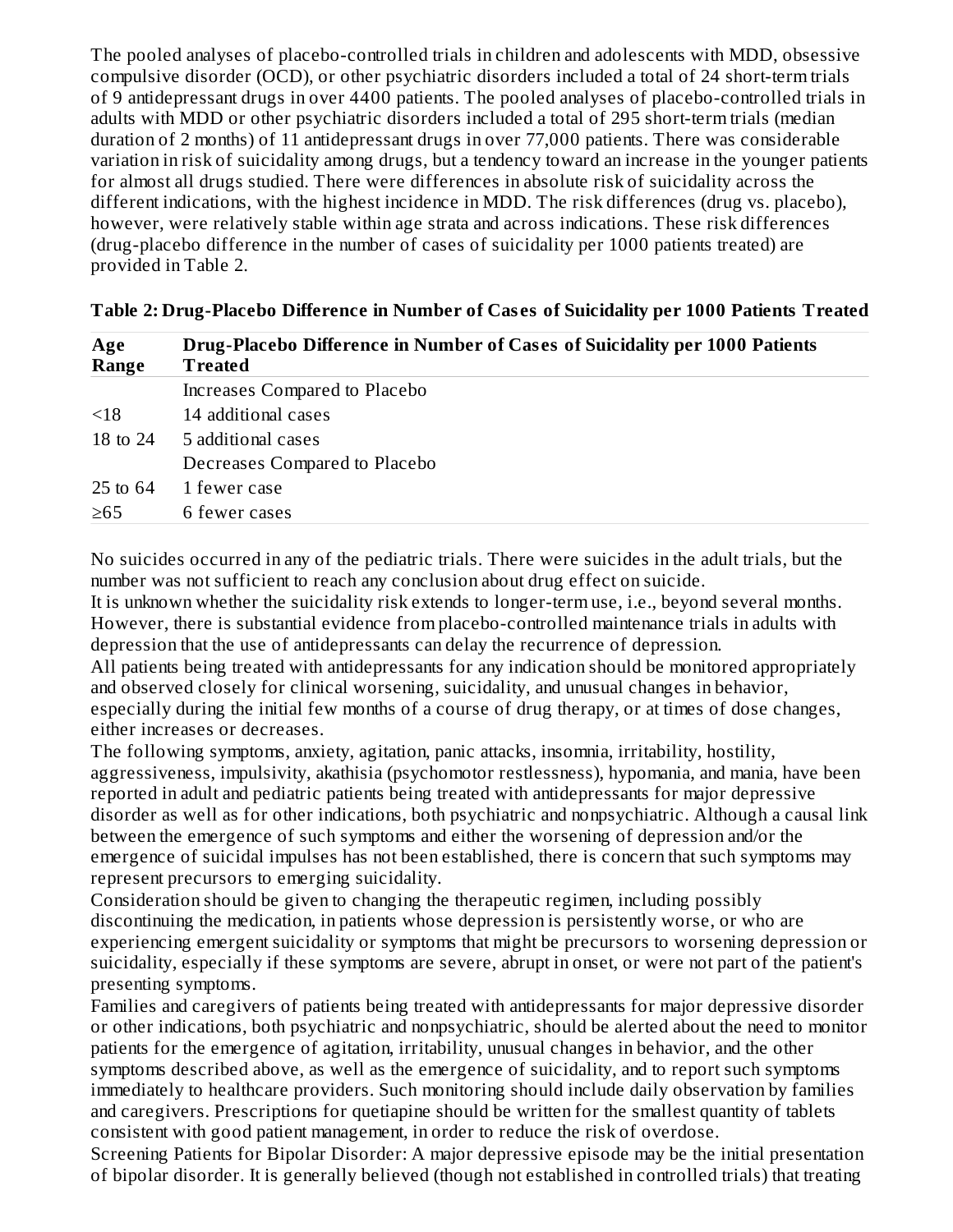The pooled analyses of placebo-controlled trials in children and adolescents with MDD, obsessive compulsive disorder (OCD), or other psychiatric disorders included a total of 24 short-term trials of 9 antidepressant drugs in over 4400 patients. The pooled analyses of placebo-controlled trials in adults with MDD or other psychiatric disorders included a total of 295 short-term trials (median duration of 2 months) of 11 antidepressant drugs in over 77,000 patients. There was considerable variation in risk of suicidality among drugs, but a tendency toward an increase in the younger patients for almost all drugs studied. There were differences in absolute risk of suicidality across the different indications, with the highest incidence in MDD. The risk differences (drug vs. placebo), however, were relatively stable within age strata and across indications. These risk differences (drug-placebo difference in the number of cases of suicidality per 1000 patients treated) are provided in Table 2.

**Table 2: Drug-Placebo Difference in Number of Cases of Suicidality per 1000 Patients Treated**

| Age Range | Drug-Placebo Difference in Number of Cases of Suicidality per 1000 Patients Treated |
|---|---|
| | Increases Compared to Placebo |
| <18 | 14 additional cases |
| 18 to 24 | 5 additional cases |
| | Decreases Compared to Placebo |
| 25 to 64 | 1 fewer case |
| ≥65 | 6 fewer cases |

No suicides occurred in any of the pediatric trials. There were suicides in the adult trials, but the number was not sufficient to reach any conclusion about drug effect on suicide.

It is unknown whether the suicidality risk extends to longer-term use, i.e., beyond several months. However, there is substantial evidence from placebo-controlled maintenance trials in adults with depression that the use of antidepressants can delay the recurrence of depression.

All patients being treated with antidepressants for any indication should be monitored appropriately and observed closely for clinical worsening, suicidality, and unusual changes in behavior, especially during the initial few months of a course of drug therapy, or at times of dose changes, either increases or decreases.

The following symptoms, anxiety, agitation, panic attacks, insomnia, irritability, hostility, aggressiveness, impulsivity, akathisia (psychomotor restlessness), hypomania, and mania, have been reported in adult and pediatric patients being treated with antidepressants for major depressive disorder as well as for other indications, both psychiatric and nonpsychiatric. Although a causal link between the emergence of such symptoms and either the worsening of depression and/or the emergence of suicidal impulses has not been established, there is concern that such symptoms may represent precursors to emerging suicidality.

Consideration should be given to changing the therapeutic regimen, including possibly discontinuing the medication, in patients whose depression is persistently worse, or who are experiencing emergent suicidality or symptoms that might be precursors to worsening depression or suicidality, especially if these symptoms are severe, abrupt in onset, or were not part of the patient's presenting symptoms.

Families and caregivers of patients being treated with antidepressants for major depressive disorder or other indications, both psychiatric and nonpsychiatric, should be alerted about the need to monitor patients for the emergence of agitation, irritability, unusual changes in behavior, and the other symptoms described above, as well as the emergence of suicidality, and to report such symptoms immediately to healthcare providers. Such monitoring should include daily observation by families and caregivers. Prescriptions for quetiapine should be written for the smallest quantity of tablets consistent with good patient management, in order to reduce the risk of overdose.

Screening Patients for Bipolar Disorder: A major depressive episode may be the initial presentation of bipolar disorder. It is generally believed (though not established in controlled trials) that treating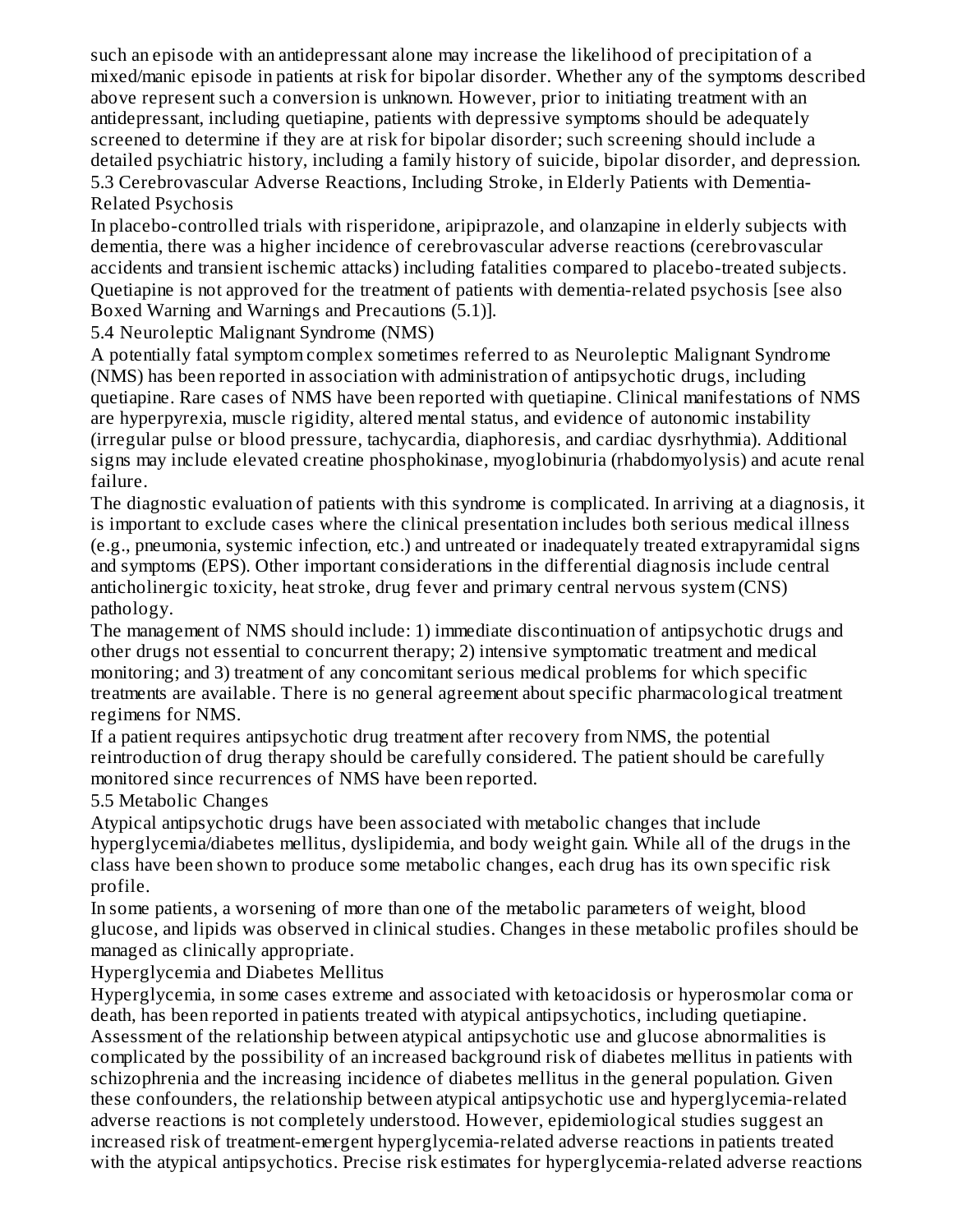such an episode with an antidepressant alone may increase the likelihood of precipitation of a mixed/manic episode in patients at risk for bipolar disorder. Whether any of the symptoms described above represent such a conversion is unknown. However, prior to initiating treatment with an antidepressant, including quetiapine, patients with depressive symptoms should be adequately screened to determine if they are at risk for bipolar disorder; such screening should include a detailed psychiatric history, including a family history of suicide, bipolar disorder, and depression.

## 5.3 Cerebrovascular Adverse Reactions, Including Stroke, in Elderly Patients with Dementia-Related Psychosis

In placebo-controlled trials with risperidone, aripiprazole, and olanzapine in elderly subjects with dementia, there was a higher incidence of cerebrovascular adverse reactions (cerebrovascular accidents and transient ischemic attacks) including fatalities compared to placebo-treated subjects. Quetiapine is not approved for the treatment of patients with dementia-related psychosis [see also Boxed Warning and Warnings and Precautions (5.1)].

## 5.4 Neuroleptic Malignant Syndrome (NMS)

A potentially fatal symptom complex sometimes referred to as Neuroleptic Malignant Syndrome (NMS) has been reported in association with administration of antipsychotic drugs, including quetiapine. Rare cases of NMS have been reported with quetiapine. Clinical manifestations of NMS are hyperpyrexia, muscle rigidity, altered mental status, and evidence of autonomic instability (irregular pulse or blood pressure, tachycardia, diaphoresis, and cardiac dysrhythmia). Additional signs may include elevated creatine phosphokinase, myoglobinuria (rhabdomyolysis) and acute renal failure.

The diagnostic evaluation of patients with this syndrome is complicated. In arriving at a diagnosis, it is important to exclude cases where the clinical presentation includes both serious medical illness (e.g., pneumonia, systemic infection, etc.) and untreated or inadequately treated extrapyramidal signs and symptoms (EPS). Other important considerations in the differential diagnosis include central anticholinergic toxicity, heat stroke, drug fever and primary central nervous system (CNS) pathology.

The management of NMS should include: 1) immediate discontinuation of antipsychotic drugs and other drugs not essential to concurrent therapy; 2) intensive symptomatic treatment and medical monitoring; and 3) treatment of any concomitant serious medical problems for which specific treatments are available. There is no general agreement about specific pharmacological treatment regimens for NMS.

If a patient requires antipsychotic drug treatment after recovery from NMS, the potential reintroduction of drug therapy should be carefully considered. The patient should be carefully monitored since recurrences of NMS have been reported.

## 5.5 Metabolic Changes

Atypical antipsychotic drugs have been associated with metabolic changes that include hyperglycemia/diabetes mellitus, dyslipidemia, and body weight gain. While all of the drugs in the class have been shown to produce some metabolic changes, each drug has its own specific risk profile.

In some patients, a worsening of more than one of the metabolic parameters of weight, blood glucose, and lipids was observed in clinical studies. Changes in these metabolic profiles should be managed as clinically appropriate.

### Hyperglycemia and Diabetes Mellitus

Hyperglycemia, in some cases extreme and associated with ketoacidosis or hyperosmolar coma or death, has been reported in patients treated with atypical antipsychotics, including quetiapine. Assessment of the relationship between atypical antipsychotic use and glucose abnormalities is complicated by the possibility of an increased background risk of diabetes mellitus in patients with schizophrenia and the increasing incidence of diabetes mellitus in the general population. Given these confounders, the relationship between atypical antipsychotic use and hyperglycemia-related adverse reactions is not completely understood. However, epidemiological studies suggest an increased risk of treatment-emergent hyperglycemia-related adverse reactions in patients treated with the atypical antipsychotics. Precise risk estimates for hyperglycemia-related adverse reactions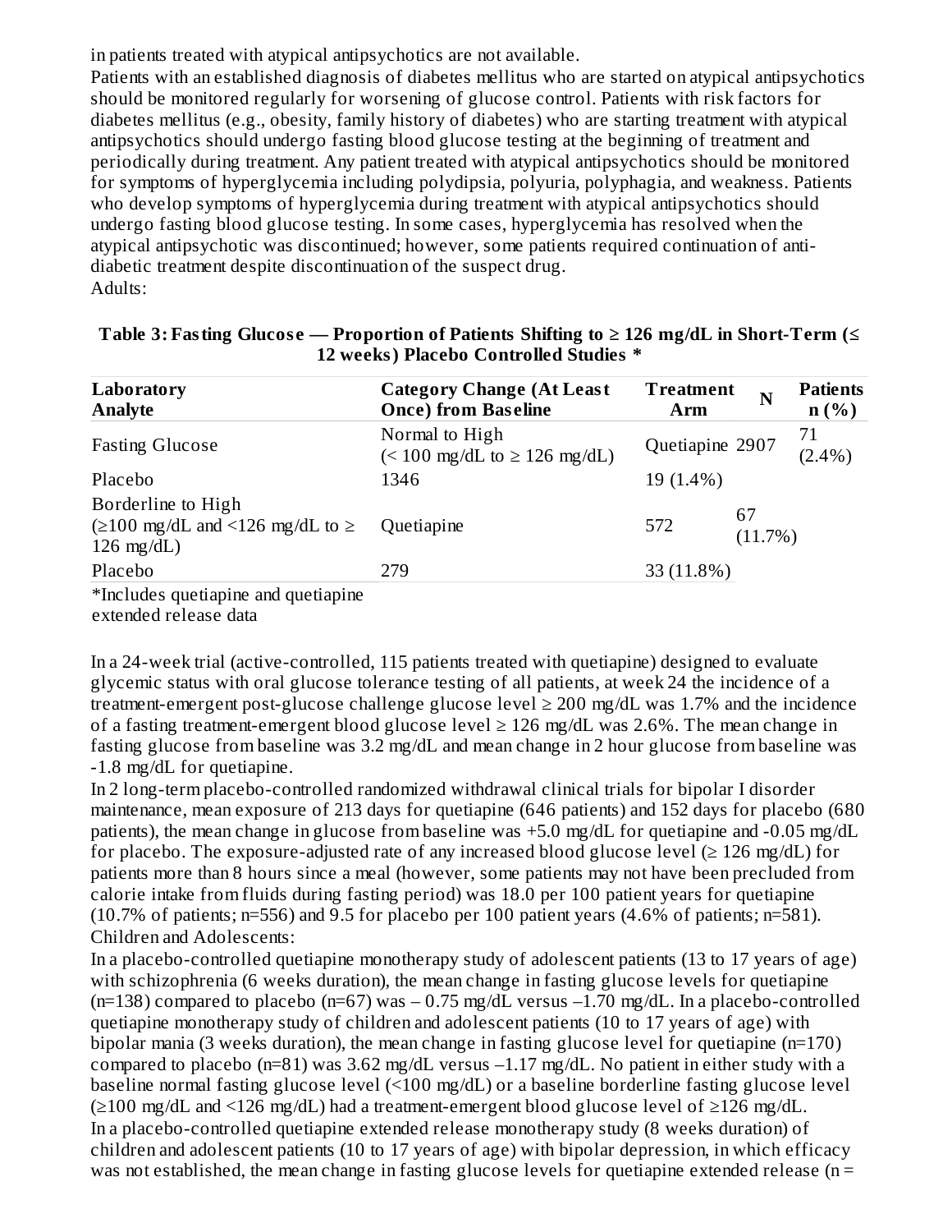in patients treated with atypical antipsychotics are not available.

Patients with an established diagnosis of diabetes mellitus who are started on atypical antipsychotics should be monitored regularly for worsening of glucose control. Patients with risk factors for diabetes mellitus (e.g., obesity, family history of diabetes) who are starting treatment with atypical antipsychotics should undergo fasting blood glucose testing at the beginning of treatment and periodically during treatment. Any patient treated with atypical antipsychotics should be monitored for symptoms of hyperglycemia including polydipsia, polyuria, polyphagia, and weakness. Patients who develop symptoms of hyperglycemia during treatment with atypical antipsychotics should undergo fasting blood glucose testing. In some cases, hyperglycemia has resolved when the atypical antipsychotic was discontinued; however, some patients required continuation of anti-diabetic treatment despite discontinuation of the suspect drug.

Adults:

**Table 3: Fasting Glucose — Proportion of Patients Shifting to ≥ 126 mg/dL in Short-Term (≤ 12 weeks) Placebo Controlled Studies \***

| Laboratory Analyte | Category Change (At Least Once) from Baseline | Treatment Arm | N | Patients n (%) |
|---|---|---|---|---|
| Fasting Glucose | Normal to High (< 100 mg/dL to ≥ 126 mg/dL) | Quetiapine | 2907 | 71 (2.4%) |
| | | Placebo | 1346 | 19 (1.4%) |
| | Borderline to High (≥100 mg/dL and <126 mg/dL to ≥ 126 mg/dL) | Quetiapine | 572 | 67 (11.7%) |
| | | Placebo | 279 | 33 (11.8%) |

*Includes quetiapine and quetiapine extended release data

In a 24-week trial (active-controlled, 115 patients treated with quetiapine) designed to evaluate glycemic status with oral glucose tolerance testing of all patients, at week 24 the incidence of a treatment-emergent post-glucose challenge glucose level ≥ 200 mg/dL was 1.7% and the incidence of a fasting treatment-emergent blood glucose level ≥ 126 mg/dL was 2.6%. The mean change in fasting glucose from baseline was 3.2 mg/dL and mean change in 2 hour glucose from baseline was -1.8 mg/dL for quetiapine.

In 2 long-term placebo-controlled randomized withdrawal clinical trials for bipolar I disorder maintenance, mean exposure of 213 days for quetiapine (646 patients) and 152 days for placebo (680 patients), the mean change in glucose from baseline was +5.0 mg/dL for quetiapine and -0.05 mg/dL for placebo. The exposure-adjusted rate of any increased blood glucose level (≥ 126 mg/dL) for patients more than 8 hours since a meal (however, some patients may not have been precluded from calorie intake from fluids during fasting period) was 18.0 per 100 patient years for quetiapine (10.7% of patients; n=556) and 9.5 for placebo per 100 patient years (4.6% of patients; n=581).

Children and Adolescents:

In a placebo-controlled quetiapine monotherapy study of adolescent patients (13 to 17 years of age) with schizophrenia (6 weeks duration), the mean change in fasting glucose levels for quetiapine (n=138) compared to placebo (n=67) was – 0.75 mg/dL versus –1.70 mg/dL. In a placebo-controlled quetiapine monotherapy study of children and adolescent patients (10 to 17 years of age) with bipolar mania (3 weeks duration), the mean change in fasting glucose level for quetiapine (n=170) compared to placebo (n=81) was 3.62 mg/dL versus –1.17 mg/dL. No patient in either study with a baseline normal fasting glucose level (<100 mg/dL) or a baseline borderline fasting glucose level (≥100 mg/dL and <126 mg/dL) had a treatment-emergent blood glucose level of ≥126 mg/dL.

In a placebo-controlled quetiapine extended release monotherapy study (8 weeks duration) of children and adolescent patients (10 to 17 years of age) with bipolar depression, in which efficacy was not established, the mean change in fasting glucose levels for quetiapine extended release (n =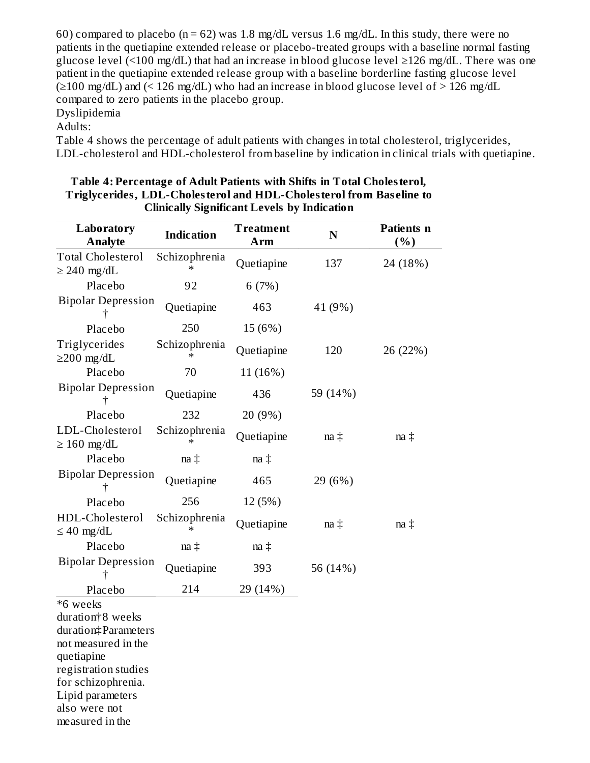60) compared to placebo (n = 62) was 1.8 mg/dL versus 1.6 mg/dL. In this study, there were no patients in the quetiapine extended release or placebo-treated groups with a baseline normal fasting glucose level (<100 mg/dL) that had an increase in blood glucose level ≥126 mg/dL. There was one patient in the quetiapine extended release group with a baseline borderline fasting glucose level (≥100 mg/dL) and (< 126 mg/dL) who had an increase in blood glucose level of > 126 mg/dL compared to zero patients in the placebo group.

Dyslipidemia

Adults:

Table 4 shows the percentage of adult patients with changes in total cholesterol, triglycerides, LDL-cholesterol and HDL-cholesterol from baseline by indication in clinical trials with quetiapine.

**Table 4: Percentage of Adult Patients with Shifts in Total Cholesterol, Triglycerides, LDL-Cholesterol and HDL-Cholesterol from Baseline to Clinically Significant Levels by Indication**

| Laboratory Analyte | Indication | Treatment Arm | N | Patients n (%) |
|---|---|---|---|---|
| Total Cholesterol ≥ 240 mg/dL | Schizophrenia * | Quetiapine | 137 | 24 (18%) |
| | | Placebo | 92 | 6 (7%) |
| | Bipolar Depression † | Quetiapine | 463 | 41 (9%) |
| | | Placebo | 250 | 15 (6%) |
| Triglycerides ≥200 mg/dL | Schizophrenia * | Quetiapine | 120 | 26 (22%) |
| | | Placebo | 70 | 11 (16%) |
| | Bipolar Depression † | Quetiapine | 436 | 59 (14%) |
| | | Placebo | 232 | 20 (9%) |
| LDL-Cholesterol ≥ 160 mg/dL | Schizophrenia * | Quetiapine | na ‡ | na ‡ |
| | | Placebo | na ‡ | na ‡ |
| | Bipolar Depression † | Quetiapine | 465 | 29 (6%) |
| | | Placebo | 256 | 12 (5%) |
| HDL-Cholesterol ≤ 40 mg/dL | Schizophrenia * | Quetiapine | na ‡ | na ‡ |
| | | Placebo | na ‡ | na ‡ |
| | Bipolar Depression † | Quetiapine | 393 | 56 (14%) |
| | | Placebo | 214 | 29 (14%) |

*6 weeks duration†8 weeks duration‡Parameters not measured in the quetiapine registration studies for schizophrenia. Lipid parameters also were not measured in the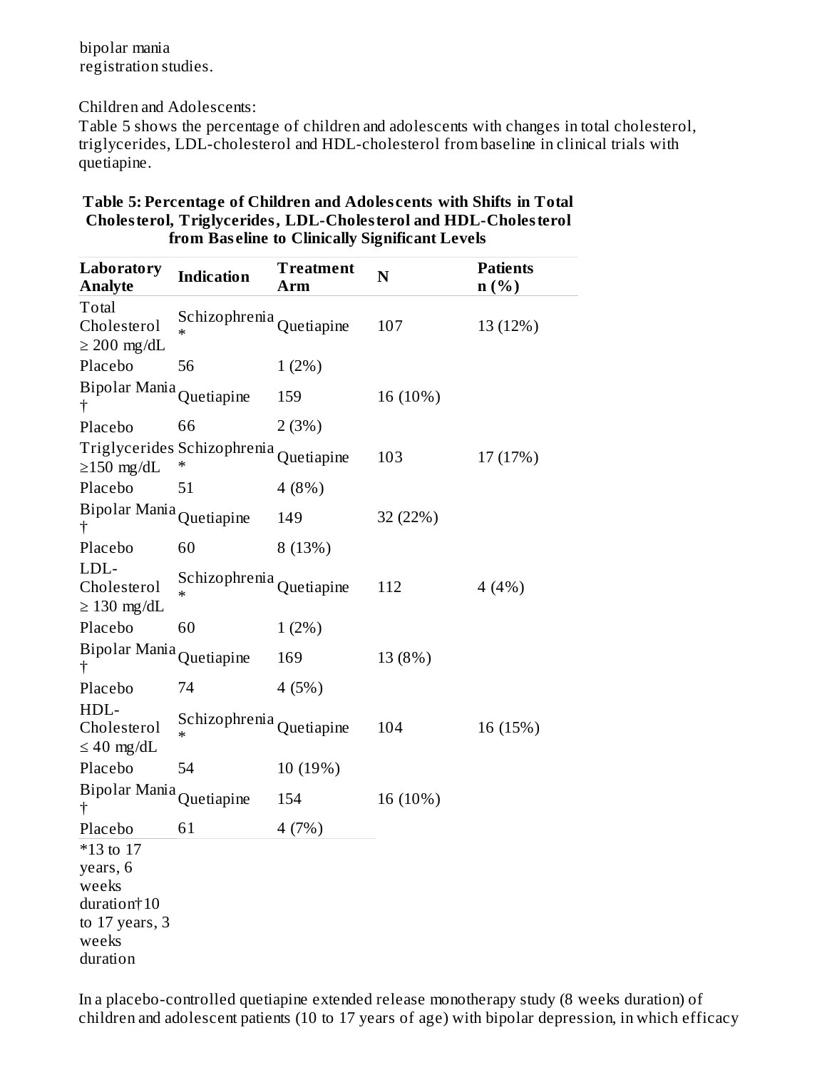bipolar mania registration studies.

Children and Adolescents:

Table 5 shows the percentage of children and adolescents with changes in total cholesterol, triglycerides, LDL-cholesterol and HDL-cholesterol from baseline in clinical trials with quetiapine.

**Table 5: Percentage of Children and Adolescents with Shifts in Total Cholesterol, Triglycerides, LDL-Cholesterol and HDL-Cholesterol from Baseline to Clinically Significant Levels**

| Laboratory Analyte | Indication | Treatment Arm | N | Patients n (%) |
|---|---|---|---|---|
| Total Cholesterol ≥ 200 mg/dL | Schizophrenia * | Quetiapine | 107 | 13 (12%) |
| Placebo | 56 | 1 (2%) | | |
| Bipolar Mania † | Quetiapine | 159 | 16 (10%) | |
| Placebo | 66 | 2 (3%) | | |
| Triglycerides ≥150 mg/dL | Schizophrenia * | Quetiapine | 103 | 17 (17%) |
| Placebo | 51 | 4 (8%) | | |
| Bipolar Mania † | Quetiapine | 149 | 32 (22%) | |
| Placebo | 60 | 8 (13%) | | |
| LDL-Cholesterol ≥ 130 mg/dL | Schizophrenia * | Quetiapine | 112 | 4 (4%) |
| Placebo | 60 | 1 (2%) | | |
| Bipolar Mania † | Quetiapine | 169 | 13 (8%) | |
| Placebo | 74 | 4 (5%) | | |
| HDL-Cholesterol ≤ 40 mg/dL | Schizophrenia * | Quetiapine | 104 | 16 (15%) |
| Placebo | 54 | 10 (19%) | | |
| Bipolar Mania † | Quetiapine | 154 | 16 (10%) | |
| Placebo | 61 | 4 (7%) | | |

*13 to 17 years, 6 weeks duration†10 to 17 years, 3 weeks duration

In a placebo-controlled quetiapine extended release monotherapy study (8 weeks duration) of children and adolescent patients (10 to 17 years of age) with bipolar depression, in which efficacy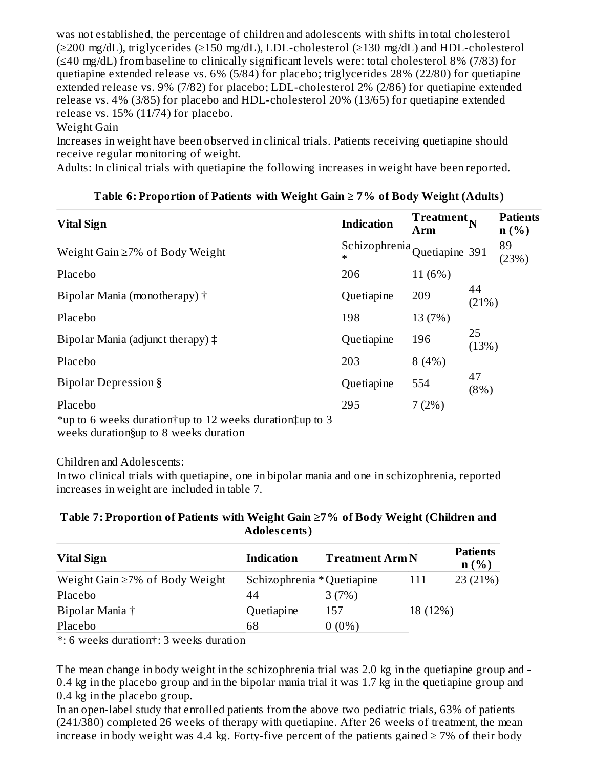was not established, the percentage of children and adolescents with shifts in total cholesterol (≥200 mg/dL), triglycerides (≥150 mg/dL), LDL-cholesterol (≥130 mg/dL) and HDL-cholesterol (≤40 mg/dL) from baseline to clinically significant levels were: total cholesterol 8% (7/83) for quetiapine extended release vs. 6% (5/84) for placebo; triglycerides 28% (22/80) for quetiapine extended release vs. 9% (7/82) for placebo; LDL-cholesterol 2% (2/86) for quetiapine extended release vs. 4% (3/85) for placebo and HDL-cholesterol 20% (13/65) for quetiapine extended release vs. 15% (11/74) for placebo.

Weight Gain

Increases in weight have been observed in clinical trials. Patients receiving quetiapine should receive regular monitoring of weight.

Adults: In clinical trials with quetiapine the following increases in weight have been reported.

**Table 6: Proportion of Patients with Weight Gain ≥ 7% of Body Weight (Adults)**

| Vital Sign | Indication | Treatment Arm | N | Patients n (%) |
|---|---|---|---|---|
| Weight Gain ≥7% of Body Weight | Schizophrenia * | Quetiapine | 391 | 89 (23%) |
| Placebo | 206 | 11 (6%) | | |
| Bipolar Mania (monotherapy) † | Quetiapine | 209 | 44 (21%) | |
| Placebo | 198 | 13 (7%) | | |
| Bipolar Mania (adjunct therapy) ‡ | Quetiapine | 196 | 25 (13%) | |
| Placebo | 203 | 8 (4%) | | |
| Bipolar Depression § | Quetiapine | 554 | 47 (8%) | |
| Placebo | 295 | 7 (2%) | | |

*up to 6 weeks duration†up to 12 weeks duration‡up to 3 weeks duration§up to 8 weeks duration

Children and Adolescents:

In two clinical trials with quetiapine, one in bipolar mania and one in schizophrenia, reported increases in weight are included in table 7.

**Table 7: Proportion of Patients with Weight Gain ≥7% of Body Weight (Children and Adolescents)**

| Vital Sign | Indication | Treatment Arm | N | Patients n (%) |
|---|---|---|---|---|
| Weight Gain ≥7% of Body Weight | Schizophrenia * | Quetiapine | 111 | 23 (21%) |
| Placebo | 44 | 3 (7%) | | |
| Bipolar Mania † | Quetiapine | 157 | 18 (12%) | |
| Placebo | 68 | 0 (0%) | | |

*: 6 weeks duration†: 3 weeks duration

The mean change in body weight in the schizophrenia trial was 2.0 kg in the quetiapine group and -0.4 kg in the placebo group and in the bipolar mania trial it was 1.7 kg in the quetiapine group and 0.4 kg in the placebo group.

In an open-label study that enrolled patients from the above two pediatric trials, 63% of patients (241/380) completed 26 weeks of therapy with quetiapine. After 26 weeks of treatment, the mean increase in body weight was 4.4 kg. Forty-five percent of the patients gained ≥ 7% of their body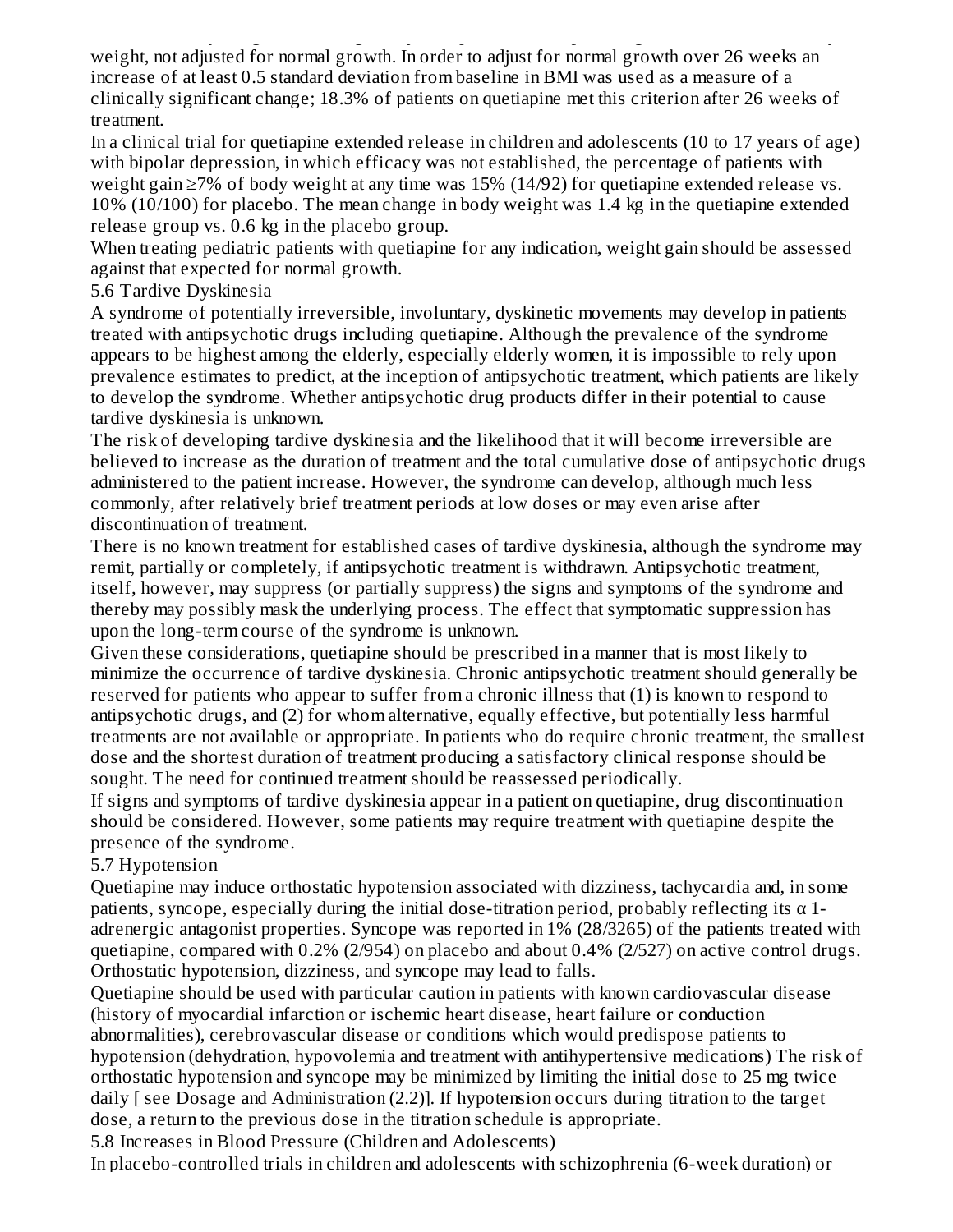weight, not adjusted for normal growth. In order to adjust for normal growth over 26 weeks an increase of at least 0.5 standard deviation from baseline in BMI was used as a measure of a clinically significant change; 18.3% of patients on quetiapine met this criterion after 26 weeks of treatment.

In a clinical trial for quetiapine extended release in children and adolescents (10 to 17 years of age) with bipolar depression, in which efficacy was not established, the percentage of patients with weight gain ≥7% of body weight at any time was 15% (14/92) for quetiapine extended release vs. 10% (10/100) for placebo. The mean change in body weight was 1.4 kg in the quetiapine extended release group vs. 0.6 kg in the placebo group.

When treating pediatric patients with quetiapine for any indication, weight gain should be assessed against that expected for normal growth.

## 5.6 Tardive Dyskinesia

A syndrome of potentially irreversible, involuntary, dyskinetic movements may develop in patients treated with antipsychotic drugs including quetiapine. Although the prevalence of the syndrome appears to be highest among the elderly, especially elderly women, it is impossible to rely upon prevalence estimates to predict, at the inception of antipsychotic treatment, which patients are likely to develop the syndrome. Whether antipsychotic drug products differ in their potential to cause tardive dyskinesia is unknown.

The risk of developing tardive dyskinesia and the likelihood that it will become irreversible are believed to increase as the duration of treatment and the total cumulative dose of antipsychotic drugs administered to the patient increase. However, the syndrome can develop, although much less commonly, after relatively brief treatment periods at low doses or may even arise after discontinuation of treatment.

There is no known treatment for established cases of tardive dyskinesia, although the syndrome may remit, partially or completely, if antipsychotic treatment is withdrawn. Antipsychotic treatment, itself, however, may suppress (or partially suppress) the signs and symptoms of the syndrome and thereby may possibly mask the underlying process. The effect that symptomatic suppression has upon the long-term course of the syndrome is unknown.

Given these considerations, quetiapine should be prescribed in a manner that is most likely to minimize the occurrence of tardive dyskinesia. Chronic antipsychotic treatment should generally be reserved for patients who appear to suffer from a chronic illness that (1) is known to respond to antipsychotic drugs, and (2) for whom alternative, equally effective, but potentially less harmful treatments are not available or appropriate. In patients who do require chronic treatment, the smallest dose and the shortest duration of treatment producing a satisfactory clinical response should be sought. The need for continued treatment should be reassessed periodically.

If signs and symptoms of tardive dyskinesia appear in a patient on quetiapine, drug discontinuation should be considered. However, some patients may require treatment with quetiapine despite the presence of the syndrome.

## 5.7 Hypotension

Quetiapine may induce orthostatic hypotension associated with dizziness, tachycardia and, in some patients, syncope, especially during the initial dose-titration period, probably reflecting its α 1-adrenergic antagonist properties. Syncope was reported in 1% (28/3265) of the patients treated with quetiapine, compared with 0.2% (2/954) on placebo and about 0.4% (2/527) on active control drugs. Orthostatic hypotension, dizziness, and syncope may lead to falls.

Quetiapine should be used with particular caution in patients with known cardiovascular disease (history of myocardial infarction or ischemic heart disease, heart failure or conduction abnormalities), cerebrovascular disease or conditions which would predispose patients to hypotension (dehydration, hypovolemia and treatment with antihypertensive medications) The risk of orthostatic hypotension and syncope may be minimized by limiting the initial dose to 25 mg twice daily [ see Dosage and Administration (2.2)]. If hypotension occurs during titration to the target dose, a return to the previous dose in the titration schedule is appropriate.

## 5.8 Increases in Blood Pressure (Children and Adolescents)

In placebo-controlled trials in children and adolescents with schizophrenia (6-week duration) or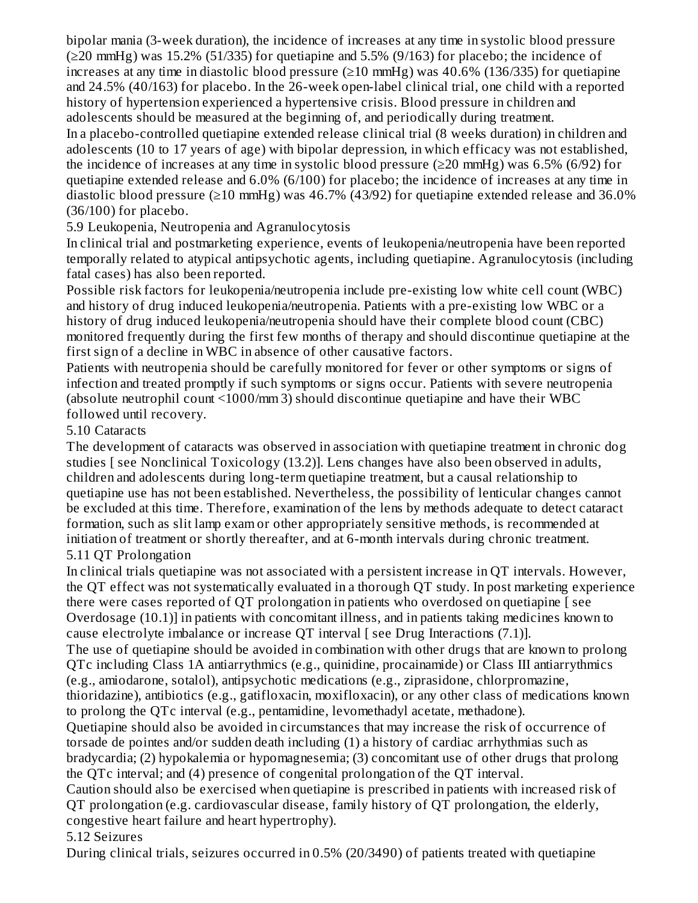bipolar mania (3-week duration), the incidence of increases at any time in systolic blood pressure (≥20 mmHg) was 15.2% (51/335) for quetiapine and 5.5% (9/163) for placebo; the incidence of increases at any time in diastolic blood pressure (≥10 mmHg) was 40.6% (136/335) for quetiapine and 24.5% (40/163) for placebo. In the 26-week open-label clinical trial, one child with a reported history of hypertension experienced a hypertensive crisis. Blood pressure in children and adolescents should be measured at the beginning of, and periodically during treatment.

In a placebo-controlled quetiapine extended release clinical trial (8 weeks duration) in children and adolescents (10 to 17 years of age) with bipolar depression, in which efficacy was not established, the incidence of increases at any time in systolic blood pressure (≥20 mmHg) was 6.5% (6/92) for quetiapine extended release and 6.0% (6/100) for placebo; the incidence of increases at any time in diastolic blood pressure (≥10 mmHg) was 46.7% (43/92) for quetiapine extended release and 36.0% (36/100) for placebo.

## 5.9 Leukopenia, Neutropenia and Agranulocytosis

In clinical trial and postmarketing experience, events of leukopenia/neutropenia have been reported temporally related to atypical antipsychotic agents, including quetiapine. Agranulocytosis (including fatal cases) has also been reported.

Possible risk factors for leukopenia/neutropenia include pre-existing low white cell count (WBC) and history of drug induced leukopenia/neutropenia. Patients with a pre-existing low WBC or a history of drug induced leukopenia/neutropenia should have their complete blood count (CBC) monitored frequently during the first few months of therapy and should discontinue quetiapine at the first sign of a decline in WBC in absence of other causative factors.

Patients with neutropenia should be carefully monitored for fever or other symptoms or signs of infection and treated promptly if such symptoms or signs occur. Patients with severe neutropenia (absolute neutrophil count <1000/mm 3) should discontinue quetiapine and have their WBC followed until recovery.

## 5.10 Cataracts

The development of cataracts was observed in association with quetiapine treatment in chronic dog studies [ see Nonclinical Toxicology (13.2)]. Lens changes have also been observed in adults, children and adolescents during long-term quetiapine treatment, but a causal relationship to quetiapine use has not been established. Nevertheless, the possibility of lenticular changes cannot be excluded at this time. Therefore, examination of the lens by methods adequate to detect cataract formation, such as slit lamp exam or other appropriately sensitive methods, is recommended at initiation of treatment or shortly thereafter, and at 6-month intervals during chronic treatment.

## 5.11 QT Prolongation

In clinical trials quetiapine was not associated with a persistent increase in QT intervals. However, the QT effect was not systematically evaluated in a thorough QT study. In post marketing experience there were cases reported of QT prolongation in patients who overdosed on quetiapine [ see Overdosage (10.1)] in patients with concomitant illness, and in patients taking medicines known to cause electrolyte imbalance or increase QT interval [ see Drug Interactions (7.1)].

The use of quetiapine should be avoided in combination with other drugs that are known to prolong QTc including Class 1A antiarrythmics (e.g., quinidine, procainamide) or Class III antiarrythmics (e.g., amiodarone, sotalol), antipsychotic medications (e.g., ziprasidone, chlorpromazine, thioridazine), antibiotics (e.g., gatifloxacin, moxifloxacin), or any other class of medications known to prolong the QTc interval (e.g., pentamidine, levomethadyl acetate, methadone).

Quetiapine should also be avoided in circumstances that may increase the risk of occurrence of torsade de pointes and/or sudden death including (1) a history of cardiac arrhythmias such as bradycardia; (2) hypokalemia or hypomagnesemia; (3) concomitant use of other drugs that prolong the QTc interval; and (4) presence of congenital prolongation of the QT interval.

Caution should also be exercised when quetiapine is prescribed in patients with increased risk of QT prolongation (e.g. cardiovascular disease, family history of QT prolongation, the elderly, congestive heart failure and heart hypertrophy).

## 5.12 Seizures

During clinical trials, seizures occurred in 0.5% (20/3490) of patients treated with quetiapine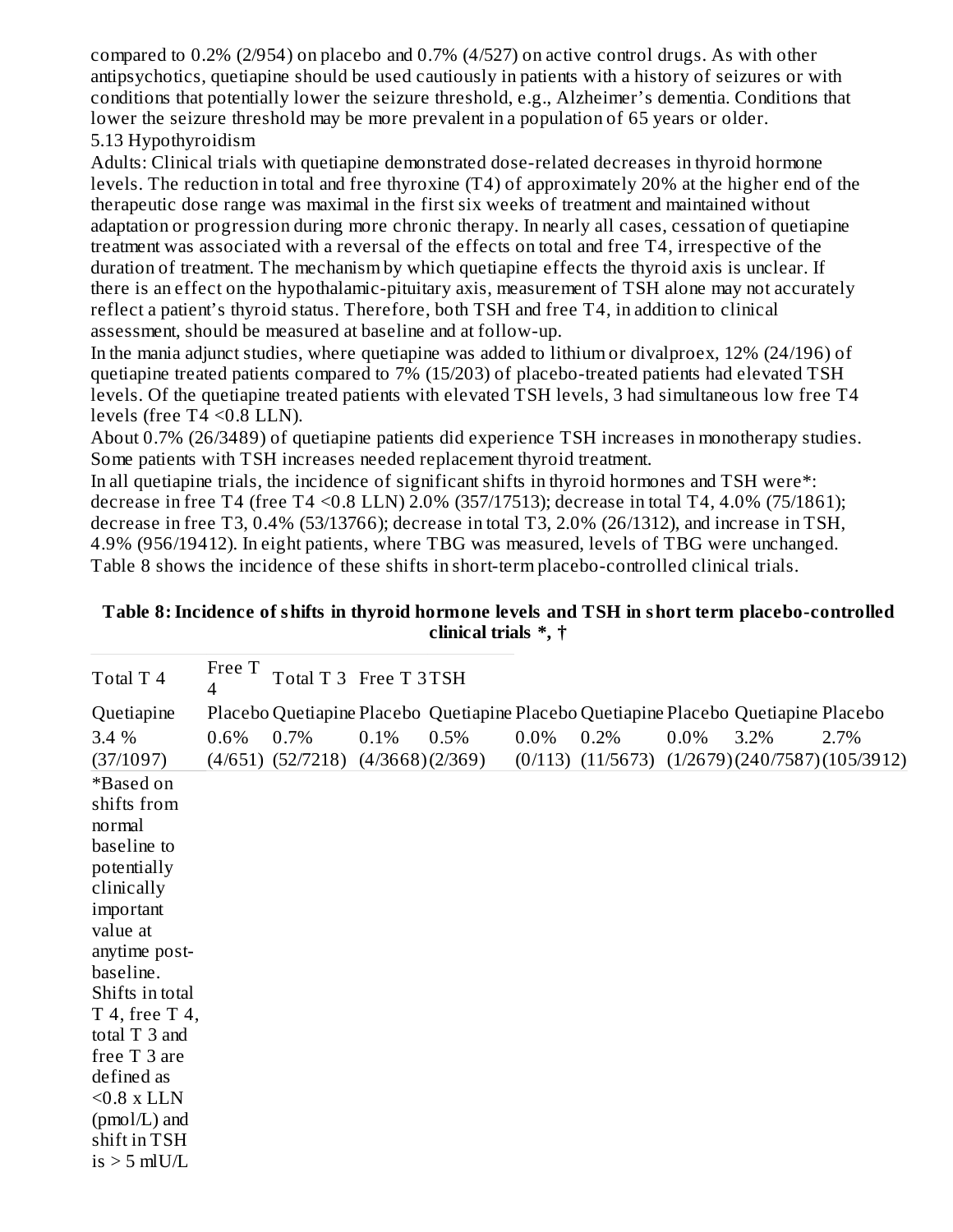compared to 0.2% (2/954) on placebo and 0.7% (4/527) on active control drugs. As with other antipsychotics, quetiapine should be used cautiously in patients with a history of seizures or with conditions that potentially lower the seizure threshold, e.g., Alzheimer's dementia. Conditions that lower the seizure threshold may be more prevalent in a population of 65 years or older.

### 5.13 Hypothyroidism

Adults: Clinical trials with quetiapine demonstrated dose-related decreases in thyroid hormone levels. The reduction in total and free thyroxine (T4) of approximately 20% at the higher end of the therapeutic dose range was maximal in the first six weeks of treatment and maintained without adaptation or progression during more chronic therapy. In nearly all cases, cessation of quetiapine treatment was associated with a reversal of the effects on total and free T4, irrespective of the duration of treatment. The mechanism by which quetiapine effects the thyroid axis is unclear. If there is an effect on the hypothalamic-pituitary axis, measurement of TSH alone may not accurately reflect a patient's thyroid status. Therefore, both TSH and free T4, in addition to clinical assessment, should be measured at baseline and at follow-up.

In the mania adjunct studies, where quetiapine was added to lithium or divalproex, 12% (24/196) of quetiapine treated patients compared to 7% (15/203) of placebo-treated patients had elevated TSH levels. Of the quetiapine treated patients with elevated TSH levels, 3 had simultaneous low free T4 levels (free T4 <0.8 LLN).

About 0.7% (26/3489) of quetiapine patients did experience TSH increases in monotherapy studies. Some patients with TSH increases needed replacement thyroid treatment.

In all quetiapine trials, the incidence of significant shifts in thyroid hormones and TSH were*: decrease in free T4 (free T4 <0.8 LLN) 2.0% (357/17513); decrease in total T4, 4.0% (75/1861); decrease in free T3, 0.4% (53/13766); decrease in total T3, 2.0% (26/1312), and increase in TSH, 4.9% (956/19412). In eight patients, where TBG was measured, levels of TBG were unchanged.

Table 8 shows the incidence of these shifts in short-term placebo-controlled clinical trials.

**Table 8: Incidence of shifts in thyroid hormone levels and TSH in short term placebo-controlled clinical trials *, †**

| Total T 4 | | Free T 4 | | Total T 3 | | Free T 3 | | TSH | |
|---|---|---|---|---|---|---|---|---|---|
| Quetiapine | Placebo | Quetiapine | Placebo | Quetiapine | Placebo | Quetiapine | Placebo | Quetiapine | Placebo |
| 3.4 % (37/1097) | 0.6% (4/651) | 0.7% (52/7218) | 0.1% (4/3668) | 0.5% (2/369) | 0.0% (0/113) | 0.2% (11/5673) | 0.0% (1/2679) | 3.2% (240/7587) | 2.7% (105/3912) |

*Based on shifts from normal baseline to potentially clinically important value at anytime post-baseline. Shifts in total T 4, free T 4, total T 3 and free T 3 are defined as <0.8 x LLN (pmol/L) and shift in TSH is > 5 mIU/L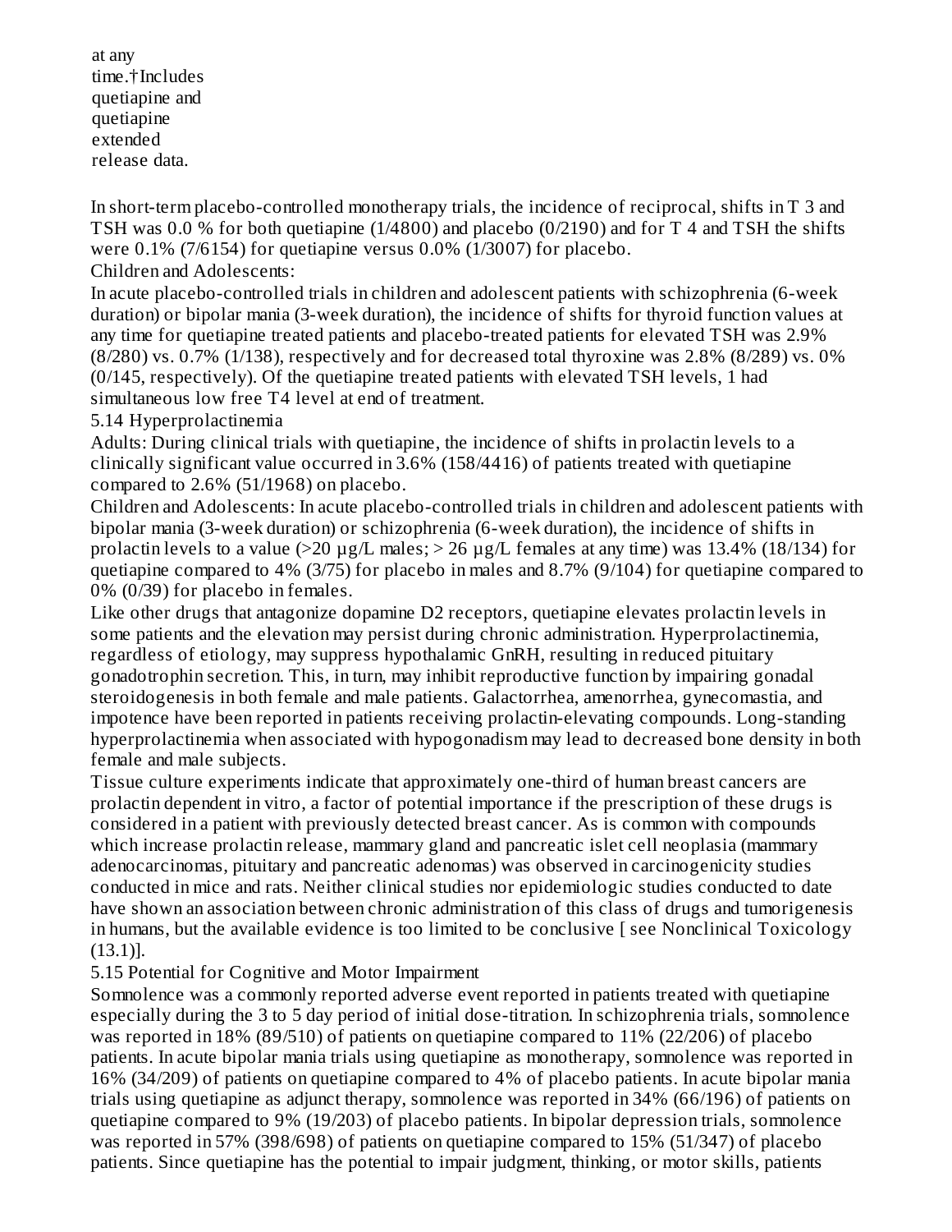at any time.†Includes quetiapine and quetiapine extended release data.

In short-term placebo-controlled monotherapy trials, the incidence of reciprocal, shifts in T 3 and TSH was 0.0 % for both quetiapine (1/4800) and placebo (0/2190) and for T 4 and TSH the shifts were 0.1% (7/6154) for quetiapine versus 0.0% (1/3007) for placebo.

Children and Adolescents:

In acute placebo-controlled trials in children and adolescent patients with schizophrenia (6-week duration) or bipolar mania (3-week duration), the incidence of shifts for thyroid function values at any time for quetiapine treated patients and placebo-treated patients for elevated TSH was 2.9% (8/280) vs. 0.7% (1/138), respectively and for decreased total thyroxine was 2.8% (8/289) vs. 0% (0/145, respectively). Of the quetiapine treated patients with elevated TSH levels, 1 had simultaneous low free T4 level at end of treatment.

5.14 Hyperprolactinemia

Adults: During clinical trials with quetiapine, the incidence of shifts in prolactin levels to a clinically significant value occurred in 3.6% (158/4416) of patients treated with quetiapine compared to 2.6% (51/1968) on placebo.

Children and Adolescents: In acute placebo-controlled trials in children and adolescent patients with bipolar mania (3-week duration) or schizophrenia (6-week duration), the incidence of shifts in prolactin levels to a value (>20 µg/L males; > 26 µg/L females at any time) was 13.4% (18/134) for quetiapine compared to 4% (3/75) for placebo in males and 8.7% (9/104) for quetiapine compared to 0% (0/39) for placebo in females.

Like other drugs that antagonize dopamine D2 receptors, quetiapine elevates prolactin levels in some patients and the elevation may persist during chronic administration. Hyperprolactinemia, regardless of etiology, may suppress hypothalamic GnRH, resulting in reduced pituitary gonadotrophin secretion. This, in turn, may inhibit reproductive function by impairing gonadal steroidogenesis in both female and male patients. Galactorrhea, amenorrhea, gynecomastia, and impotence have been reported in patients receiving prolactin-elevating compounds. Long-standing hyperprolactinemia when associated with hypogonadism may lead to decreased bone density in both female and male subjects.

Tissue culture experiments indicate that approximately one-third of human breast cancers are prolactin dependent in vitro, a factor of potential importance if the prescription of these drugs is considered in a patient with previously detected breast cancer. As is common with compounds which increase prolactin release, mammary gland and pancreatic islet cell neoplasia (mammary adenocarcinomas, pituitary and pancreatic adenomas) was observed in carcinogenicity studies conducted in mice and rats. Neither clinical studies nor epidemiologic studies conducted to date have shown an association between chronic administration of this class of drugs and tumorigenesis in humans, but the available evidence is too limited to be conclusive [ see Nonclinical Toxicology (13.1)].

5.15 Potential for Cognitive and Motor Impairment

Somnolence was a commonly reported adverse event reported in patients treated with quetiapine especially during the 3 to 5 day period of initial dose-titration. In schizophrenia trials, somnolence was reported in 18% (89/510) of patients on quetiapine compared to 11% (22/206) of placebo patients. In acute bipolar mania trials using quetiapine as monotherapy, somnolence was reported in 16% (34/209) of patients on quetiapine compared to 4% of placebo patients. In acute bipolar mania trials using quetiapine as adjunct therapy, somnolence was reported in 34% (66/196) of patients on quetiapine compared to 9% (19/203) of placebo patients. In bipolar depression trials, somnolence was reported in 57% (398/698) of patients on quetiapine compared to 15% (51/347) of placebo patients. Since quetiapine has the potential to impair judgment, thinking, or motor skills, patients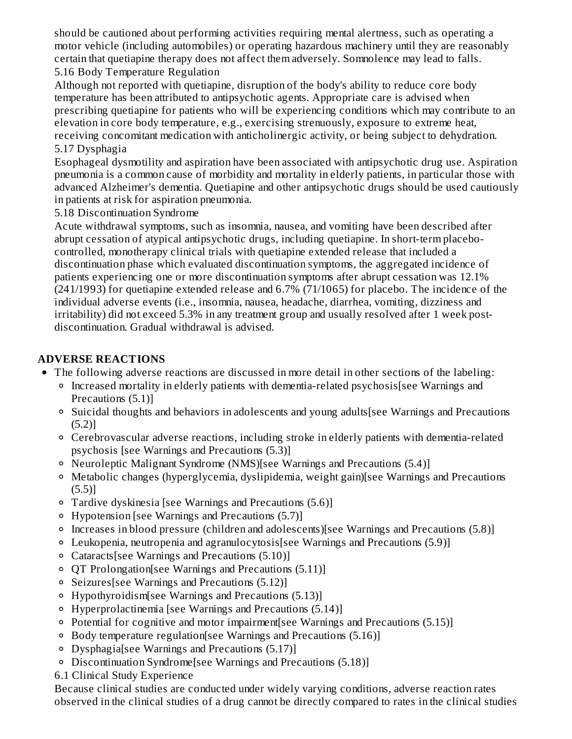should be cautioned about performing activities requiring mental alertness, such as operating a motor vehicle (including automobiles) or operating hazardous machinery until they are reasonably certain that quetiapine therapy does not affect them adversely. Somnolence may lead to falls.

### 5.16 Body Temperature Regulation

Although not reported with quetiapine, disruption of the body's ability to reduce core body temperature has been attributed to antipsychotic agents. Appropriate care is advised when prescribing quetiapine for patients who will be experiencing conditions which may contribute to an elevation in core body temperature, e.g., exercising strenuously, exposure to extreme heat, receiving concomitant medication with anticholinergic activity, or being subject to dehydration.

### 5.17 Dysphagia

Esophageal dysmotility and aspiration have been associated with antipsychotic drug use. Aspiration pneumonia is a common cause of morbidity and mortality in elderly patients, in particular those with advanced Alzheimer's dementia. Quetiapine and other antipsychotic drugs should be used cautiously in patients at risk for aspiration pneumonia.

### 5.18 Discontinuation Syndrome

Acute withdrawal symptoms, such as insomnia, nausea, and vomiting have been described after abrupt cessation of atypical antipsychotic drugs, including quetiapine. In short-term placebo-controlled, monotherapy clinical trials with quetiapine extended release that included a discontinuation phase which evaluated discontinuation symptoms, the aggregated incidence of patients experiencing one or more discontinuation symptoms after abrupt cessation was 12.1% (241/1993) for quetiapine extended release and 6.7% (71/1065) for placebo. The incidence of the individual adverse events (i.e., insomnia, nausea, headache, diarrhea, vomiting, dizziness and irritability) did not exceed 5.3% in any treatment group and usually resolved after 1 week post-discontinuation. Gradual withdrawal is advised.

## ADVERSE REACTIONS

- The following adverse reactions are discussed in more detail in other sections of the labeling:
  - Increased mortality in elderly patients with dementia-related psychosis[see Warnings and Precautions (5.1)]
  - Suicidal thoughts and behaviors in adolescents and young adults[see Warnings and Precautions (5.2)]
  - Cerebrovascular adverse reactions, including stroke in elderly patients with dementia-related psychosis [see Warnings and Precautions (5.3)]
  - Neuroleptic Malignant Syndrome (NMS)[see Warnings and Precautions (5.4)]
  - Metabolic changes (hyperglycemia, dyslipidemia, weight gain)[see Warnings and Precautions (5.5)]
  - Tardive dyskinesia [see Warnings and Precautions (5.6)]
  - Hypotension [see Warnings and Precautions (5.7)]
  - Increases in blood pressure (children and adolescents)[see Warnings and Precautions (5.8)]
  - Leukopenia, neutropenia and agranulocytosis[see Warnings and Precautions (5.9)]
  - Cataracts[see Warnings and Precautions (5.10)]
  - QT Prolongation[see Warnings and Precautions (5.11)]
  - Seizures[see Warnings and Precautions (5.12)]
  - Hypothyroidism[see Warnings and Precautions (5.13)]
  - Hyperprolactinemia [see Warnings and Precautions (5.14)]
  - Potential for cognitive and motor impairment[see Warnings and Precautions (5.15)]
  - Body temperature regulation[see Warnings and Precautions (5.16)]
  - Dysphagia[see Warnings and Precautions (5.17)]
  - Discontinuation Syndrome[see Warnings and Precautions (5.18)]

### 6.1 Clinical Study Experience

Because clinical studies are conducted under widely varying conditions, adverse reaction rates observed in the clinical studies of a drug cannot be directly compared to rates in the clinical studies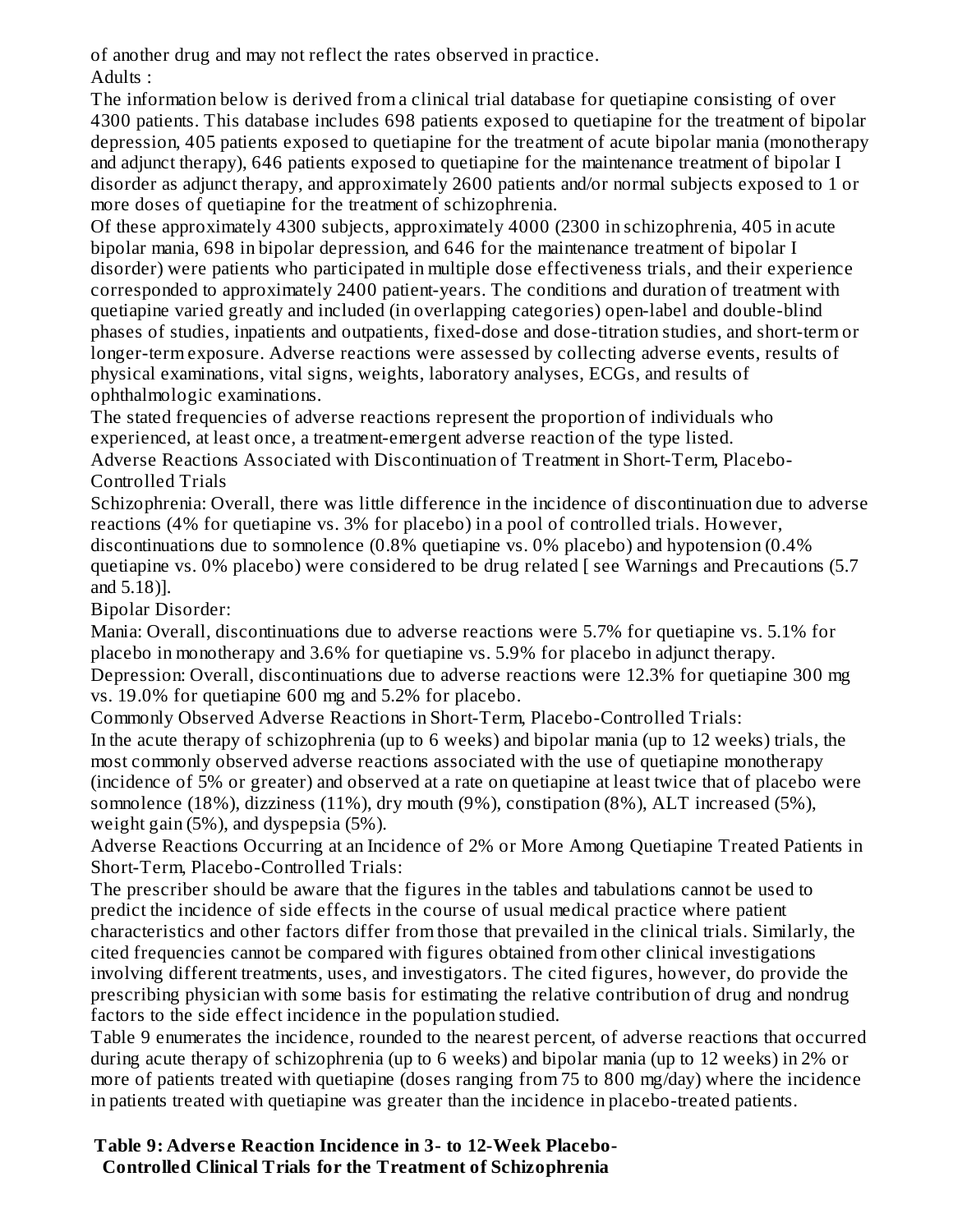of another drug and may not reflect the rates observed in practice.

Adults :

The information below is derived from a clinical trial database for quetiapine consisting of over 4300 patients. This database includes 698 patients exposed to quetiapine for the treatment of bipolar depression, 405 patients exposed to quetiapine for the treatment of acute bipolar mania (monotherapy and adjunct therapy), 646 patients exposed to quetiapine for the maintenance treatment of bipolar I disorder as adjunct therapy, and approximately 2600 patients and/or normal subjects exposed to 1 or more doses of quetiapine for the treatment of schizophrenia.

Of these approximately 4300 subjects, approximately 4000 (2300 in schizophrenia, 405 in acute bipolar mania, 698 in bipolar depression, and 646 for the maintenance treatment of bipolar I disorder) were patients who participated in multiple dose effectiveness trials, and their experience corresponded to approximately 2400 patient-years. The conditions and duration of treatment with quetiapine varied greatly and included (in overlapping categories) open-label and double-blind phases of studies, inpatients and outpatients, fixed-dose and dose-titration studies, and short-term or longer-term exposure. Adverse reactions were assessed by collecting adverse events, results of physical examinations, vital signs, weights, laboratory analyses, ECGs, and results of ophthalmologic examinations.

The stated frequencies of adverse reactions represent the proportion of individuals who experienced, at least once, a treatment-emergent adverse reaction of the type listed.

Adverse Reactions Associated with Discontinuation of Treatment in Short-Term, Placebo-Controlled Trials

Schizophrenia: Overall, there was little difference in the incidence of discontinuation due to adverse reactions (4% for quetiapine vs. 3% for placebo) in a pool of controlled trials. However, discontinuations due to somnolence (0.8% quetiapine vs. 0% placebo) and hypotension (0.4% quetiapine vs. 0% placebo) were considered to be drug related [ see Warnings and Precautions (5.7 and 5.18)].

Bipolar Disorder:

Mania: Overall, discontinuations due to adverse reactions were 5.7% for quetiapine vs. 5.1% for placebo in monotherapy and 3.6% for quetiapine vs. 5.9% for placebo in adjunct therapy.

Depression: Overall, discontinuations due to adverse reactions were 12.3% for quetiapine 300 mg vs. 19.0% for quetiapine 600 mg and 5.2% for placebo.

Commonly Observed Adverse Reactions in Short-Term, Placebo-Controlled Trials:

In the acute therapy of schizophrenia (up to 6 weeks) and bipolar mania (up to 12 weeks) trials, the most commonly observed adverse reactions associated with the use of quetiapine monotherapy (incidence of 5% or greater) and observed at a rate on quetiapine at least twice that of placebo were somnolence (18%), dizziness (11%), dry mouth (9%), constipation (8%), ALT increased (5%), weight gain (5%), and dyspepsia (5%).

Adverse Reactions Occurring at an Incidence of 2% or More Among Quetiapine Treated Patients in Short-Term, Placebo-Controlled Trials:

The prescriber should be aware that the figures in the tables and tabulations cannot be used to predict the incidence of side effects in the course of usual medical practice where patient characteristics and other factors differ from those that prevailed in the clinical trials. Similarly, the cited frequencies cannot be compared with figures obtained from other clinical investigations involving different treatments, uses, and investigators. The cited figures, however, do provide the prescribing physician with some basis for estimating the relative contribution of drug and nondrug factors to the side effect incidence in the population studied.

Table 9 enumerates the incidence, rounded to the nearest percent, of adverse reactions that occurred during acute therapy of schizophrenia (up to 6 weeks) and bipolar mania (up to 12 weeks) in 2% or more of patients treated with quetiapine (doses ranging from 75 to 800 mg/day) where the incidence in patients treated with quetiapine was greater than the incidence in placebo-treated patients.

**Table 9: Adverse Reaction Incidence in 3- to 12-Week Placebo-Controlled Clinical Trials for the Treatment of Schizophrenia**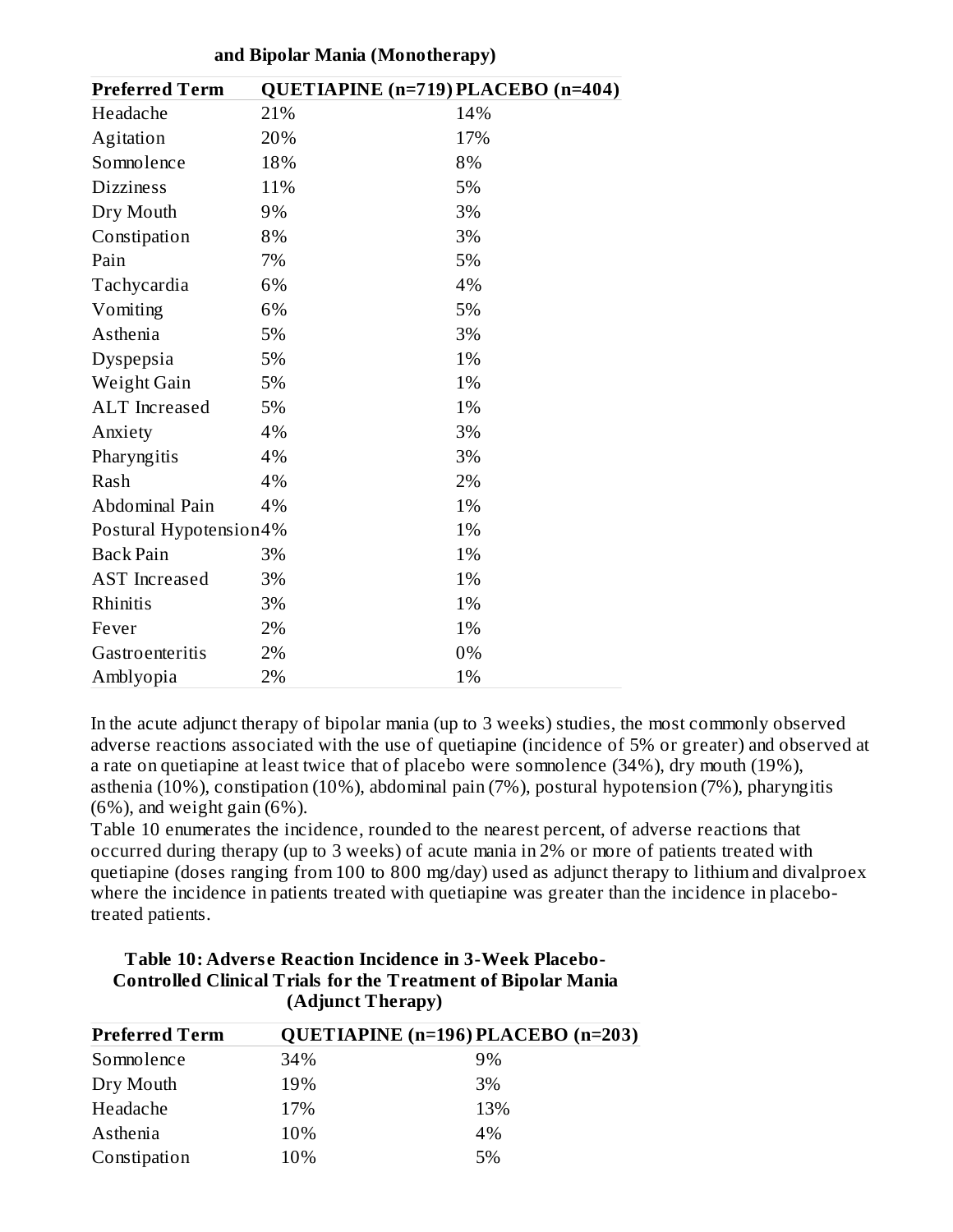**and Bipolar Mania (Monotherapy)**

| Preferred Term | QUETIAPINE (n=719) | PLACEBO (n=404) |
|---|---|---|
| Headache | 21% | 14% |
| Agitation | 20% | 17% |
| Somnolence | 18% | 8% |
| Dizziness | 11% | 5% |
| Dry Mouth | 9% | 3% |
| Constipation | 8% | 3% |
| Pain | 7% | 5% |
| Tachycardia | 6% | 4% |
| Vomiting | 6% | 5% |
| Asthenia | 5% | 3% |
| Dyspepsia | 5% | 1% |
| Weight Gain | 5% | 1% |
| ALT Increased | 5% | 1% |
| Anxiety | 4% | 3% |
| Pharyngitis | 4% | 3% |
| Rash | 4% | 2% |
| Abdominal Pain | 4% | 1% |
| Postural Hypotension | 4% | 1% |
| Back Pain | 3% | 1% |
| AST Increased | 3% | 1% |
| Rhinitis | 3% | 1% |
| Fever | 2% | 1% |
| Gastroenteritis | 2% | 0% |
| Amblyopia | 2% | 1% |

In the acute adjunct therapy of bipolar mania (up to 3 weeks) studies, the most commonly observed adverse reactions associated with the use of quetiapine (incidence of 5% or greater) and observed at a rate on quetiapine at least twice that of placebo were somnolence (34%), dry mouth (19%), asthenia (10%), constipation (10%), abdominal pain (7%), postural hypotension (7%), pharyngitis (6%), and weight gain (6%).

Table 10 enumerates the incidence, rounded to the nearest percent, of adverse reactions that occurred during therapy (up to 3 weeks) of acute mania in 2% or more of patients treated with quetiapine (doses ranging from 100 to 800 mg/day) used as adjunct therapy to lithium and divalproex where the incidence in patients treated with quetiapine was greater than the incidence in placebo-treated patients.

**Table 10: Adverse Reaction Incidence in 3-Week Placebo-Controlled Clinical Trials for the Treatment of Bipolar Mania (Adjunct Therapy)**

| Preferred Term | QUETIAPINE (n=196) | PLACEBO (n=203) |
|---|---|---|
| Somnolence | 34% | 9% |
| Dry Mouth | 19% | 3% |
| Headache | 17% | 13% |
| Asthenia | 10% | 4% |
| Constipation | 10% | 5% |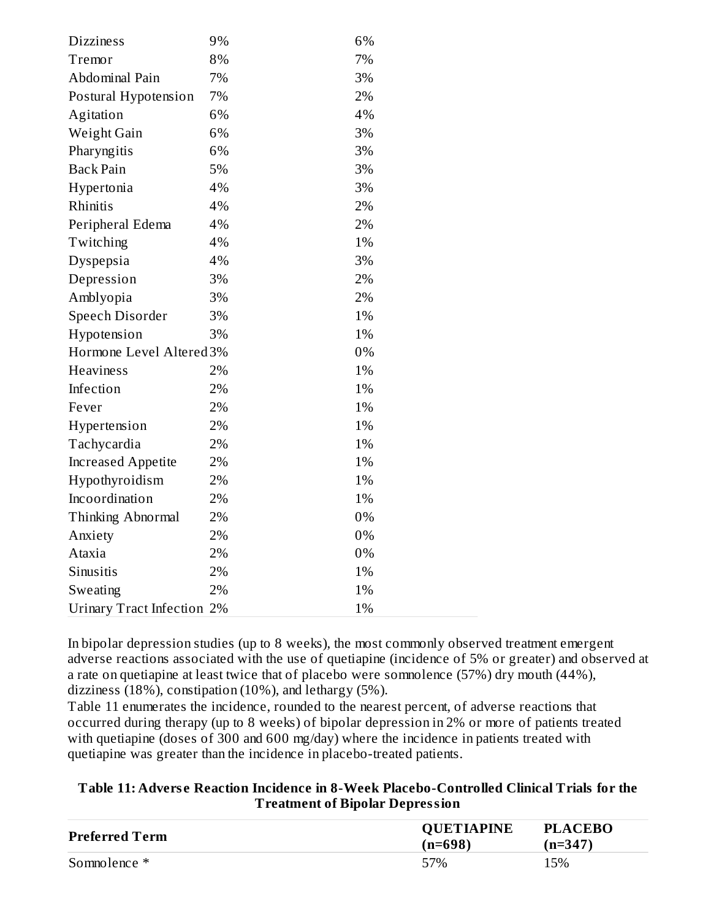| | | |
|---|---|---|
| Dizziness | 9% | 6% |
| Tremor | 8% | 7% |
| Abdominal Pain | 7% | 3% |
| Postural Hypotension | 7% | 2% |
| Agitation | 6% | 4% |
| Weight Gain | 6% | 3% |
| Pharyngitis | 6% | 3% |
| Back Pain | 5% | 3% |
| Hypertonia | 4% | 3% |
| Rhinitis | 4% | 2% |
| Peripheral Edema | 4% | 2% |
| Twitching | 4% | 1% |
| Dyspepsia | 4% | 3% |
| Depression | 3% | 2% |
| Amblyopia | 3% | 2% |
| Speech Disorder | 3% | 1% |
| Hypotension | 3% | 1% |
| Hormone Level Altered | 3% | 0% |
| Heaviness | 2% | 1% |
| Infection | 2% | 1% |
| Fever | 2% | 1% |
| Hypertension | 2% | 1% |
| Tachycardia | 2% | 1% |
| Increased Appetite | 2% | 1% |
| Hypothyroidism | 2% | 1% |
| Incoordination | 2% | 1% |
| Thinking Abnormal | 2% | 0% |
| Anxiety | 2% | 0% |
| Ataxia | 2% | 0% |
| Sinusitis | 2% | 1% |
| Sweating | 2% | 1% |
| Urinary Tract Infection | 2% | 1% |

In bipolar depression studies (up to 8 weeks), the most commonly observed treatment emergent adverse reactions associated with the use of quetiapine (incidence of 5% or greater) and observed at a rate on quetiapine at least twice that of placebo were somnolence (57%) dry mouth (44%), dizziness (18%), constipation (10%), and lethargy (5%).

Table 11 enumerates the incidence, rounded to the nearest percent, of adverse reactions that occurred during therapy (up to 8 weeks) of bipolar depression in 2% or more of patients treated with quetiapine (doses of 300 and 600 mg/day) where the incidence in patients treated with quetiapine was greater than the incidence in placebo-treated patients.

**Table 11: Adverse Reaction Incidence in 8-Week Placebo-Controlled Clinical Trials for the Treatment of Bipolar Depression**

| Preferred Term | QUETIAPINE (n=698) | PLACEBO (n=347) |
|---|---|---|
| Somnolence * | 57% | 15% |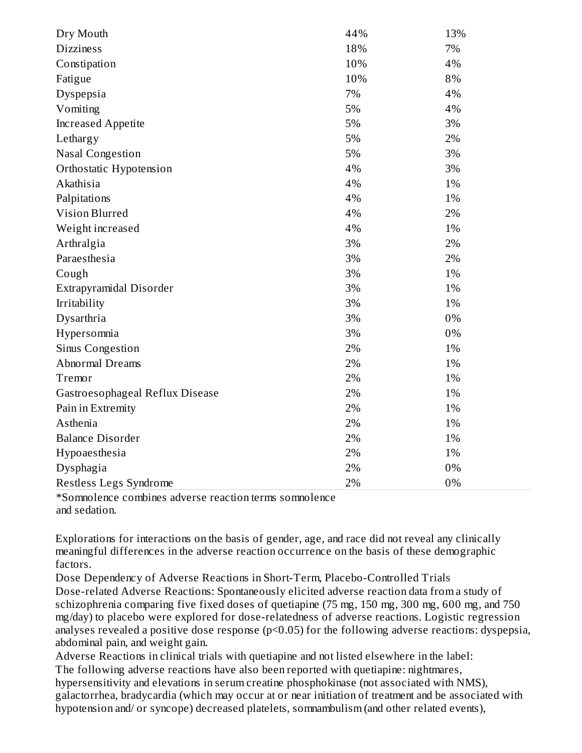| | | |
|---|---|---|
| Dry Mouth | 44% | 13% |
| Dizziness | 18% | 7% |
| Constipation | 10% | 4% |
| Fatigue | 10% | 8% |
| Dyspepsia | 7% | 4% |
| Vomiting | 5% | 4% |
| Increased Appetite | 5% | 3% |
| Lethargy | 5% | 2% |
| Nasal Congestion | 5% | 3% |
| Orthostatic Hypotension | 4% | 3% |
| Akathisia | 4% | 1% |
| Palpitations | 4% | 1% |
| Vision Blurred | 4% | 2% |
| Weight increased | 4% | 1% |
| Arthralgia | 3% | 2% |
| Paraesthesia | 3% | 2% |
| Cough | 3% | 1% |
| Extrapyramidal Disorder | 3% | 1% |
| Irritability | 3% | 1% |
| Dysarthria | 3% | 0% |
| Hypersomnia | 3% | 0% |
| Sinus Congestion | 2% | 1% |
| Abnormal Dreams | 2% | 1% |
| Tremor | 2% | 1% |
| Gastroesophageal Reflux Disease | 2% | 1% |
| Pain in Extremity | 2% | 1% |
| Asthenia | 2% | 1% |
| Balance Disorder | 2% | 1% |
| Hypoaesthesia | 2% | 1% |
| Dysphagia | 2% | 0% |
| Restless Legs Syndrome | 2% | 0% |

*Somnolence combines adverse reaction terms somnolence and sedation.

Explorations for interactions on the basis of gender, age, and race did not reveal any clinically meaningful differences in the adverse reaction occurrence on the basis of these demographic factors.

Dose Dependency of Adverse Reactions in Short-Term, Placebo-Controlled Trials

Dose-related Adverse Reactions: Spontaneously elicited adverse reaction data from a study of schizophrenia comparing five fixed doses of quetiapine (75 mg, 150 mg, 300 mg, 600 mg, and 750 mg/day) to placebo were explored for dose-relatedness of adverse reactions. Logistic regression analyses revealed a positive dose response ($p<0.05$) for the following adverse reactions: dyspepsia, abdominal pain, and weight gain.

Adverse Reactions in clinical trials with quetiapine and not listed elsewhere in the label:

The following adverse reactions have also been reported with quetiapine: nightmares, hypersensitivity and elevations in serum creatine phosphokinase (not associated with NMS), galactorrhea, bradycardia (which may occur at or near initiation of treatment and be associated with hypotension and/ or syncope) decreased platelets, somnambulism (and other related events),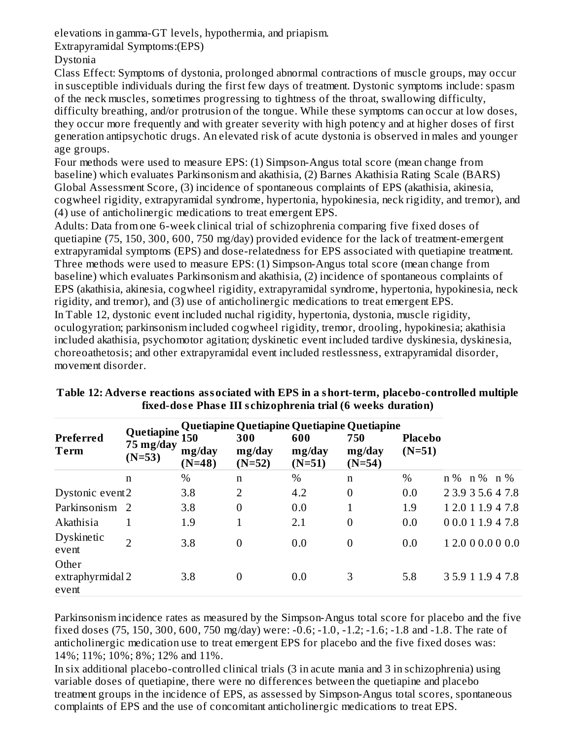elevations in gamma-GT levels, hypothermia, and priapism.

Extrapyramidal Symptoms:(EPS)

Dystonia

Class Effect: Symptoms of dystonia, prolonged abnormal contractions of muscle groups, may occur in susceptible individuals during the first few days of treatment. Dystonic symptoms include: spasm of the neck muscles, sometimes progressing to tightness of the throat, swallowing difficulty, difficulty breathing, and/or protrusion of the tongue. While these symptoms can occur at low doses, they occur more frequently and with greater severity with high potency and at higher doses of first generation antipsychotic drugs. An elevated risk of acute dystonia is observed in males and younger age groups.

Four methods were used to measure EPS: (1) Simpson-Angus total score (mean change from baseline) which evaluates Parkinsonism and akathisia, (2) Barnes Akathisia Rating Scale (BARS) Global Assessment Score, (3) incidence of spontaneous complaints of EPS (akathisia, akinesia, cogwheel rigidity, extrapyramidal syndrome, hypertonia, hypokinesia, neck rigidity, and tremor), and (4) use of anticholinergic medications to treat emergent EPS.

Adults: Data from one 6-week clinical trial of schizophrenia comparing five fixed doses of quetiapine (75, 150, 300, 600, 750 mg/day) provided evidence for the lack of treatment-emergent extrapyramidal symptoms (EPS) and dose-relatedness for EPS associated with quetiapine treatment. Three methods were used to measure EPS: (1) Simpson-Angus total score (mean change from baseline) which evaluates Parkinsonism and akathisia, (2) incidence of spontaneous complaints of EPS (akathisia, akinesia, cogwheel rigidity, extrapyramidal syndrome, hypertonia, hypokinesia, neck rigidity, and tremor), and (3) use of anticholinergic medications to treat emergent EPS.

In Table 12, dystonic event included nuchal rigidity, hypertonia, dystonia, muscle rigidity, oculogyration; parkinsonism included cogwheel rigidity, tremor, drooling, hypokinesia; akathisia included akathisia, psychomotor agitation; dyskinetic event included tardive dyskinesia, dyskinesia, choreoathetosis; and other extrapyramidal event included restlessness, extrapyramidal disorder, movement disorder.

**Table 12: Adverse reactions associated with EPS in a short-term, placebo-controlled multiple fixed-dose Phase III schizophrenia trial (6 weeks duration)**

| Preferred Term | Quetiapine 75 mg/day (N=53) | Quetiapine 150 mg/day (N=48) | Quetiapine 300 mg/day (N=52) | Quetiapine 600 mg/day (N=51) | Quetiapine 750 mg/day (N=54) | Placebo (N=51) | |
|---|---|---|---|---|---|---|---|
| | n | % | n | % | n | % | n % n % n % |
| Dystonic event | 2 | 3.8 | 2 | 4.2 | 0 | 0.0 | 2 3.9 3 5.6 4 7.8 |
| Parkinsonism | 2 | 3.8 | 0 | 0.0 | 1 | 1.9 | 1 2.0 1 1.9 4 7.8 |
| Akathisia | 1 | 1.9 | 1 | 2.1 | 0 | 0.0 | 0 0.0 1 1.9 4 7.8 |
| Dyskinetic event | 2 | 3.8 | 0 | 0.0 | 0 | 0.0 | 1 2.0 0 0.0 0 0.0 |
| Other extraphyrmidal event | 2 | 3.8 | 0 | 0.0 | 3 | 5.8 | 3 5.9 1 1.9 4 7.8 |

Parkinsonism incidence rates as measured by the Simpson-Angus total score for placebo and the five fixed doses (75, 150, 300, 600, 750 mg/day) were: -0.6; -1.0, -1.2; -1.6; -1.8 and -1.8. The rate of anticholinergic medication use to treat emergent EPS for placebo and the five fixed doses was: 14%; 11%; 10%; 8%; 12% and 11%.

In six additional placebo-controlled clinical trials (3 in acute mania and 3 in schizophrenia) using variable doses of quetiapine, there were no differences between the quetiapine and placebo treatment groups in the incidence of EPS, as assessed by Simpson-Angus total scores, spontaneous complaints of EPS and the use of concomitant anticholinergic medications to treat EPS.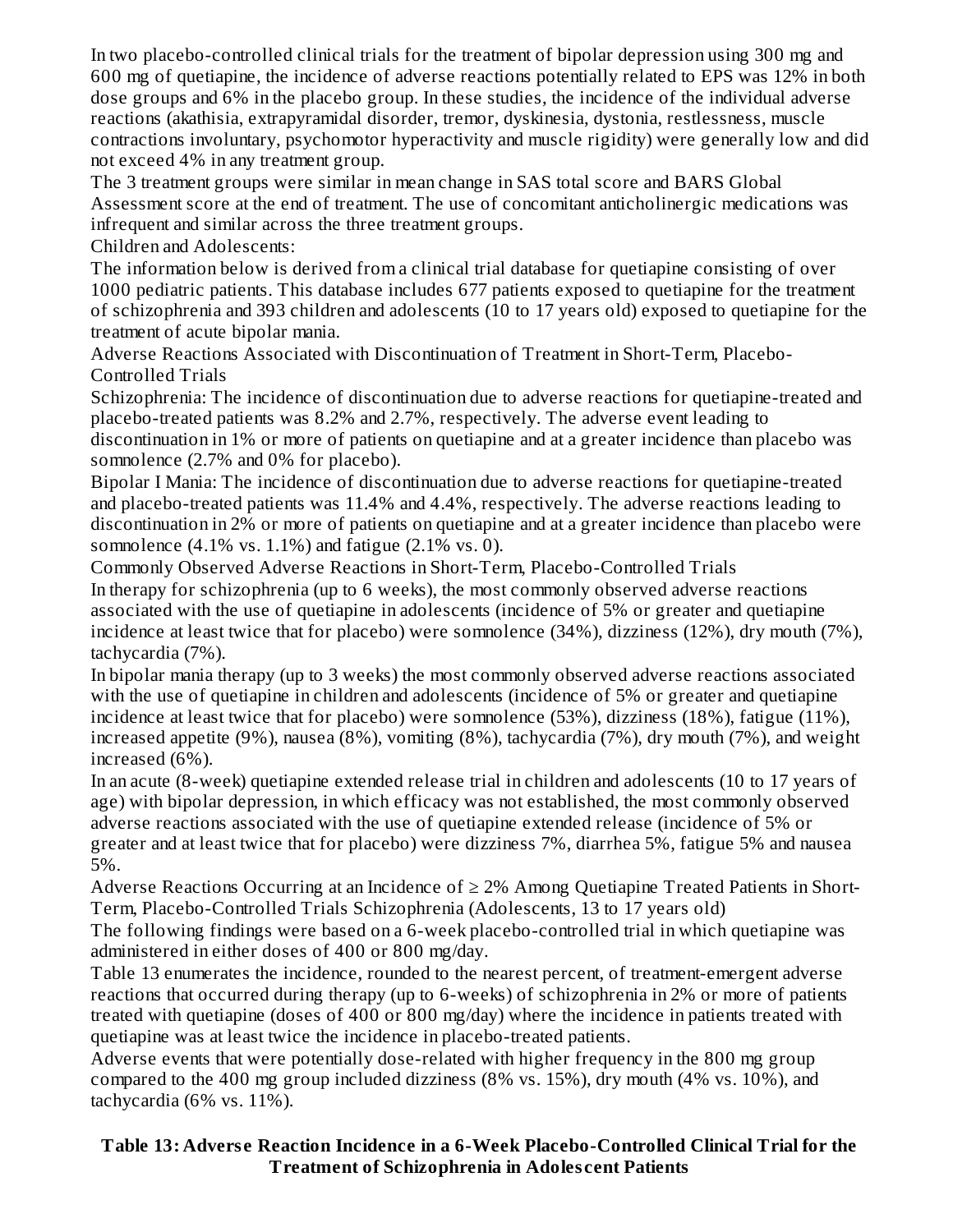In two placebo-controlled clinical trials for the treatment of bipolar depression using 300 mg and 600 mg of quetiapine, the incidence of adverse reactions potentially related to EPS was 12% in both dose groups and 6% in the placebo group. In these studies, the incidence of the individual adverse reactions (akathisia, extrapyramidal disorder, tremor, dyskinesia, dystonia, restlessness, muscle contractions involuntary, psychomotor hyperactivity and muscle rigidity) were generally low and did not exceed 4% in any treatment group.

The 3 treatment groups were similar in mean change in SAS total score and BARS Global Assessment score at the end of treatment. The use of concomitant anticholinergic medications was infrequent and similar across the three treatment groups.

Children and Adolescents:

The information below is derived from a clinical trial database for quetiapine consisting of over 1000 pediatric patients. This database includes 677 patients exposed to quetiapine for the treatment of schizophrenia and 393 children and adolescents (10 to 17 years old) exposed to quetiapine for the treatment of acute bipolar mania.

Adverse Reactions Associated with Discontinuation of Treatment in Short-Term, Placebo-Controlled Trials

Schizophrenia: The incidence of discontinuation due to adverse reactions for quetiapine-treated and placebo-treated patients was 8.2% and 2.7%, respectively. The adverse event leading to discontinuation in 1% or more of patients on quetiapine and at a greater incidence than placebo was somnolence (2.7% and 0% for placebo).

Bipolar I Mania: The incidence of discontinuation due to adverse reactions for quetiapine-treated and placebo-treated patients was 11.4% and 4.4%, respectively. The adverse reactions leading to discontinuation in 2% or more of patients on quetiapine and at a greater incidence than placebo were somnolence (4.1% vs. 1.1%) and fatigue (2.1% vs. 0).

Commonly Observed Adverse Reactions in Short-Term, Placebo-Controlled Trials

In therapy for schizophrenia (up to 6 weeks), the most commonly observed adverse reactions associated with the use of quetiapine in adolescents (incidence of 5% or greater and quetiapine incidence at least twice that for placebo) were somnolence (34%), dizziness (12%), dry mouth (7%), tachycardia (7%).

In bipolar mania therapy (up to 3 weeks) the most commonly observed adverse reactions associated with the use of quetiapine in children and adolescents (incidence of 5% or greater and quetiapine incidence at least twice that for placebo) were somnolence (53%), dizziness (18%), fatigue (11%), increased appetite (9%), nausea (8%), vomiting (8%), tachycardia (7%), dry mouth (7%), and weight increased (6%).

In an acute (8-week) quetiapine extended release trial in children and adolescents (10 to 17 years of age) with bipolar depression, in which efficacy was not established, the most commonly observed adverse reactions associated with the use of quetiapine extended release (incidence of 5% or greater and at least twice that for placebo) were dizziness 7%, diarrhea 5%, fatigue 5% and nausea 5%.

Adverse Reactions Occurring at an Incidence of ≥ 2% Among Quetiapine Treated Patients in Short-Term, Placebo-Controlled Trials Schizophrenia (Adolescents, 13 to 17 years old)

The following findings were based on a 6-week placebo-controlled trial in which quetiapine was administered in either doses of 400 or 800 mg/day.

Table 13 enumerates the incidence, rounded to the nearest percent, of treatment-emergent adverse reactions that occurred during therapy (up to 6-weeks) of schizophrenia in 2% or more of patients treated with quetiapine (doses of 400 or 800 mg/day) where the incidence in patients treated with quetiapine was at least twice the incidence in placebo-treated patients.

Adverse events that were potentially dose-related with higher frequency in the 800 mg group compared to the 400 mg group included dizziness (8% vs. 15%), dry mouth (4% vs. 10%), and tachycardia (6% vs. 11%).

**Table 13: Adverse Reaction Incidence in a 6-Week Placebo-Controlled Clinical Trial for the Treatment of Schizophrenia in Adolescent Patients**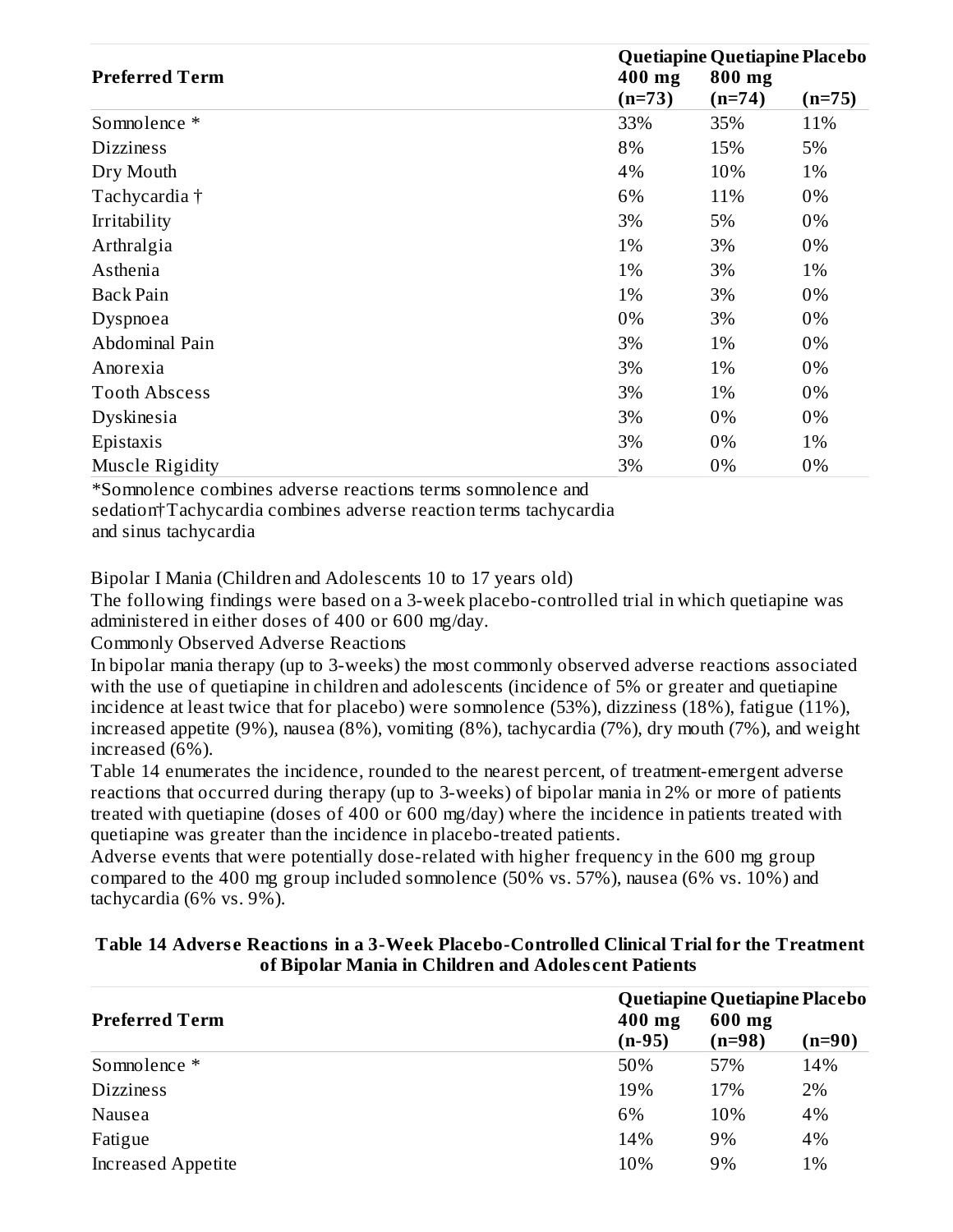| Preferred Term | Quetiapine 400 mg (n=73) | Quetiapine 800 mg (n=74) | Placebo (n=75) |
|---|---|---|---|
| Somnolence * | 33% | 35% | 11% |
| Dizziness | 8% | 15% | 5% |
| Dry Mouth | 4% | 10% | 1% |
| Tachycardia † | 6% | 11% | 0% |
| Irritability | 3% | 5% | 0% |
| Arthralgia | 1% | 3% | 0% |
| Asthenia | 1% | 3% | 1% |
| Back Pain | 1% | 3% | 0% |
| Dyspnoea | 0% | 3% | 0% |
| Abdominal Pain | 3% | 1% | 0% |
| Anorexia | 3% | 1% | 0% |
| Tooth Abscess | 3% | 1% | 0% |
| Dyskinesia | 3% | 0% | 0% |
| Epistaxis | 3% | 0% | 1% |
| Muscle Rigidity | 3% | 0% | 0% |

*Somnolence combines adverse reactions terms somnolence and sedation†Tachycardia combines adverse reaction terms tachycardia and sinus tachycardia

Bipolar I Mania (Children and Adolescents 10 to 17 years old)

The following findings were based on a 3-week placebo-controlled trial in which quetiapine was administered in either doses of 400 or 600 mg/day.

Commonly Observed Adverse Reactions

In bipolar mania therapy (up to 3-weeks) the most commonly observed adverse reactions associated with the use of quetiapine in children and adolescents (incidence of 5% or greater and quetiapine incidence at least twice that for placebo) were somnolence (53%), dizziness (18%), fatigue (11%), increased appetite (9%), nausea (8%), vomiting (8%), tachycardia (7%), dry mouth (7%), and weight increased (6%).

Table 14 enumerates the incidence, rounded to the nearest percent, of treatment-emergent adverse reactions that occurred during therapy (up to 3-weeks) of bipolar mania in 2% or more of patients treated with quetiapine (doses of 400 or 600 mg/day) where the incidence in patients treated with quetiapine was greater than the incidence in placebo-treated patients.

Adverse events that were potentially dose-related with higher frequency in the 600 mg group compared to the 400 mg group included somnolence (50% vs. 57%), nausea (6% vs. 10%) and tachycardia (6% vs. 9%).

**Table 14 Adverse Reactions in a 3-Week Placebo-Controlled Clinical Trial for the Treatment of Bipolar Mania in Children and Adolescent Patients**

| Preferred Term | Quetiapine 400 mg (n-95) | Quetiapine 600 mg (n=98) | Placebo (n=90) |
|---|---|---|---|
| Somnolence * | 50% | 57% | 14% |
| Dizziness | 19% | 17% | 2% |
| Nausea | 6% | 10% | 4% |
| Fatigue | 14% | 9% | 4% |
| Increased Appetite | 10% | 9% | 1% |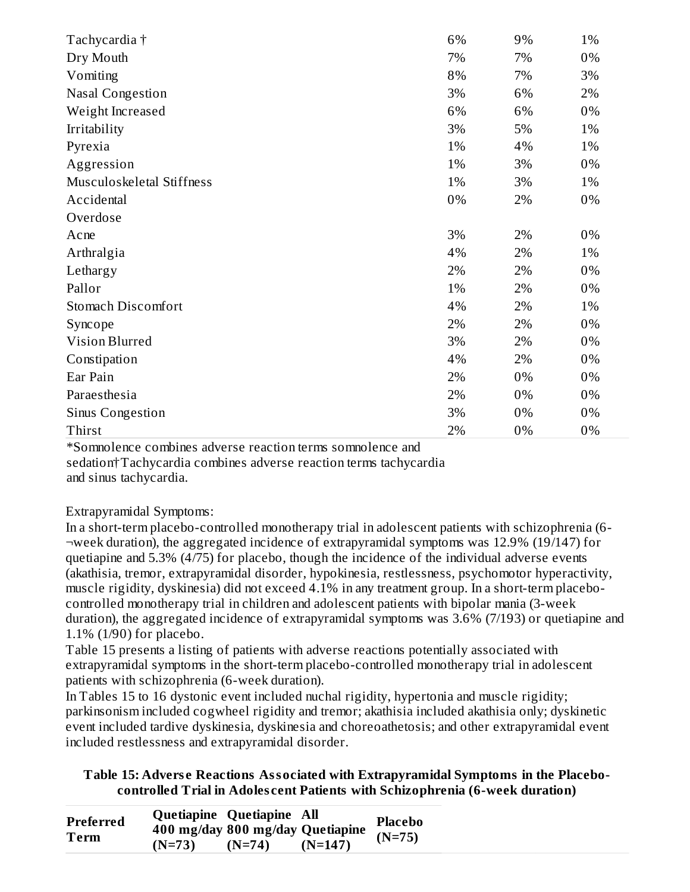| | | | |
|---|---|---|---|
| Tachycardia † | 6% | 9% | 1% |
| Dry Mouth | 7% | 7% | 0% |
| Vomiting | 8% | 7% | 3% |
| Nasal Congestion | 3% | 6% | 2% |
| Weight Increased | 6% | 6% | 0% |
| Irritability | 3% | 5% | 1% |
| Pyrexia | 1% | 4% | 1% |
| Aggression | 1% | 3% | 0% |
| Musculoskeletal Stiffness | 1% | 3% | 1% |
| Accidental Overdose | 0% | 2% | 0% |
| Acne | 3% | 2% | 0% |
| Arthralgia | 4% | 2% | 1% |
| Lethargy | 2% | 2% | 0% |
| Pallor | 1% | 2% | 0% |
| Stomach Discomfort | 4% | 2% | 1% |
| Syncope | 2% | 2% | 0% |
| Vision Blurred | 3% | 2% | 0% |
| Constipation | 4% | 2% | 0% |
| Ear Pain | 2% | 0% | 0% |
| Paraesthesia | 2% | 0% | 0% |
| Sinus Congestion | 3% | 0% | 0% |
| Thirst | 2% | 0% | 0% |

*Somnolence combines adverse reaction terms somnolence and sedation†Tachycardia combines adverse reaction terms tachycardia and sinus tachycardia.

Extrapyramidal Symptoms:

In a short-term placebo-controlled monotherapy trial in adolescent patients with schizophrenia (6-¬week duration), the aggregated incidence of extrapyramidal symptoms was 12.9% (19/147) for quetiapine and 5.3% (4/75) for placebo, though the incidence of the individual adverse events (akathisia, tremor, extrapyramidal disorder, hypokinesia, restlessness, psychomotor hyperactivity, muscle rigidity, dyskinesia) did not exceed 4.1% in any treatment group. In a short-term placebo-controlled monotherapy trial in children and adolescent patients with bipolar mania (3-week duration), the aggregated incidence of extrapyramidal symptoms was 3.6% (7/193) or quetiapine and 1.1% (1/90) for placebo.

Table 15 presents a listing of patients with adverse reactions potentially associated with extrapyramidal symptoms in the short-term placebo-controlled monotherapy trial in adolescent patients with schizophrenia (6-week duration).

In Tables 15 to 16 dystonic event included nuchal rigidity, hypertonia and muscle rigidity; parkinsonism included cogwheel rigidity and tremor; akathisia included akathisia only; dyskinetic event included tardive dyskinesia, dyskinesia and choreoathetosis; and other extrapyramidal event included restlessness and extrapyramidal disorder.

**Table 15: Adverse Reactions Associated with Extrapyramidal Symptoms in the Placebo-controlled Trial in Adolescent Patients with Schizophrenia (6-week duration)**

| Preferred Term | Quetiapine 400 mg/day (N=73) | Quetiapine 800 mg/day (N=74) | All Quetiapine (N=147) | Placebo (N=75) |
|---|---|---|---|---|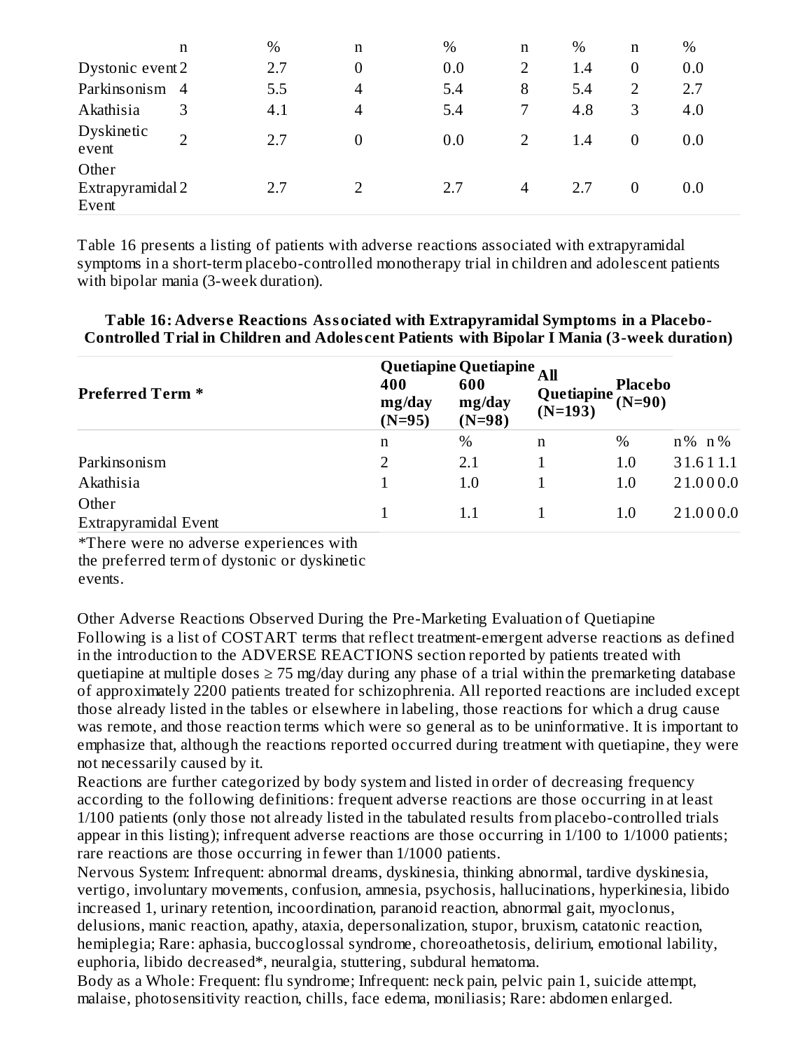| | n | % | n | % | n | % | n | % |
|---|---|---|---|---|---|---|---|---|
| Dystonic event | 2 | 2.7 | 0 | 0.0 | 2 | 1.4 | 0 | 0.0 |
| Parkinsonism | 4 | 5.5 | 4 | 5.4 | 8 | 5.4 | 2 | 2.7 |
| Akathisia | 3 | 4.1 | 4 | 5.4 | 7 | 4.8 | 3 | 4.0 |
| Dyskinetic event | 2 | 2.7 | 0 | 0.0 | 2 | 1.4 | 0 | 0.0 |
| Other Extrapyramidal Event | 2 | 2.7 | 2 | 2.7 | 4 | 2.7 | 0 | 0.0 |

Table 16 presents a listing of patients with adverse reactions associated with extrapyramidal symptoms in a short-term placebo-controlled monotherapy trial in children and adolescent patients with bipolar mania (3-week duration).

**Table 16: Adverse Reactions Associated with Extrapyramidal Symptoms in a Placebo-Controlled Trial in Children and Adolescent Patients with Bipolar I Mania (3-week duration)**

| Preferred Term * | Quetiapine 400 mg/day (N=95) | | Quetiapine 600 mg/day (N=98) | | All Quetiapine (N=193) | | Placebo (N=90) | |
|---|---|---|---|---|---|---|---|---|
| | n | % | n | % | n | % | n | % |
| Parkinsonism | 2 | 2.1 | 1 | 1.0 | 3 | 1.6 | 1 | 1.1 |
| Akathisia | 1 | 1.0 | 1 | 1.0 | 2 | 1.0 | 0 | 0.0 |
| Other Extrapyramidal Event | 1 | 1.1 | 1 | 1.0 | 2 | 1.0 | 0 | 0.0 |

*There were no adverse experiences with the preferred term of dystonic or dyskinetic events.

Other Adverse Reactions Observed During the Pre-Marketing Evaluation of Quetiapine

Following is a list of COSTART terms that reflect treatment-emergent adverse reactions as defined in the introduction to the ADVERSE REACTIONS section reported by patients treated with quetiapine at multiple doses ≥ 75 mg/day during any phase of a trial within the premarketing database of approximately 2200 patients treated for schizophrenia. All reported reactions are included except those already listed in the tables or elsewhere in labeling, those reactions for which a drug cause was remote, and those reaction terms which were so general as to be uninformative. It is important to emphasize that, although the reactions reported occurred during treatment with quetiapine, they were not necessarily caused by it.

Reactions are further categorized by body system and listed in order of decreasing frequency according to the following definitions: frequent adverse reactions are those occurring in at least 1/100 patients (only those not already listed in the tabulated results from placebo-controlled trials appear in this listing); infrequent adverse reactions are those occurring in 1/100 to 1/1000 patients; rare reactions are those occurring in fewer than 1/1000 patients.

Nervous System: Infrequent: abnormal dreams, dyskinesia, thinking abnormal, tardive dyskinesia, vertigo, involuntary movements, confusion, amnesia, psychosis, hallucinations, hyperkinesia, libido increased 1, urinary retention, incoordination, paranoid reaction, abnormal gait, myoclonus, delusions, manic reaction, apathy, ataxia, depersonalization, stupor, bruxism, catatonic reaction, hemiplegia; Rare: aphasia, buccoglossal syndrome, choreoathetosis, delirium, emotional lability, euphoria, libido decreased*, neuralgia, stuttering, subdural hematoma.

Body as a Whole: Frequent: flu syndrome; Infrequent: neck pain, pelvic pain 1, suicide attempt, malaise, photosensitivity reaction, chills, face edema, moniliasis; Rare: abdomen enlarged.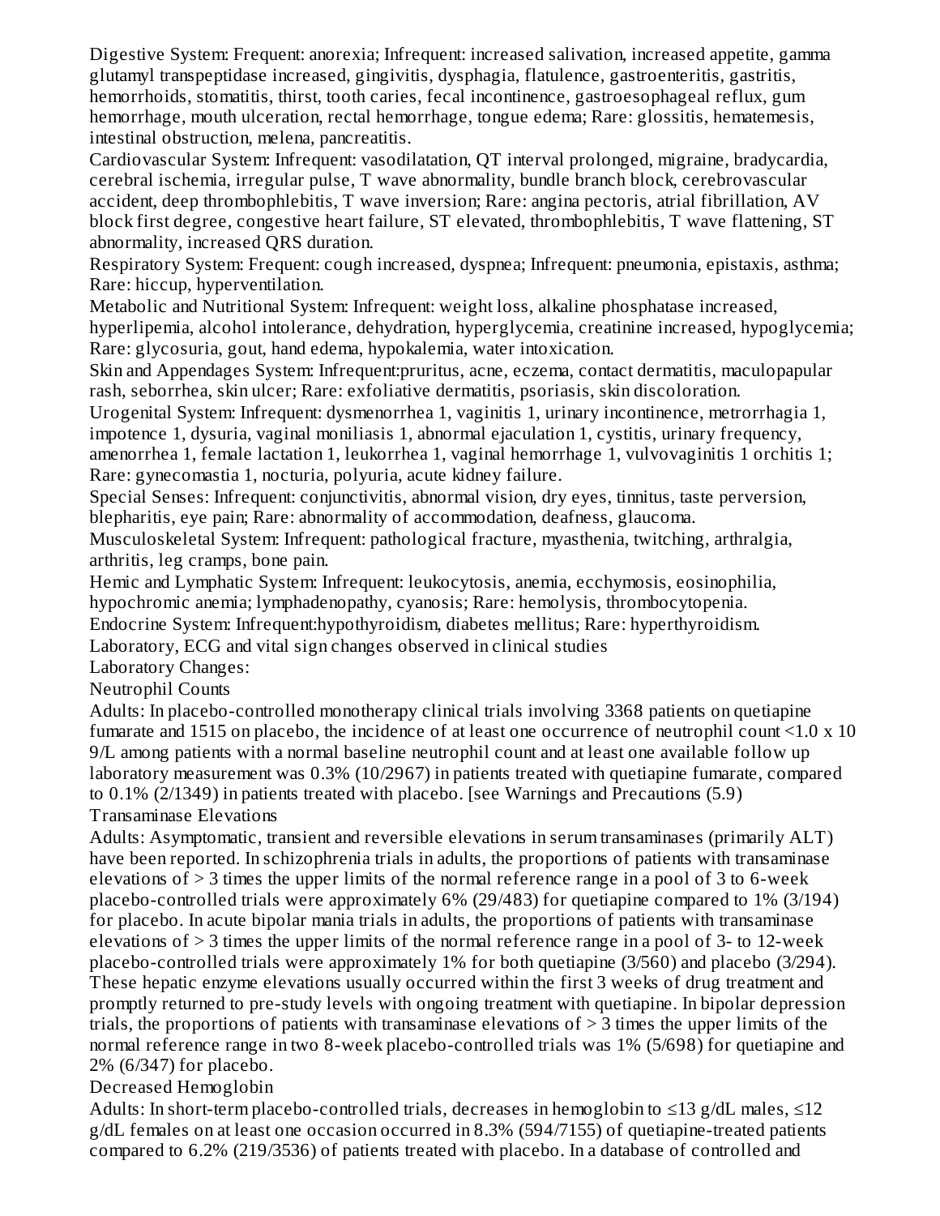Digestive System: Frequent: anorexia; Infrequent: increased salivation, increased appetite, gamma glutamyl transpeptidase increased, gingivitis, dysphagia, flatulence, gastroenteritis, gastritis, hemorrhoids, stomatitis, thirst, tooth caries, fecal incontinence, gastroesophageal reflux, gum hemorrhage, mouth ulceration, rectal hemorrhage, tongue edema; Rare: glossitis, hematemesis, intestinal obstruction, melena, pancreatitis.

Cardiovascular System: Infrequent: vasodilatation, QT interval prolonged, migraine, bradycardia, cerebral ischemia, irregular pulse, T wave abnormality, bundle branch block, cerebrovascular accident, deep thrombophlebitis, T wave inversion; Rare: angina pectoris, atrial fibrillation, AV block first degree, congestive heart failure, ST elevated, thrombophlebitis, T wave flattening, ST abnormality, increased QRS duration.

Respiratory System: Frequent: cough increased, dyspnea; Infrequent: pneumonia, epistaxis, asthma; Rare: hiccup, hyperventilation.

Metabolic and Nutritional System: Infrequent: weight loss, alkaline phosphatase increased, hyperlipemia, alcohol intolerance, dehydration, hyperglycemia, creatinine increased, hypoglycemia; Rare: glycosuria, gout, hand edema, hypokalemia, water intoxication.

Skin and Appendages System: Infrequent:pruritus, acne, eczema, contact dermatitis, maculopapular rash, seborrhea, skin ulcer; Rare: exfoliative dermatitis, psoriasis, skin discoloration.

Urogenital System: Infrequent: dysmenorrhea 1, vaginitis 1, urinary incontinence, metrorrhagia 1, impotence 1, dysuria, vaginal moniliasis 1, abnormal ejaculation 1, cystitis, urinary frequency, amenorrhea 1, female lactation 1, leukorrhea 1, vaginal hemorrhage 1, vulvovaginitis 1 orchitis 1; Rare: gynecomastia 1, nocturia, polyuria, acute kidney failure.

Special Senses: Infrequent: conjunctivitis, abnormal vision, dry eyes, tinnitus, taste perversion, blepharitis, eye pain; Rare: abnormality of accommodation, deafness, glaucoma.

Musculoskeletal System: Infrequent: pathological fracture, myasthenia, twitching, arthralgia, arthritis, leg cramps, bone pain.

Hemic and Lymphatic System: Infrequent: leukocytosis, anemia, ecchymosis, eosinophilia, hypochromic anemia; lymphadenopathy, cyanosis; Rare: hemolysis, thrombocytopenia.

Endocrine System: Infrequent:hypothyroidism, diabetes mellitus; Rare: hyperthyroidism.

Laboratory, ECG and vital sign changes observed in clinical studies

Laboratory Changes:

Neutrophil Counts

Adults: In placebo-controlled monotherapy clinical trials involving 3368 patients on quetiapine fumarate and 1515 on placebo, the incidence of at least one occurrence of neutrophil count <1.0 x 10 9/L among patients with a normal baseline neutrophil count and at least one available follow up laboratory measurement was 0.3% (10/2967) in patients treated with quetiapine fumarate, compared to 0.1% (2/1349) in patients treated with placebo. [see Warnings and Precautions (5.9)

Transaminase Elevations

Adults: Asymptomatic, transient and reversible elevations in serum transaminases (primarily ALT) have been reported. In schizophrenia trials in adults, the proportions of patients with transaminase elevations of > 3 times the upper limits of the normal reference range in a pool of 3 to 6-week placebo-controlled trials were approximately 6% (29/483) for quetiapine compared to 1% (3/194) for placebo. In acute bipolar mania trials in adults, the proportions of patients with transaminase elevations of > 3 times the upper limits of the normal reference range in a pool of 3- to 12-week placebo-controlled trials were approximately 1% for both quetiapine (3/560) and placebo (3/294). These hepatic enzyme elevations usually occurred within the first 3 weeks of drug treatment and promptly returned to pre-study levels with ongoing treatment with quetiapine. In bipolar depression trials, the proportions of patients with transaminase elevations of > 3 times the upper limits of the normal reference range in two 8-week placebo-controlled trials was 1% (5/698) for quetiapine and 2% (6/347) for placebo.

Decreased Hemoglobin

Adults: In short-term placebo-controlled trials, decreases in hemoglobin to ≤13 g/dL males, ≤12 g/dL females on at least one occasion occurred in 8.3% (594/7155) of quetiapine-treated patients compared to 6.2% (219/3536) of patients treated with placebo. In a database of controlled and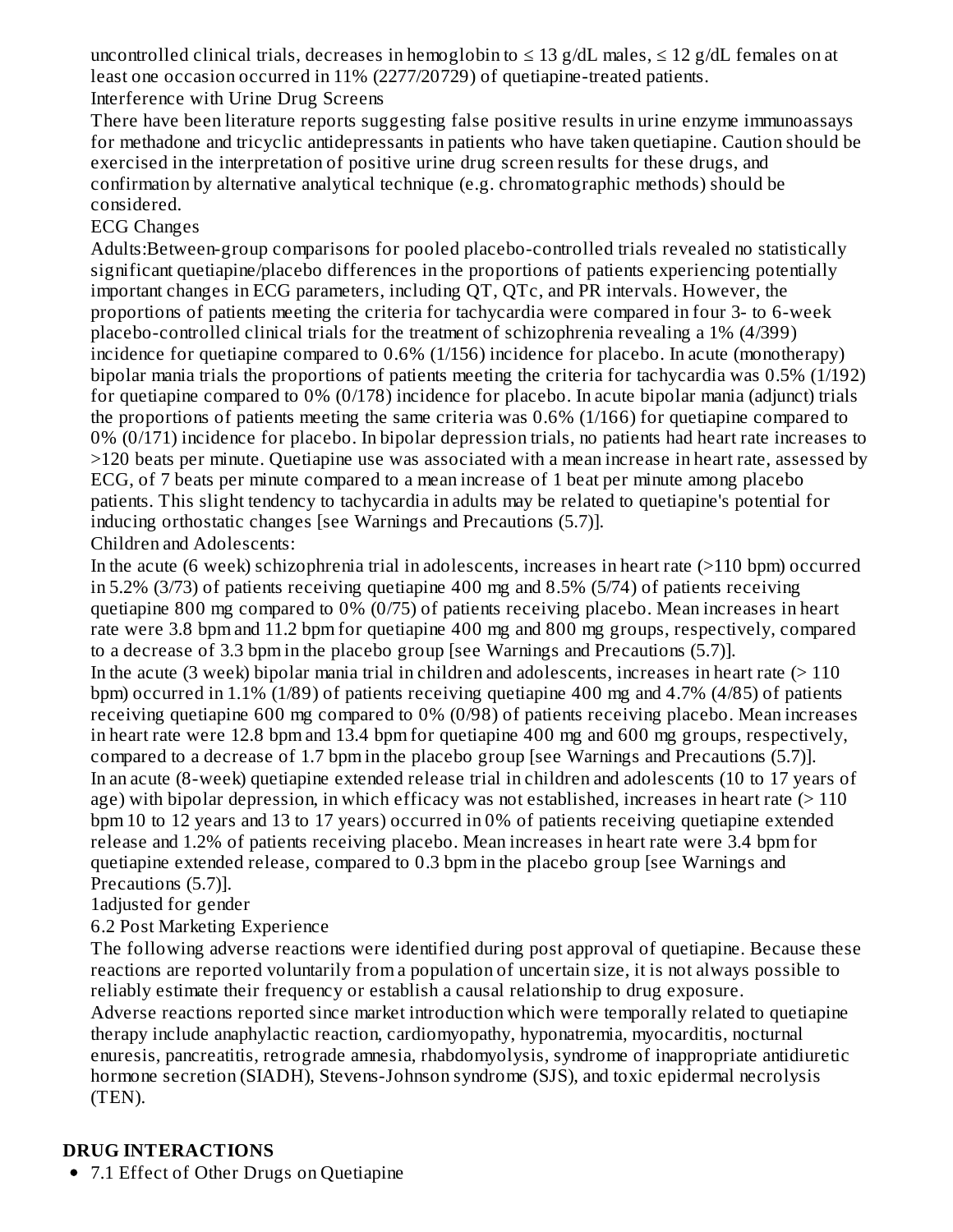uncontrolled clinical trials, decreases in hemoglobin to ≤ 13 g/dL males, ≤ 12 g/dL females on at least one occasion occurred in 11% (2277/20729) of quetiapine-treated patients.

Interference with Urine Drug Screens

There have been literature reports suggesting false positive results in urine enzyme immunoassays for methadone and tricyclic antidepressants in patients who have taken quetiapine. Caution should be exercised in the interpretation of positive urine drug screen results for these drugs, and confirmation by alternative analytical technique (e.g. chromatographic methods) should be considered.

ECG Changes

Adults:Between-group comparisons for pooled placebo-controlled trials revealed no statistically significant quetiapine/placebo differences in the proportions of patients experiencing potentially important changes in ECG parameters, including QT, QTc, and PR intervals. However, the proportions of patients meeting the criteria for tachycardia were compared in four 3- to 6-week placebo-controlled clinical trials for the treatment of schizophrenia revealing a 1% (4/399) incidence for quetiapine compared to 0.6% (1/156) incidence for placebo. In acute (monotherapy) bipolar mania trials the proportions of patients meeting the criteria for tachycardia was 0.5% (1/192) for quetiapine compared to 0% (0/178) incidence for placebo. In acute bipolar mania (adjunct) trials the proportions of patients meeting the same criteria was 0.6% (1/166) for quetiapine compared to 0% (0/171) incidence for placebo. In bipolar depression trials, no patients had heart rate increases to >120 beats per minute. Quetiapine use was associated with a mean increase in heart rate, assessed by ECG, of 7 beats per minute compared to a mean increase of 1 beat per minute among placebo patients. This slight tendency to tachycardia in adults may be related to quetiapine's potential for inducing orthostatic changes [see Warnings and Precautions (5.7)].

Children and Adolescents:

In the acute (6 week) schizophrenia trial in adolescents, increases in heart rate (>110 bpm) occurred in 5.2% (3/73) of patients receiving quetiapine 400 mg and 8.5% (5/74) of patients receiving quetiapine 800 mg compared to 0% (0/75) of patients receiving placebo. Mean increases in heart rate were 3.8 bpm and 11.2 bpm for quetiapine 400 mg and 800 mg groups, respectively, compared to a decrease of 3.3 bpm in the placebo group [see Warnings and Precautions (5.7)].

In the acute (3 week) bipolar mania trial in children and adolescents, increases in heart rate (> 110 bpm) occurred in 1.1% (1/89) of patients receiving quetiapine 400 mg and 4.7% (4/85) of patients receiving quetiapine 600 mg compared to 0% (0/98) of patients receiving placebo. Mean increases in heart rate were 12.8 bpm and 13.4 bpm for quetiapine 400 mg and 600 mg groups, respectively, compared to a decrease of 1.7 bpm in the placebo group [see Warnings and Precautions (5.7)].

In an acute (8-week) quetiapine extended release trial in children and adolescents (10 to 17 years of age) with bipolar depression, in which efficacy was not established, increases in heart rate (> 110 bpm 10 to 12 years and 13 to 17 years) occurred in 0% of patients receiving quetiapine extended release and 1.2% of patients receiving placebo. Mean increases in heart rate were 3.4 bpm for quetiapine extended release, compared to 0.3 bpm in the placebo group [see Warnings and Precautions (5.7)].

[1]adjusted for gender

6.2 Post Marketing Experience

The following adverse reactions were identified during post approval of quetiapine. Because these reactions are reported voluntarily from a population of uncertain size, it is not always possible to reliably estimate their frequency or establish a causal relationship to drug exposure.

Adverse reactions reported since market introduction which were temporally related to quetiapine therapy include anaphylactic reaction, cardiomyopathy, hyponatremia, myocarditis, nocturnal enuresis, pancreatitis, retrograde amnesia, rhabdomyolysis, syndrome of inappropriate antidiuretic hormone secretion (SIADH), Stevens-Johnson syndrome (SJS), and toxic epidermal necrolysis (TEN).

## DRUG INTERACTIONS

- 7.1 Effect of Other Drugs on Quetiapine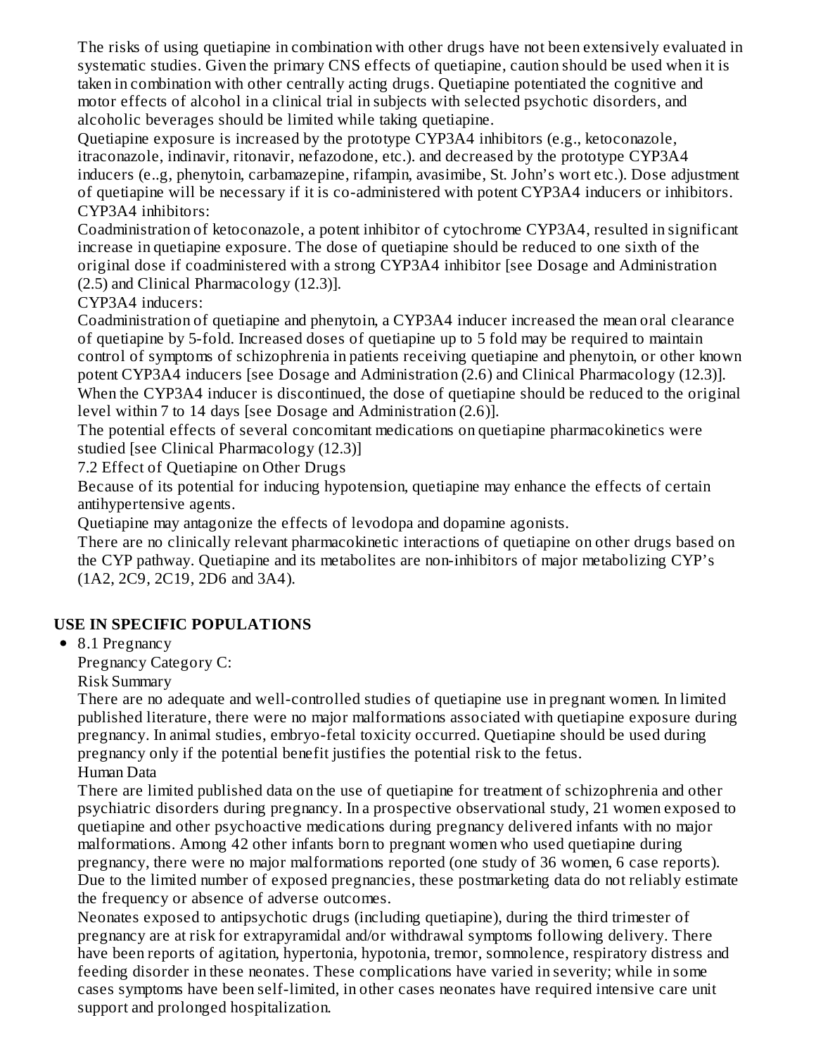The risks of using quetiapine in combination with other drugs have not been extensively evaluated in systematic studies. Given the primary CNS effects of quetiapine, caution should be used when it is taken in combination with other centrally acting drugs. Quetiapine potentiated the cognitive and motor effects of alcohol in a clinical trial in subjects with selected psychotic disorders, and alcoholic beverages should be limited while taking quetiapine.

Quetiapine exposure is increased by the prototype CYP3A4 inhibitors (e.g., ketoconazole, itraconazole, indinavir, ritonavir, nefazodone, etc.). and decreased by the prototype CYP3A4 inducers (e..g, phenytoin, carbamazepine, rifampin, avasimibe, St. John's wort etc.). Dose adjustment of quetiapine will be necessary if it is co-administered with potent CYP3A4 inducers or inhibitors.

CYP3A4 inhibitors:

Coadministration of ketoconazole, a potent inhibitor of cytochrome CYP3A4, resulted in significant increase in quetiapine exposure. The dose of quetiapine should be reduced to one sixth of the original dose if coadministered with a strong CYP3A4 inhibitor [see Dosage and Administration (2.5) and Clinical Pharmacology (12.3)].

CYP3A4 inducers:

Coadministration of quetiapine and phenytoin, a CYP3A4 inducer increased the mean oral clearance of quetiapine by 5-fold. Increased doses of quetiapine up to 5 fold may be required to maintain control of symptoms of schizophrenia in patients receiving quetiapine and phenytoin, or other known potent CYP3A4 inducers [see Dosage and Administration (2.6) and Clinical Pharmacology (12.3)]. When the CYP3A4 inducer is discontinued, the dose of quetiapine should be reduced to the original level within 7 to 14 days [see Dosage and Administration (2.6)].

The potential effects of several concomitant medications on quetiapine pharmacokinetics were studied [see Clinical Pharmacology (12.3)]

7.2 Effect of Quetiapine on Other Drugs

Because of its potential for inducing hypotension, quetiapine may enhance the effects of certain antihypertensive agents.

Quetiapine may antagonize the effects of levodopa and dopamine agonists.

There are no clinically relevant pharmacokinetic interactions of quetiapine on other drugs based on the CYP pathway. Quetiapine and its metabolites are non-inhibitors of major metabolizing CYP's (1A2, 2C9, 2C19, 2D6 and 3A4).

## USE IN SPECIFIC POPULATIONS

- 8.1 Pregnancy

  Pregnancy Category C:

  Risk Summary

  There are no adequate and well-controlled studies of quetiapine use in pregnant women. In limited published literature, there were no major malformations associated with quetiapine exposure during pregnancy. In animal studies, embryo-fetal toxicity occurred. Quetiapine should be used during pregnancy only if the potential benefit justifies the potential risk to the fetus.

  Human Data

  There are limited published data on the use of quetiapine for treatment of schizophrenia and other psychiatric disorders during pregnancy. In a prospective observational study, 21 women exposed to quetiapine and other psychoactive medications during pregnancy delivered infants with no major malformations. Among 42 other infants born to pregnant women who used quetiapine during pregnancy, there were no major malformations reported (one study of 36 women, 6 case reports). Due to the limited number of exposed pregnancies, these postmarketing data do not reliably estimate the frequency or absence of adverse outcomes.

  Neonates exposed to antipsychotic drugs (including quetiapine), during the third trimester of pregnancy are at risk for extrapyramidal and/or withdrawal symptoms following delivery. There have been reports of agitation, hypertonia, hypotonia, tremor, somnolence, respiratory distress and feeding disorder in these neonates. These complications have varied in severity; while in some cases symptoms have been self-limited, in other cases neonates have required intensive care unit support and prolonged hospitalization.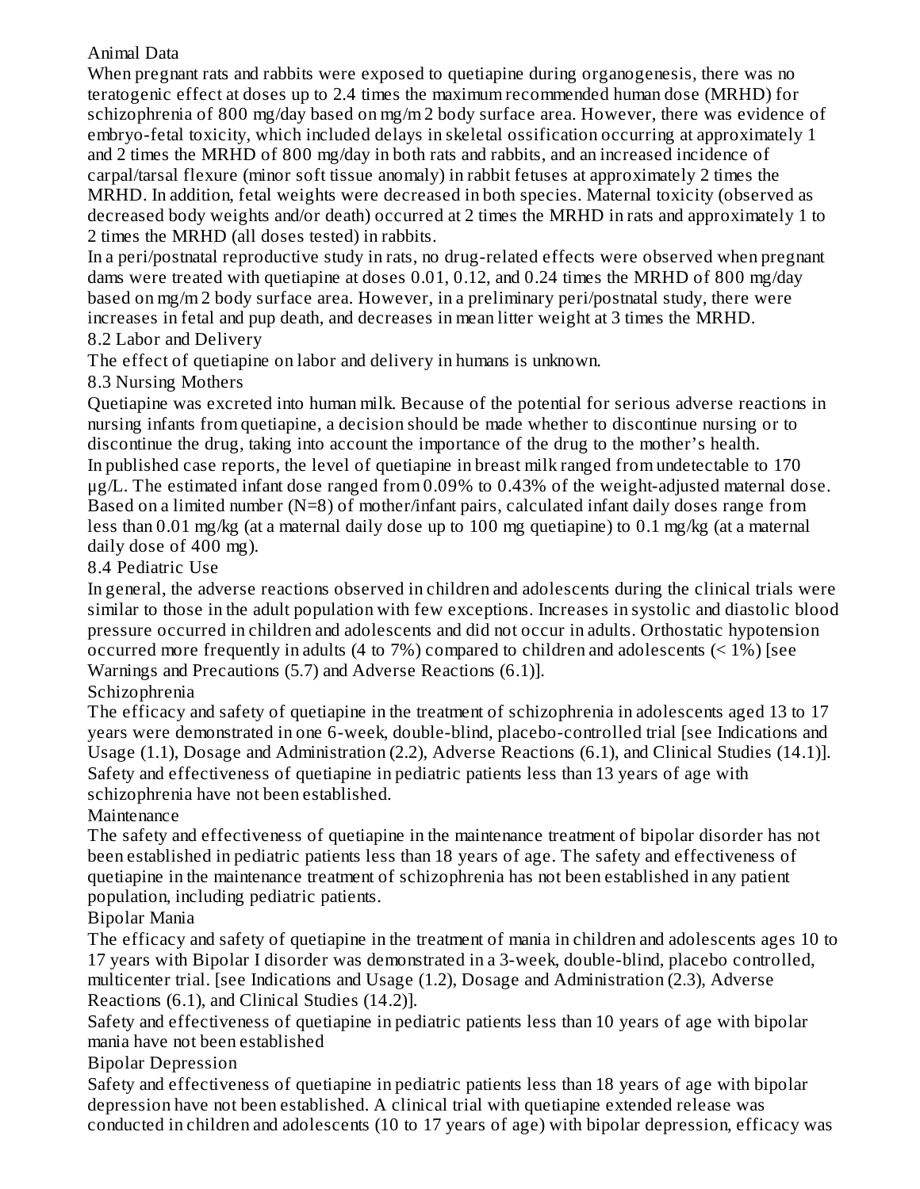Animal Data

When pregnant rats and rabbits were exposed to quetiapine during organogenesis, there was no teratogenic effect at doses up to 2.4 times the maximum recommended human dose (MRHD) for schizophrenia of 800 mg/day based on mg/m 2 body surface area. However, there was evidence of embryo-fetal toxicity, which included delays in skeletal ossification occurring at approximately 1 and 2 times the MRHD of 800 mg/day in both rats and rabbits, and an increased incidence of carpal/tarsal flexure (minor soft tissue anomaly) in rabbit fetuses at approximately 2 times the MRHD. In addition, fetal weights were decreased in both species. Maternal toxicity (observed as decreased body weights and/or death) occurred at 2 times the MRHD in rats and approximately 1 to 2 times the MRHD (all doses tested) in rabbits.

In a peri/postnatal reproductive study in rats, no drug-related effects were observed when pregnant dams were treated with quetiapine at doses 0.01, 0.12, and 0.24 times the MRHD of 800 mg/day based on mg/m 2 body surface area. However, in a preliminary peri/postnatal study, there were increases in fetal and pup death, and decreases in mean litter weight at 3 times the MRHD.

## 8.2 Labor and Delivery

The effect of quetiapine on labor and delivery in humans is unknown.

## 8.3 Nursing Mothers

Quetiapine was excreted into human milk. Because of the potential for serious adverse reactions in nursing infants from quetiapine, a decision should be made whether to discontinue nursing or to discontinue the drug, taking into account the importance of the drug to the mother's health.

In published case reports, the level of quetiapine in breast milk ranged from undetectable to 170 µg/L. The estimated infant dose ranged from 0.09% to 0.43% of the weight-adjusted maternal dose. Based on a limited number (N=8) of mother/infant pairs, calculated infant daily doses range from less than 0.01 mg/kg (at a maternal daily dose up to 100 mg quetiapine) to 0.1 mg/kg (at a maternal daily dose of 400 mg).

## 8.4 Pediatric Use

In general, the adverse reactions observed in children and adolescents during the clinical trials were similar to those in the adult population with few exceptions. Increases in systolic and diastolic blood pressure occurred in children and adolescents and did not occur in adults. Orthostatic hypotension occurred more frequently in adults (4 to 7%) compared to children and adolescents (< 1%) [see Warnings and Precautions (5.7) and Adverse Reactions (6.1)].

Schizophrenia

The efficacy and safety of quetiapine in the treatment of schizophrenia in adolescents aged 13 to 17 years were demonstrated in one 6-week, double-blind, placebo-controlled trial [see Indications and Usage (1.1), Dosage and Administration (2.2), Adverse Reactions (6.1), and Clinical Studies (14.1)]. Safety and effectiveness of quetiapine in pediatric patients less than 13 years of age with schizophrenia have not been established.

Maintenance

The safety and effectiveness of quetiapine in the maintenance treatment of bipolar disorder has not been established in pediatric patients less than 18 years of age. The safety and effectiveness of quetiapine in the maintenance treatment of schizophrenia has not been established in any patient population, including pediatric patients.

Bipolar Mania

The efficacy and safety of quetiapine in the treatment of mania in children and adolescents ages 10 to 17 years with Bipolar I disorder was demonstrated in a 3-week, double-blind, placebo controlled, multicenter trial. [see Indications and Usage (1.2), Dosage and Administration (2.3), Adverse Reactions (6.1), and Clinical Studies (14.2)].

Safety and effectiveness of quetiapine in pediatric patients less than 10 years of age with bipolar mania have not been established

Bipolar Depression

Safety and effectiveness of quetiapine in pediatric patients less than 18 years of age with bipolar depression have not been established. A clinical trial with quetiapine extended release was conducted in children and adolescents (10 to 17 years of age) with bipolar depression, efficacy was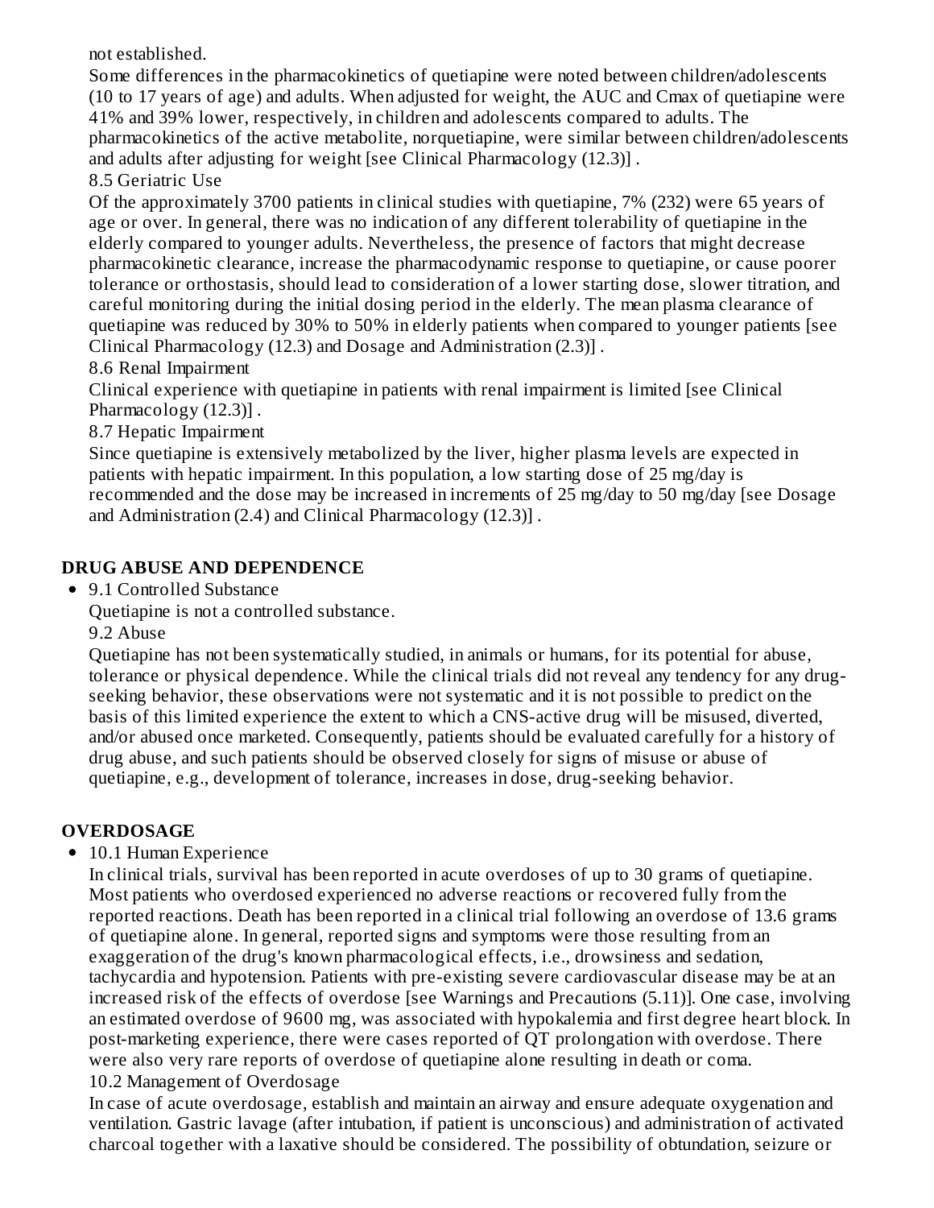not established.

Some differences in the pharmacokinetics of quetiapine were noted between children/adolescents (10 to 17 years of age) and adults. When adjusted for weight, the AUC and Cmax of quetiapine were 41% and 39% lower, respectively, in children and adolescents compared to adults. The pharmacokinetics of the active metabolite, norquetiapine, were similar between children/adolescents and adults after adjusting for weight [see Clinical Pharmacology (12.3)] .

8.5 Geriatric Use

Of the approximately 3700 patients in clinical studies with quetiapine, 7% (232) were 65 years of age or over. In general, there was no indication of any different tolerability of quetiapine in the elderly compared to younger adults. Nevertheless, the presence of factors that might decrease pharmacokinetic clearance, increase the pharmacodynamic response to quetiapine, or cause poorer tolerance or orthostasis, should lead to consideration of a lower starting dose, slower titration, and careful monitoring during the initial dosing period in the elderly. The mean plasma clearance of quetiapine was reduced by 30% to 50% in elderly patients when compared to younger patients [see Clinical Pharmacology (12.3) and Dosage and Administration (2.3)] .

8.6 Renal Impairment

Clinical experience with quetiapine in patients with renal impairment is limited [see Clinical Pharmacology (12.3)] .

8.7 Hepatic Impairment

Since quetiapine is extensively metabolized by the liver, higher plasma levels are expected in patients with hepatic impairment. In this population, a low starting dose of 25 mg/day is recommended and the dose may be increased in increments of 25 mg/day to 50 mg/day [see Dosage and Administration (2.4) and Clinical Pharmacology (12.3)] .

## DRUG ABUSE AND DEPENDENCE

- 9.1 Controlled Substance

  Quetiapine is not a controlled substance.

  9.2 Abuse

  Quetiapine has not been systematically studied, in animals or humans, for its potential for abuse, tolerance or physical dependence. While the clinical trials did not reveal any tendency for any drug-seeking behavior, these observations were not systematic and it is not possible to predict on the basis of this limited experience the extent to which a CNS-active drug will be misused, diverted, and/or abused once marketed. Consequently, patients should be evaluated carefully for a history of drug abuse, and such patients should be observed closely for signs of misuse or abuse of quetiapine, e.g., development of tolerance, increases in dose, drug-seeking behavior.

## OVERDOSAGE

- 10.1 Human Experience

  In clinical trials, survival has been reported in acute overdoses of up to 30 grams of quetiapine. Most patients who overdosed experienced no adverse reactions or recovered fully from the reported reactions. Death has been reported in a clinical trial following an overdose of 13.6 grams of quetiapine alone. In general, reported signs and symptoms were those resulting from an exaggeration of the drug's known pharmacological effects, i.e., drowsiness and sedation, tachycardia and hypotension. Patients with pre-existing severe cardiovascular disease may be at an increased risk of the effects of overdose [see Warnings and Precautions (5.11)]. One case, involving an estimated overdose of 9600 mg, was associated with hypokalemia and first degree heart block. In post-marketing experience, there were cases reported of QT prolongation with overdose. There were also very rare reports of overdose of quetiapine alone resulting in death or coma.

  10.2 Management of Overdosage

  In case of acute overdosage, establish and maintain an airway and ensure adequate oxygenation and ventilation. Gastric lavage (after intubation, if patient is unconscious) and administration of activated charcoal together with a laxative should be considered. The possibility of obtundation, seizure or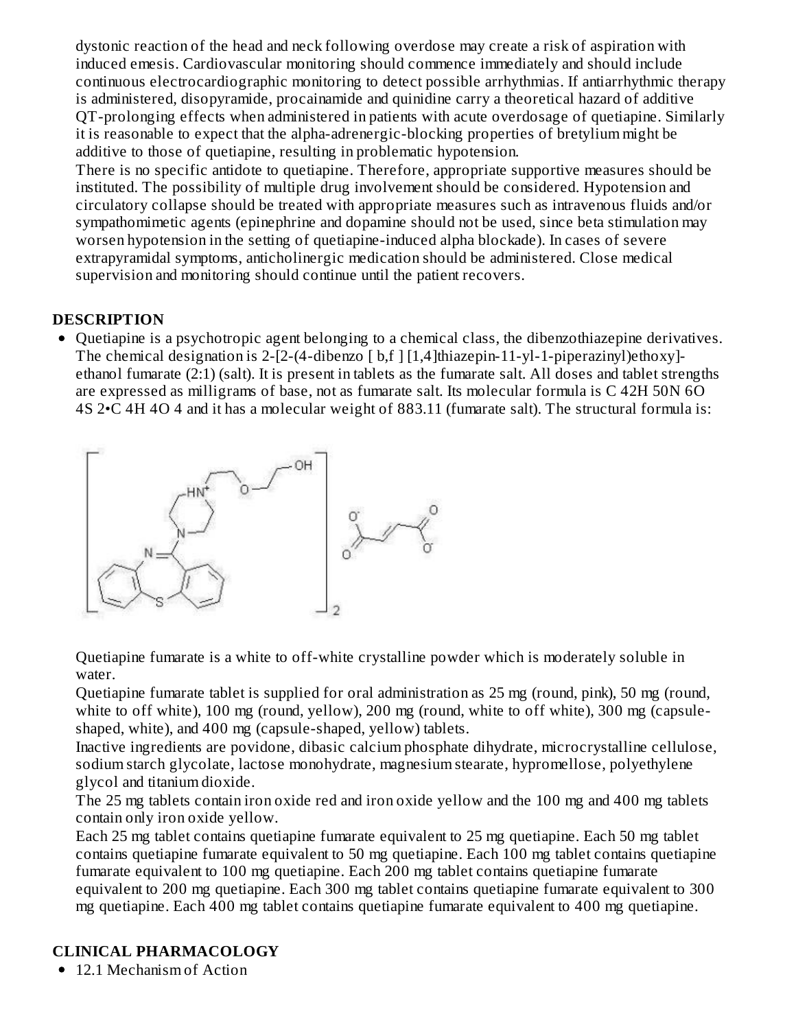dystonic reaction of the head and neck following overdose may create a risk of aspiration with induced emesis. Cardiovascular monitoring should commence immediately and should include continuous electrocardiographic monitoring to detect possible arrhythmias. If antiarrhythmic therapy is administered, disopyramide, procainamide and quinidine carry a theoretical hazard of additive QT-prolonging effects when administered in patients with acute overdosage of quetiapine. Similarly it is reasonable to expect that the alpha-adrenergic-blocking properties of bretylium might be additive to those of quetiapine, resulting in problematic hypotension.

There is no specific antidote to quetiapine. Therefore, appropriate supportive measures should be instituted. The possibility of multiple drug involvement should be considered. Hypotension and circulatory collapse should be treated with appropriate measures such as intravenous fluids and/or sympathomimetic agents (epinephrine and dopamine should not be used, since beta stimulation may worsen hypotension in the setting of quetiapine-induced alpha blockade). In cases of severe extrapyramidal symptoms, anticholinergic medication should be administered. Close medical supervision and monitoring should continue until the patient recovers.

## DESCRIPTION

- Quetiapine is a psychotropic agent belonging to a chemical class, the dibenzothiazepine derivatives. The chemical designation is 2-[2-(4-dibenzo [ b,f ] [1,4]thiazepin-11-yl-1-piperazinyl)ethoxy]-ethanol fumarate (2:1) (salt). It is present in tablets as the fumarate salt. All doses and tablet strengths are expressed as milligrams of base, not as fumarate salt. Its molecular formula is $C_{42}H_{50}N_6O_4S_2 \cdot C_4H_4O_4$ and it has a molecular weight of 883.11 (fumarate salt). The structural formula is:

Quetiapine fumarate is a white to off-white crystalline powder which is moderately soluble in water.

Quetiapine fumarate tablet is supplied for oral administration as 25 mg (round, pink), 50 mg (round, white to off white), 100 mg (round, yellow), 200 mg (round, white to off white), 300 mg (capsule-shaped, white), and 400 mg (capsule-shaped, yellow) tablets.

Inactive ingredients are povidone, dibasic calcium phosphate dihydrate, microcrystalline cellulose, sodium starch glycolate, lactose monohydrate, magnesium stearate, hypromellose, polyethylene glycol and titanium dioxide.

The 25 mg tablets contain iron oxide red and iron oxide yellow and the 100 mg and 400 mg tablets contain only iron oxide yellow.

Each 25 mg tablet contains quetiapine fumarate equivalent to 25 mg quetiapine. Each 50 mg tablet contains quetiapine fumarate equivalent to 50 mg quetiapine. Each 100 mg tablet contains quetiapine fumarate equivalent to 100 mg quetiapine. Each 200 mg tablet contains quetiapine fumarate equivalent to 200 mg quetiapine. Each 300 mg tablet contains quetiapine fumarate equivalent to 300 mg quetiapine. Each 400 mg tablet contains quetiapine fumarate equivalent to 400 mg quetiapine.

## CLINICAL PHARMACOLOGY

- 12.1 Mechanism of Action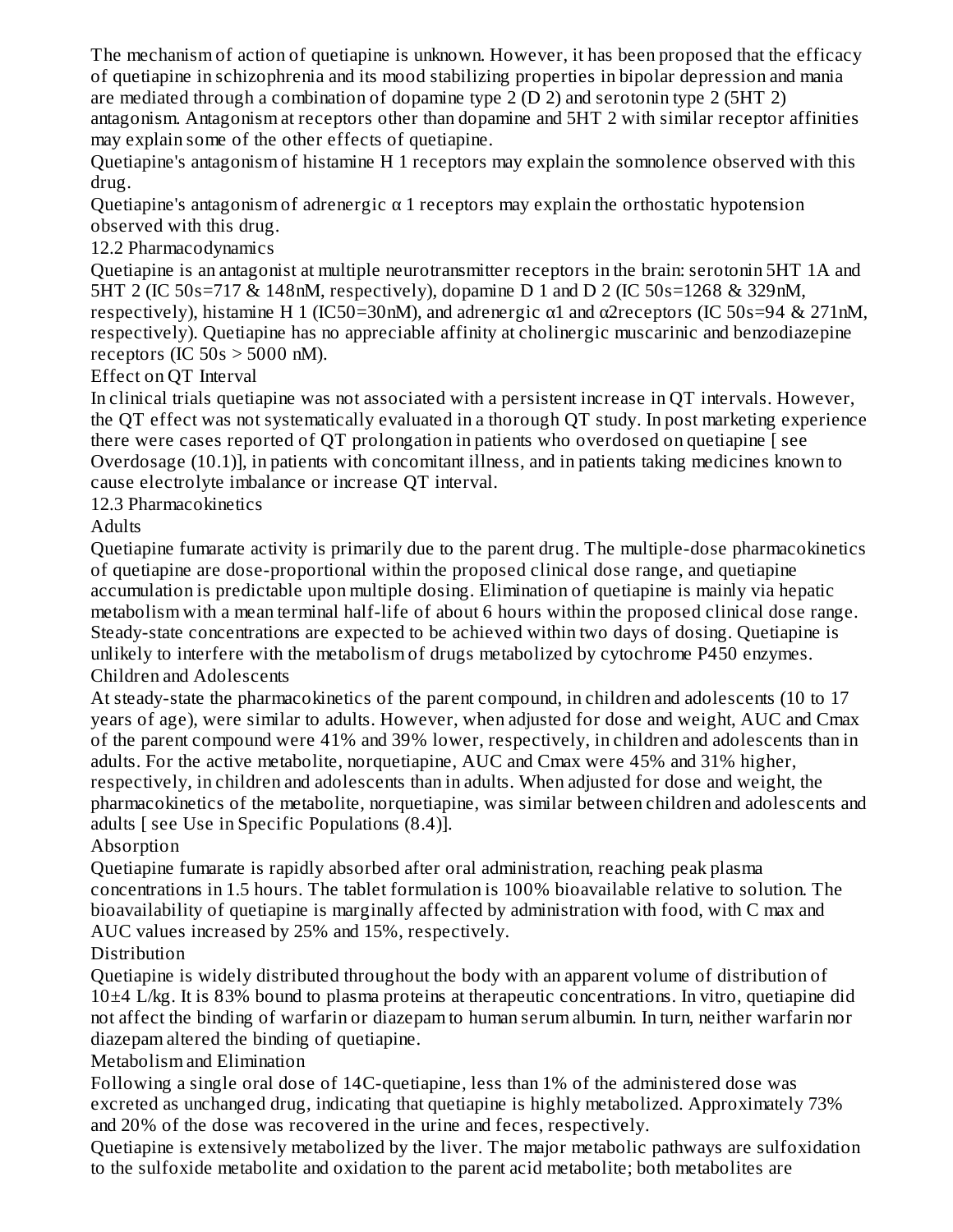The mechanism of action of quetiapine is unknown. However, it has been proposed that the efficacy of quetiapine in schizophrenia and its mood stabilizing properties in bipolar depression and mania are mediated through a combination of dopamine type 2 ($D_2$) and serotonin type 2 ($5HT_2$) antagonism. Antagonism at receptors other than dopamine and $5HT_2$ with similar receptor affinities may explain some of the other effects of quetiapine.

Quetiapine's antagonism of histamine $H_1$ receptors may explain the somnolence observed with this drug.

Quetiapine's antagonism of adrenergic $\alpha_1$ receptors may explain the orthostatic hypotension observed with this drug.

## 12.2 Pharmacodynamics

Quetiapine is an antagonist at multiple neurotransmitter receptors in the brain: serotonin $5HT_{1A}$ and $5HT_2$ ($IC_{50}s$=717 & 148nM, respectively), dopamine $D_1$ and $D_2$ ($IC_{50}s$=1268 & 329nM, respectively), histamine $H_1$ ($IC_{50}$=30nM), and adrenergic $\alpha_1$ and $\alpha_2$receptors ($IC_{50}s$=94 & 271nM, respectively). Quetiapine has no appreciable affinity at cholinergic muscarinic and benzodiazepine receptors ($IC_{50}s$ > 5000 nM).

### Effect on QT Interval

In clinical trials quetiapine was not associated with a persistent increase in QT intervals. However, the QT effect was not systematically evaluated in a thorough QT study. In post marketing experience there were cases reported of QT prolongation in patients who overdosed on quetiapine [ see Overdosage (10.1)], in patients with concomitant illness, and in patients taking medicines known to cause electrolyte imbalance or increase QT interval.

## 12.3 Pharmacokinetics

### Adults

Quetiapine fumarate activity is primarily due to the parent drug. The multiple-dose pharmacokinetics of quetiapine are dose-proportional within the proposed clinical dose range, and quetiapine accumulation is predictable upon multiple dosing. Elimination of quetiapine is mainly via hepatic metabolism with a mean terminal half-life of about 6 hours within the proposed clinical dose range. Steady-state concentrations are expected to be achieved within two days of dosing. Quetiapine is unlikely to interfere with the metabolism of drugs metabolized by cytochrome P450 enzymes.

### Children and Adolescents

At steady-state the pharmacokinetics of the parent compound, in children and adolescents (10 to 17 years of age), were similar to adults. However, when adjusted for dose and weight, AUC and Cmax of the parent compound were 41% and 39% lower, respectively, in children and adolescents than in adults. For the active metabolite, norquetiapine, AUC and Cmax were 45% and 31% higher, respectively, in children and adolescents than in adults. When adjusted for dose and weight, the pharmacokinetics of the metabolite, norquetiapine, was similar between children and adolescents and adults [ see Use in Specific Populations (8.4)].

### Absorption

Quetiapine fumarate is rapidly absorbed after oral administration, reaching peak plasma concentrations in 1.5 hours. The tablet formulation is 100% bioavailable relative to solution. The bioavailability of quetiapine is marginally affected by administration with food, with $C_{max}$ and AUC values increased by 25% and 15%, respectively.

### Distribution

Quetiapine is widely distributed throughout the body with an apparent volume of distribution of 10±4 L/kg. It is 83% bound to plasma proteins at therapeutic concentrations. In vitro, quetiapine did not affect the binding of warfarin or diazepam to human serum albumin. In turn, neither warfarin nor diazepam altered the binding of quetiapine.

### Metabolism and Elimination

Following a single oral dose of $^{14}C$-quetiapine, less than 1% of the administered dose was excreted as unchanged drug, indicating that quetiapine is highly metabolized. Approximately 73% and 20% of the dose was recovered in the urine and feces, respectively.

Quetiapine is extensively metabolized by the liver. The major metabolic pathways are sulfoxidation to the sulfoxide metabolite and oxidation to the parent acid metabolite; both metabolites are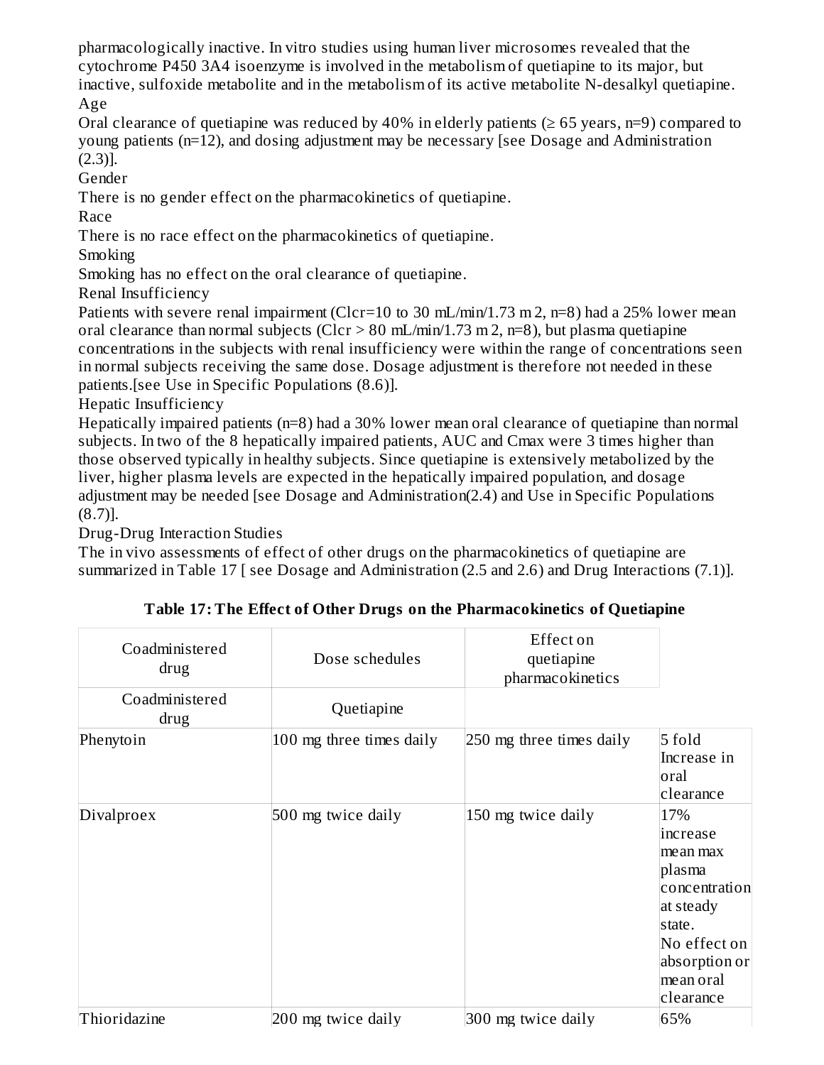pharmacologically inactive. In vitro studies using human liver microsomes revealed that the cytochrome P450 3A4 isoenzyme is involved in the metabolism of quetiapine to its major, but inactive, sulfoxide metabolite and in the metabolism of its active metabolite N-desalkyl quetiapine.

Age

Oral clearance of quetiapine was reduced by 40% in elderly patients (≥ 65 years, n=9) compared to young patients (n=12), and dosing adjustment may be necessary [see Dosage and Administration (2.3)].

Gender

There is no gender effect on the pharmacokinetics of quetiapine.

Race

There is no race effect on the pharmacokinetics of quetiapine.

Smoking

Smoking has no effect on the oral clearance of quetiapine.

Renal Insufficiency

Patients with severe renal impairment (Clcr=10 to 30 mL/min/1.73 m 2, n=8) had a 25% lower mean oral clearance than normal subjects (Clcr > 80 mL/min/1.73 m 2, n=8), but plasma quetiapine concentrations in the subjects with renal insufficiency were within the range of concentrations seen in normal subjects receiving the same dose. Dosage adjustment is therefore not needed in these patients.[see Use in Specific Populations (8.6)].

Hepatic Insufficiency

Hepatically impaired patients (n=8) had a 30% lower mean oral clearance of quetiapine than normal subjects. In two of the 8 hepatically impaired patients, AUC and Cmax were 3 times higher than those observed typically in healthy subjects. Since quetiapine is extensively metabolized by the liver, higher plasma levels are expected in the hepatically impaired population, and dosage adjustment may be needed [see Dosage and Administration(2.4) and Use in Specific Populations (8.7)].

Drug-Drug Interaction Studies

The in vivo assessments of effect of other drugs on the pharmacokinetics of quetiapine are summarized in Table 17 [ see Dosage and Administration (2.5 and 2.6) and Drug Interactions (7.1)].

**Table 17: The Effect of Other Drugs on the Pharmacokinetics of Quetiapine**

| Coadministered drug | Dose schedules | | Effect on quetiapine pharmacokinetics |
|---|---|---|---|
| | Coadministered drug | Quetiapine | |
| Phenytoin | 100 mg three times daily | 250 mg three times daily | 5 fold Increase in oral clearance |
| Divalproex | 500 mg twice daily | 150 mg twice daily | 17% increase mean max plasma concentration at steady state. No effect on absorption or mean oral clearance |
| Thioridazine | 200 mg twice daily | 300 mg twice daily | 65% |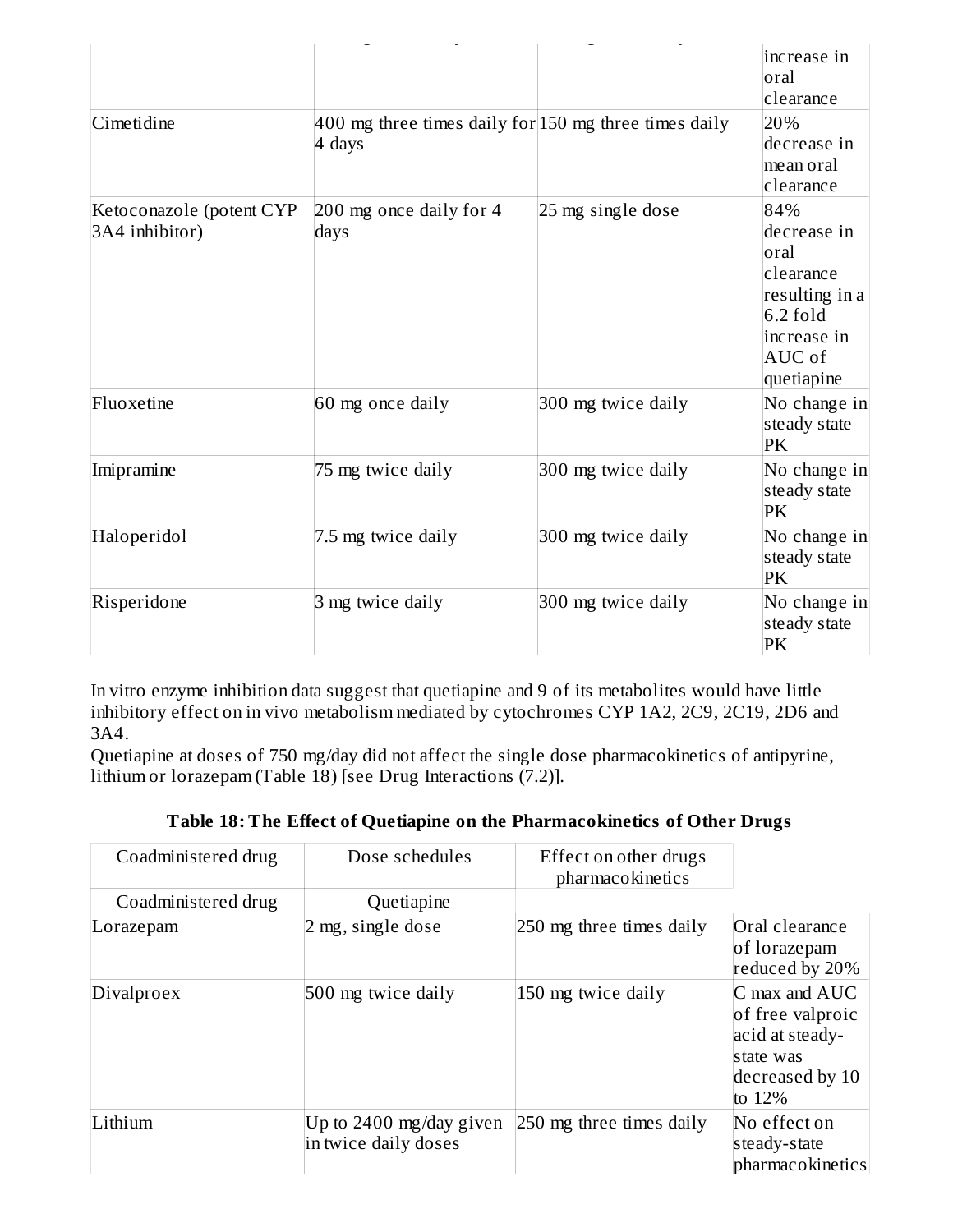| | | | increase in oral clearance |
|---|---|---|---|
| Cimetidine | 400 mg three times daily for 4 days | 150 mg three times daily | 20% decrease in mean oral clearance |
| Ketoconazole (potent CYP 3A4 inhibitor) | 200 mg once daily for 4 days | 25 mg single dose | 84% decrease in oral clearance resulting in a 6.2 fold increase in AUC of quetiapine |
| Fluoxetine | 60 mg once daily | 300 mg twice daily | No change in steady state PK |
| Imipramine | 75 mg twice daily | 300 mg twice daily | No change in steady state PK |
| Haloperidol | 7.5 mg twice daily | 300 mg twice daily | No change in steady state PK |
| Risperidone | 3 mg twice daily | 300 mg twice daily | No change in steady state PK |

In vitro enzyme inhibition data suggest that quetiapine and 9 of its metabolites would have little inhibitory effect on in vivo metabolism mediated by cytochromes CYP 1A2, 2C9, 2C19, 2D6 and 3A4.
Quetiapine at doses of 750 mg/day did not affect the single dose pharmacokinetics of antipyrine, lithium or lorazepam (Table 18) [see Drug Interactions (7.2)].

**Table 18: The Effect of Quetiapine on the Pharmacokinetics of Other Drugs**

| Coadministered drug | Dose schedules | | Effect on other drugs pharmacokinetics |
|---|---|---|---|
| | Coadministered drug | Quetiapine | |
| Lorazepam | 2 mg, single dose | 250 mg three times daily | Oral clearance of lorazepam reduced by 20% |
| Divalproex | 500 mg twice daily | 150 mg twice daily | C max and AUC of free valproic acid at steady-state was decreased by 10 to 12% |
| Lithium | Up to 2400 mg/day given in twice daily doses | 250 mg three times daily | No effect on steady-state pharmacokinetics |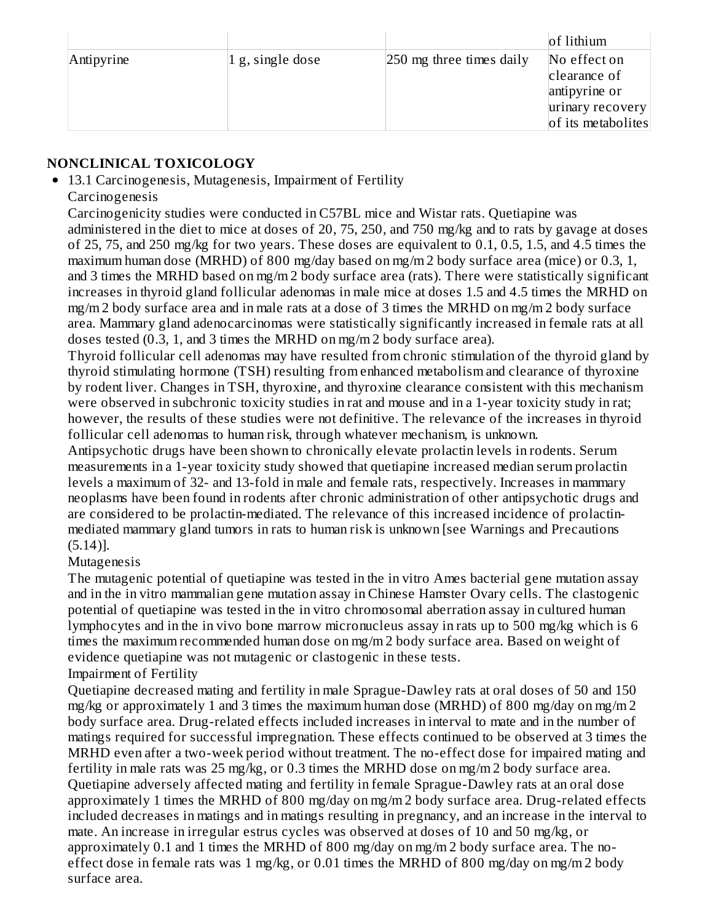| | | | of lithium |
|---|---|---|---|
| Antipyrine | 1 g, single dose | 250 mg three times daily | No effect on clearance of antipyrine or urinary recovery of its metabolites |

## NONCLINICAL TOXICOLOGY

- 13.1 Carcinogenesis, Mutagenesis, Impairment of Fertility

Carcinogenesis

Carcinogenicity studies were conducted in C57BL mice and Wistar rats. Quetiapine was administered in the diet to mice at doses of 20, 75, 250, and 750 mg/kg and to rats by gavage at doses of 25, 75, and 250 mg/kg for two years. These doses are equivalent to 0.1, 0.5, 1.5, and 4.5 times the maximum human dose (MRHD) of 800 mg/day based on mg/m $^2$ body surface area (mice) or 0.3, 1, and 3 times the MRHD based on mg/m $^2$ body surface area (rats). There were statistically significant increases in thyroid gland follicular adenomas in male mice at doses 1.5 and 4.5 times the MRHD on mg/m $^2$ body surface area and in male rats at a dose of 3 times the MRHD on mg/m $^2$ body surface area. Mammary gland adenocarcinomas were statistically significantly increased in female rats at all doses tested (0.3, 1, and 3 times the MRHD on mg/m $^2$ body surface area).

Thyroid follicular cell adenomas may have resulted from chronic stimulation of the thyroid gland by thyroid stimulating hormone (TSH) resulting from enhanced metabolism and clearance of thyroxine by rodent liver. Changes in TSH, thyroxine, and thyroxine clearance consistent with this mechanism were observed in subchronic toxicity studies in rat and mouse and in a 1-year toxicity study in rat; however, the results of these studies were not definitive. The relevance of the increases in thyroid follicular cell adenomas to human risk, through whatever mechanism, is unknown.

Antipsychotic drugs have been shown to chronically elevate prolactin levels in rodents. Serum measurements in a 1-year toxicity study showed that quetiapine increased median serum prolactin levels a maximum of 32- and 13-fold in male and female rats, respectively. Increases in mammary neoplasms have been found in rodents after chronic administration of other antipsychotic drugs and are considered to be prolactin-mediated. The relevance of this increased incidence of prolactin-mediated mammary gland tumors in rats to human risk is unknown [see Warnings and Precautions (5.14)].

Mutagenesis

The mutagenic potential of quetiapine was tested in the in vitro Ames bacterial gene mutation assay and in the in vitro mammalian gene mutation assay in Chinese Hamster Ovary cells. The clastogenic potential of quetiapine was tested in the in vitro chromosomal aberration assay in cultured human lymphocytes and in the in vivo bone marrow micronucleus assay in rats up to 500 mg/kg which is 6 times the maximum recommended human dose on mg/m $^2$ body surface area. Based on weight of evidence quetiapine was not mutagenic or clastogenic in these tests.

Impairment of Fertility

Quetiapine decreased mating and fertility in male Sprague-Dawley rats at oral doses of 50 and 150 mg/kg or approximately 1 and 3 times the maximum human dose (MRHD) of 800 mg/day on mg/m $^2$ body surface area. Drug-related effects included increases in interval to mate and in the number of matings required for successful impregnation. These effects continued to be observed at 3 times the MRHD even after a two-week period without treatment. The no-effect dose for impaired mating and fertility in male rats was 25 mg/kg, or 0.3 times the MRHD dose on mg/m $^2$ body surface area. Quetiapine adversely affected mating and fertility in female Sprague-Dawley rats at an oral dose approximately 1 times the MRHD of 800 mg/day on mg/m $^2$ body surface area. Drug-related effects included decreases in matings and in matings resulting in pregnancy, and an increase in the interval to mate. An increase in irregular estrus cycles was observed at doses of 10 and 50 mg/kg, or approximately 0.1 and 1 times the MRHD of 800 mg/day on mg/m $^2$ body surface area. The no-effect dose in female rats was 1 mg/kg, or 0.01 times the MRHD of 800 mg/day on mg/m $^2$ body surface area.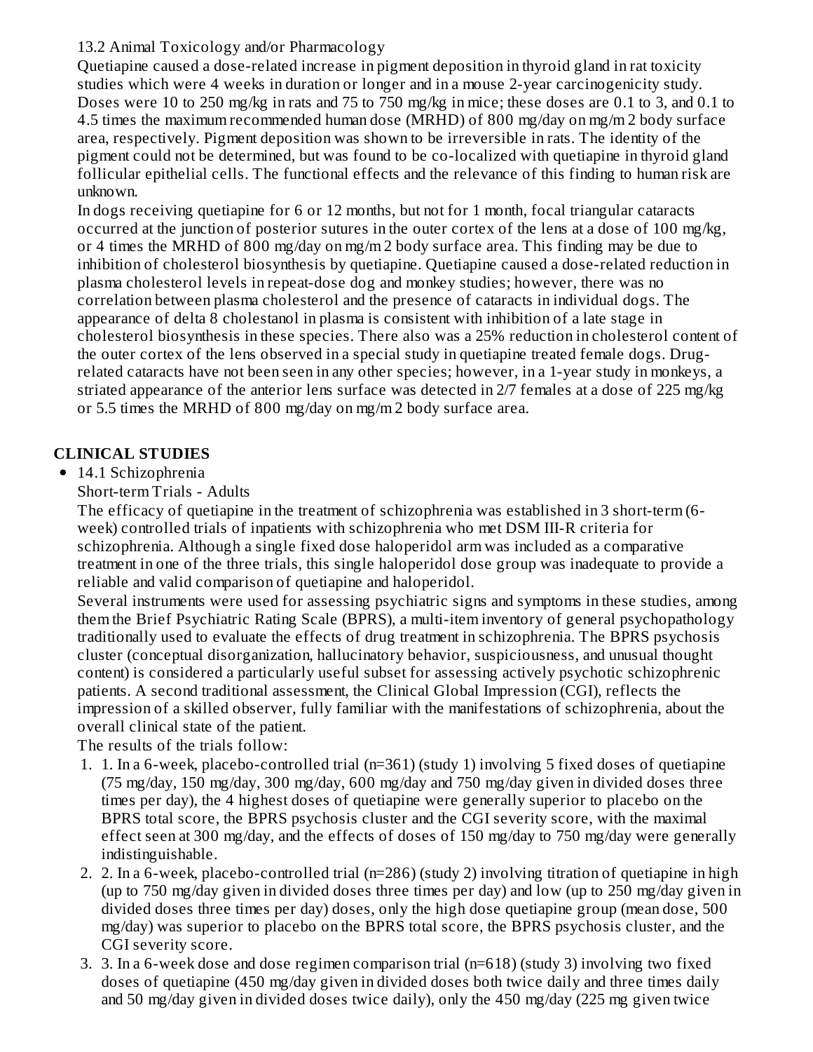13.2 Animal Toxicology and/or Pharmacology

Quetiapine caused a dose-related increase in pigment deposition in thyroid gland in rat toxicity studies which were 4 weeks in duration or longer and in a mouse 2-year carcinogenicity study. Doses were 10 to 250 mg/kg in rats and 75 to 750 mg/kg in mice; these doses are 0.1 to 3, and 0.1 to 4.5 times the maximum recommended human dose (MRHD) of 800 mg/day on mg/m 2 body surface area, respectively. Pigment deposition was shown to be irreversible in rats. The identity of the pigment could not be determined, but was found to be co-localized with quetiapine in thyroid gland follicular epithelial cells. The functional effects and the relevance of this finding to human risk are unknown.

In dogs receiving quetiapine for 6 or 12 months, but not for 1 month, focal triangular cataracts occurred at the junction of posterior sutures in the outer cortex of the lens at a dose of 100 mg/kg, or 4 times the MRHD of 800 mg/day on mg/m 2 body surface area. This finding may be due to inhibition of cholesterol biosynthesis by quetiapine. Quetiapine caused a dose-related reduction in plasma cholesterol levels in repeat-dose dog and monkey studies; however, there was no correlation between plasma cholesterol and the presence of cataracts in individual dogs. The appearance of delta 8 cholestanol in plasma is consistent with inhibition of a late stage in cholesterol biosynthesis in these species. There also was a 25% reduction in cholesterol content of the outer cortex of the lens observed in a special study in quetiapine treated female dogs. Drug-related cataracts have not been seen in any other species; however, in a 1-year study in monkeys, a striated appearance of the anterior lens surface was detected in 2/7 females at a dose of 225 mg/kg or 5.5 times the MRHD of 800 mg/day on mg/m 2 body surface area.

## CLINICAL STUDIES

- 14.1 Schizophrenia

Short-term Trials - Adults

The efficacy of quetiapine in the treatment of schizophrenia was established in 3 short-term (6-week) controlled trials of inpatients with schizophrenia who met DSM III-R criteria for schizophrenia. Although a single fixed dose haloperidol arm was included as a comparative treatment in one of the three trials, this single haloperidol dose group was inadequate to provide a reliable and valid comparison of quetiapine and haloperidol.

Several instruments were used for assessing psychiatric signs and symptoms in these studies, among them the Brief Psychiatric Rating Scale (BPRS), a multi-item inventory of general psychopathology traditionally used to evaluate the effects of drug treatment in schizophrenia. The BPRS psychosis cluster (conceptual disorganization, hallucinatory behavior, suspiciousness, and unusual thought content) is considered a particularly useful subset for assessing actively psychotic schizophrenic patients. A second traditional assessment, the Clinical Global Impression (CGI), reflects the impression of a skilled observer, fully familiar with the manifestations of schizophrenia, about the overall clinical state of the patient.

The results of the trials follow:

1. 1. In a 6-week, placebo-controlled trial (n=361) (study 1) involving 5 fixed doses of quetiapine (75 mg/day, 150 mg/day, 300 mg/day, 600 mg/day and 750 mg/day given in divided doses three times per day), the 4 highest doses of quetiapine were generally superior to placebo on the BPRS total score, the BPRS psychosis cluster and the CGI severity score, with the maximal effect seen at 300 mg/day, and the effects of doses of 150 mg/day to 750 mg/day were generally indistinguishable.
2. 2. In a 6-week, placebo-controlled trial (n=286) (study 2) involving titration of quetiapine in high (up to 750 mg/day given in divided doses three times per day) and low (up to 250 mg/day given in divided doses three times per day) doses, only the high dose quetiapine group (mean dose, 500 mg/day) was superior to placebo on the BPRS total score, the BPRS psychosis cluster, and the CGI severity score.
3. 3. In a 6-week dose and dose regimen comparison trial (n=618) (study 3) involving two fixed doses of quetiapine (450 mg/day given in divided doses both twice daily and three times daily and 50 mg/day given in divided doses twice daily), only the 450 mg/day (225 mg given twice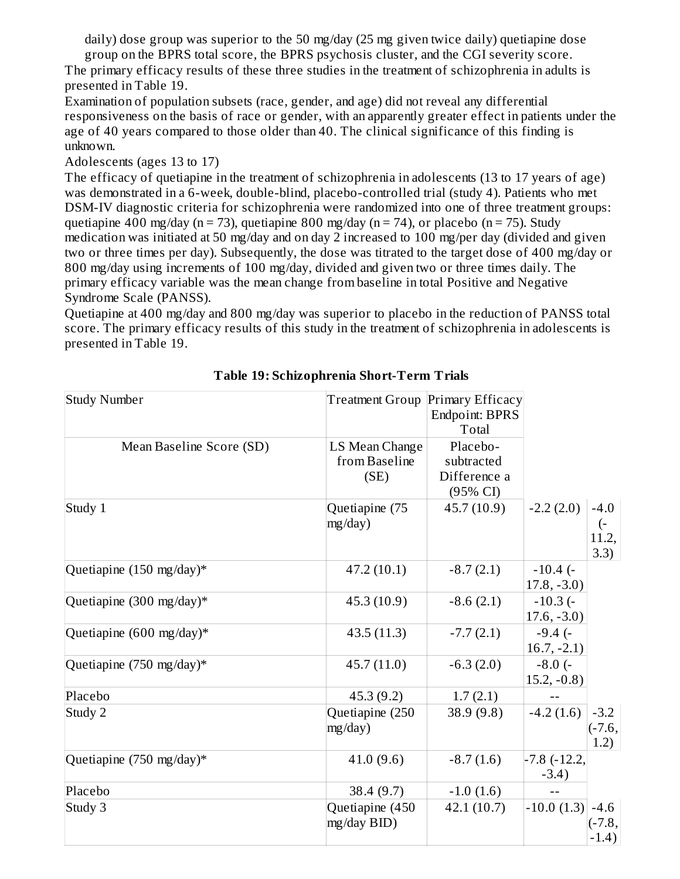daily) dose group was superior to the 50 mg/day (25 mg given twice daily) quetiapine dose group on the BPRS total score, the BPRS psychosis cluster, and the CGI severity score.

The primary efficacy results of these three studies in the treatment of schizophrenia in adults is presented in Table 19.

Examination of population subsets (race, gender, and age) did not reveal any differential responsiveness on the basis of race or gender, with an apparently greater effect in patients under the age of 40 years compared to those older than 40. The clinical significance of this finding is unknown.

Adolescents (ages 13 to 17)

The efficacy of quetiapine in the treatment of schizophrenia in adolescents (13 to 17 years of age) was demonstrated in a 6-week, double-blind, placebo-controlled trial (study 4). Patients who met DSM-IV diagnostic criteria for schizophrenia were randomized into one of three treatment groups: quetiapine 400 mg/day (n = 73), quetiapine 800 mg/day (n = 74), or placebo (n = 75). Study medication was initiated at 50 mg/day and on day 2 increased to 100 mg/per day (divided and given two or three times per day). Subsequently, the dose was titrated to the target dose of 400 mg/day or 800 mg/day using increments of 100 mg/day, divided and given two or three times daily. The primary efficacy variable was the mean change from baseline in total Positive and Negative Syndrome Scale (PANSS).

Quetiapine at 400 mg/day and 800 mg/day was superior to placebo in the reduction of PANSS total score. The primary efficacy results of this study in the treatment of schizophrenia in adolescents is presented in Table 19.

**Table 19: Schizophrenia Short-Term Trials**

| Study Number | Treatment Group | Primary Efficacy Endpoint: BPRS Total | | |
|---|---|---|---|---|
| Mean Baseline Score (SD) | LS Mean Change from Baseline (SE) | Placebo-subtracted Difference a (95% CI) | | |
| Study 1 | Quetiapine (75 mg/day) | 45.7 (10.9) | -2.2 (2.0) | -4.0 (-11.2, 3.3) |
| Quetiapine (150 mg/day)* | 47.2 (10.1) | -8.7 (2.1) | -10.4 (-17.8, -3.0) | |
| Quetiapine (300 mg/day)* | 45.3 (10.9) | -8.6 (2.1) | -10.3 (-17.6, -3.0) | |
| Quetiapine (600 mg/day)* | 43.5 (11.3) | -7.7 (2.1) | -9.4 (-16.7, -2.1) | |
| Quetiapine (750 mg/day)* | 45.7 (11.0) | -6.3 (2.0) | -8.0 (-15.2, -0.8) | |
| Placebo | 45.3 (9.2) | 1.7 (2.1) | -- | |
| Study 2 | Quetiapine (250 mg/day) | 38.9 (9.8) | -4.2 (1.6) | -3.2 (-7.6, 1.2) |
| Quetiapine (750 mg/day)* | 41.0 (9.6) | -8.7 (1.6) | -7.8 (-12.2, -3.4) | |
| Placebo | 38.4 (9.7) | -1.0 (1.6) | -- | |
| Study 3 | Quetiapine (450 mg/day BID) | 42.1 (10.7) | -10.0 (1.3) | -4.6 (-7.8, -1.4) |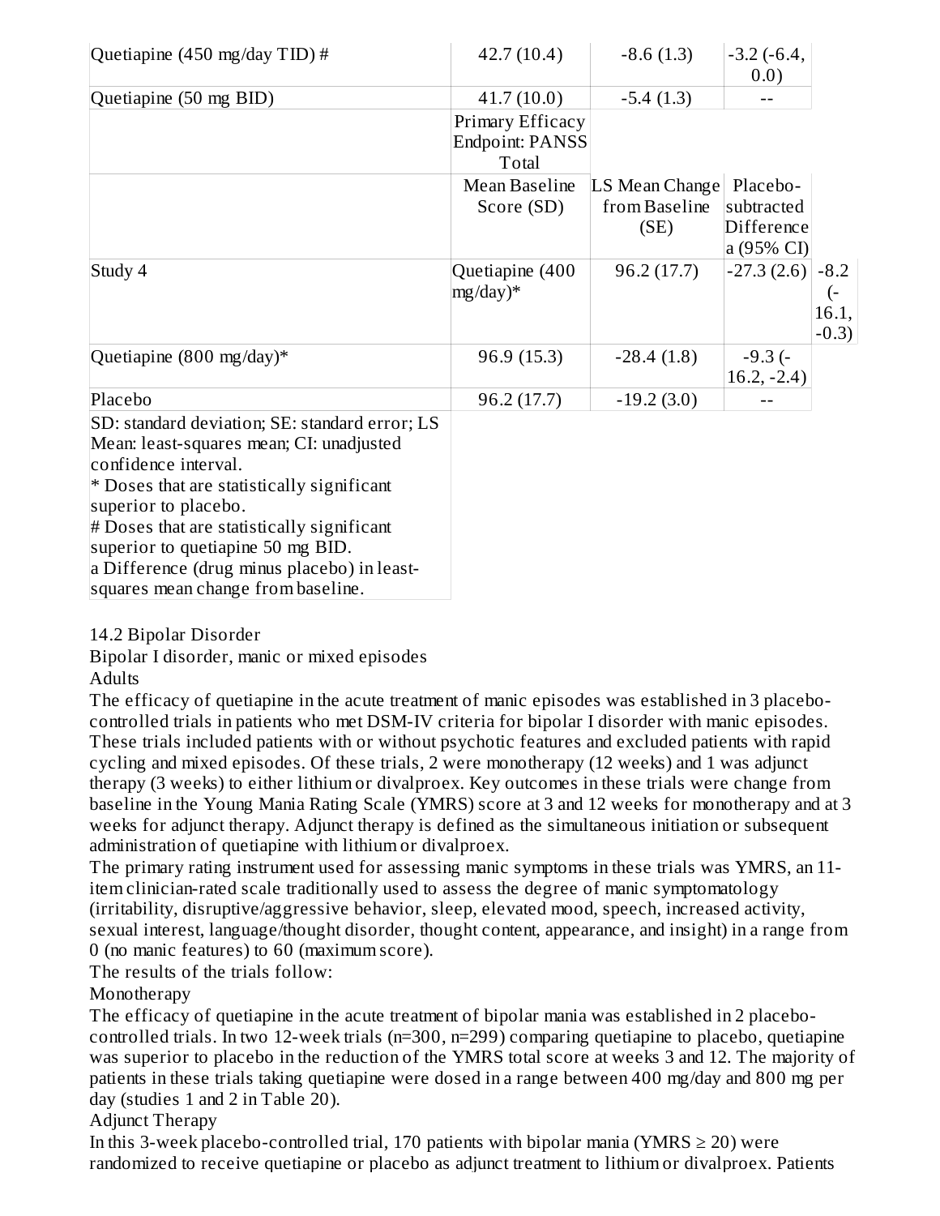| | | | | |
|---|---|---|---|---|
| Quetiapine (450 mg/day TID) # | 42.7 (10.4) | -8.6 (1.3) | -3.2 (-6.4, 0.0) | |
| Quetiapine (50 mg BID) | 41.7 (10.0) | -5.4 (1.3) | -- | |
| | Primary Efficacy Endpoint: PANSS Total | | | |
| | Mean Baseline Score (SD) | LS Mean Change from Baseline (SE) | Placebo-subtracted Difference a (95% CI) | |
| Study 4 | Quetiapine (400 mg/day)* | 96.2 (17.7) | -27.3 (2.6) | -8.2 (-16.1, -0.3) |
| Quetiapine (800 mg/day)* | 96.9 (15.3) | -28.4 (1.8) | -9.3 (-16.2, -2.4) | |
| Placebo | 96.2 (17.7) | -19.2 (3.0) | -- | |

SD: standard deviation; SE: standard error; LS Mean: least-squares mean; CI: unadjusted confidence interval.
* Doses that are statistically significant superior to placebo.
# Doses that are statistically significant superior to quetiapine 50 mg BID.
a Difference (drug minus placebo) in least-squares mean change from baseline.

## 14.2 Bipolar Disorder

### Bipolar I disorder, manic or mixed episodes

#### Adults

The efficacy of quetiapine in the acute treatment of manic episodes was established in 3 placebo-controlled trials in patients who met DSM-IV criteria for bipolar I disorder with manic episodes. These trials included patients with or without psychotic features and excluded patients with rapid cycling and mixed episodes. Of these trials, 2 were monotherapy (12 weeks) and 1 was adjunct therapy (3 weeks) to either lithium or divalproex. Key outcomes in these trials were change from baseline in the Young Mania Rating Scale (YMRS) score at 3 and 12 weeks for monotherapy and at 3 weeks for adjunct therapy. Adjunct therapy is defined as the simultaneous initiation or subsequent administration of quetiapine with lithium or divalproex.

The primary rating instrument used for assessing manic symptoms in these trials was YMRS, an 11-item clinician-rated scale traditionally used to assess the degree of manic symptomatology (irritability, disruptive/aggressive behavior, sleep, elevated mood, speech, increased activity, sexual interest, language/thought disorder, thought content, appearance, and insight) in a range from 0 (no manic features) to 60 (maximum score).

The results of the trials follow:

Monotherapy

The efficacy of quetiapine in the acute treatment of bipolar mania was established in 2 placebo-controlled trials. In two 12-week trials (n=300, n=299) comparing quetiapine to placebo, quetiapine was superior to placebo in the reduction of the YMRS total score at weeks 3 and 12. The majority of patients in these trials taking quetiapine were dosed in a range between 400 mg/day and 800 mg per day (studies 1 and 2 in Table 20).

Adjunct Therapy

In this 3-week placebo-controlled trial, 170 patients with bipolar mania (YMRS ≥ 20) were randomized to receive quetiapine or placebo as adjunct treatment to lithium or divalproex. Patients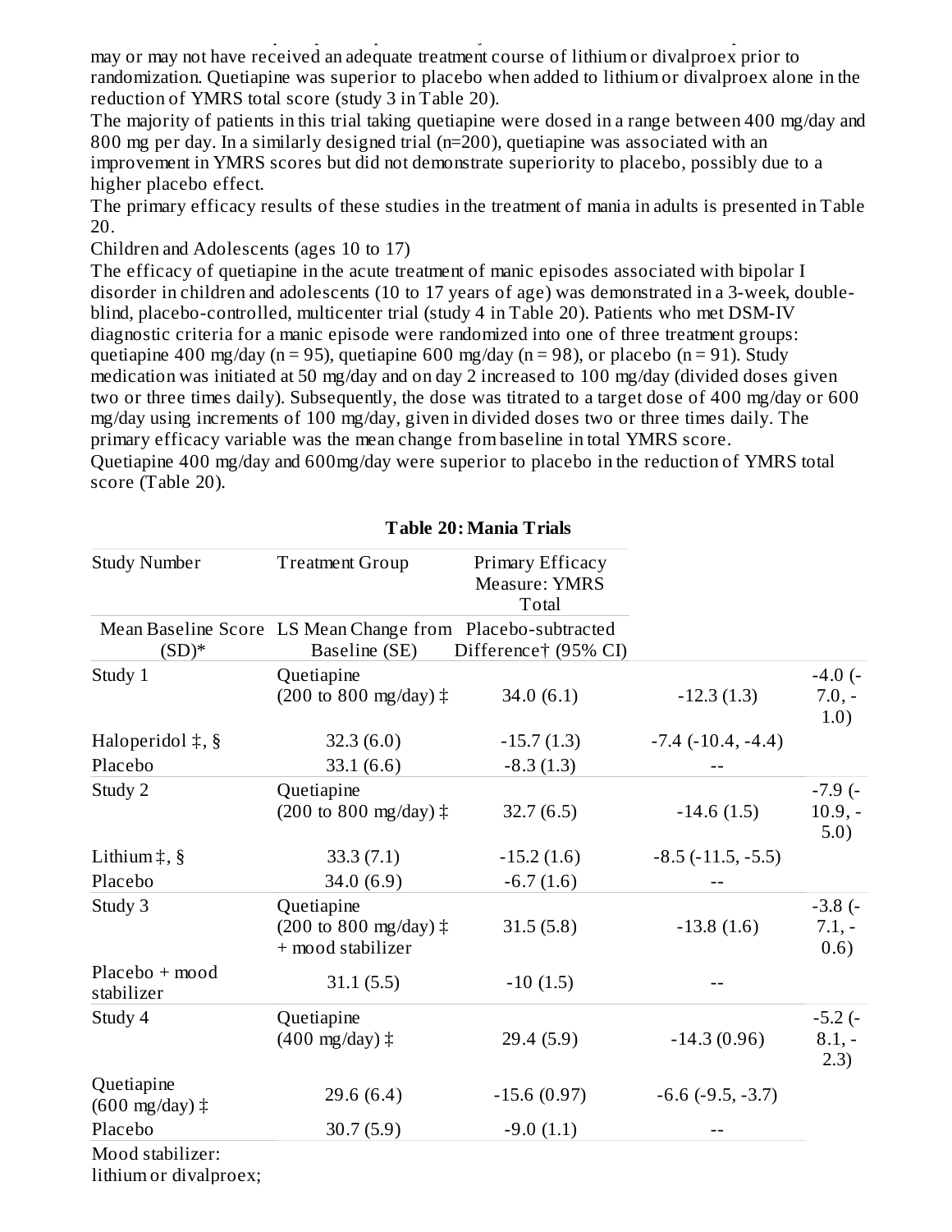may or may not have received an adequate treatment course of lithium or divalproex prior to randomization. Quetiapine was superior to placebo when added to lithium or divalproex alone in the reduction of YMRS total score (study 3 in Table 20).

The majority of patients in this trial taking quetiapine were dosed in a range between 400 mg/day and 800 mg per day. In a similarly designed trial (n=200), quetiapine was associated with an improvement in YMRS scores but did not demonstrate superiority to placebo, possibly due to a higher placebo effect.

The primary efficacy results of these studies in the treatment of mania in adults is presented in Table 20.

Children and Adolescents (ages 10 to 17)

The efficacy of quetiapine in the acute treatment of manic episodes associated with bipolar I disorder in children and adolescents (10 to 17 years of age) was demonstrated in a 3-week, double-blind, placebo-controlled, multicenter trial (study 4 in Table 20). Patients who met DSM-IV diagnostic criteria for a manic episode were randomized into one of three treatment groups: quetiapine 400 mg/day (n = 95), quetiapine 600 mg/day (n = 98), or placebo (n = 91). Study medication was initiated at 50 mg/day and on day 2 increased to 100 mg/day (divided doses given two or three times daily). Subsequently, the dose was titrated to a target dose of 400 mg/day or 600 mg/day using increments of 100 mg/day, given in divided doses two or three times daily. The primary efficacy variable was the mean change from baseline in total YMRS score.

Quetiapine 400 mg/day and 600mg/day were superior to placebo in the reduction of YMRS total score (Table 20).

**Table 20: Mania Trials**

| Study Number | Treatment Group | Primary Efficacy Measure: YMRS Total | | |
|---|---|---|---|---|
| | | Mean Baseline Score (SD)* | LS Mean Change from Baseline (SE) | Placebo-subtracted Difference† (95% CI) |
| Study 1 | Quetiapine (200 to 800 mg/day) ‡ | 34.0 (6.1) | -12.3 (1.3) | -4.0 (-7.0, -1.0) |
| | Haloperidol ‡, § | 32.3 (6.0) | -15.7 (1.3) | -7.4 (-10.4, -4.4) |
| | Placebo | 33.1 (6.6) | -8.3 (1.3) | -- |
| Study 2 | Quetiapine (200 to 800 mg/day) ‡ | 32.7 (6.5) | -14.6 (1.5) | -7.9 (-10.9, -5.0) |
| | Lithium ‡, § | 33.3 (7.1) | -15.2 (1.6) | -8.5 (-11.5, -5.5) |
| | Placebo | 34.0 (6.9) | -6.7 (1.6) | -- |
| Study 3 | Quetiapine (200 to 800 mg/day) ‡ + mood stabilizer | 31.5 (5.8) | -13.8 (1.6) | -3.8 (-7.1, -0.6) |
| | Placebo + mood stabilizer | 31.1 (5.5) | -10 (1.5) | -- |
| Study 4 | Quetiapine (400 mg/day) ‡ | 29.4 (5.9) | -14.3 (0.96) | -5.2 (-8.1, -2.3) |
| | Quetiapine (600 mg/day) ‡ | 29.6 (6.4) | -15.6 (0.97) | -6.6 (-9.5, -3.7) |
| | Placebo | 30.7 (5.9) | -9.0 (1.1) | -- |

Mood stabilizer: lithium or divalproex;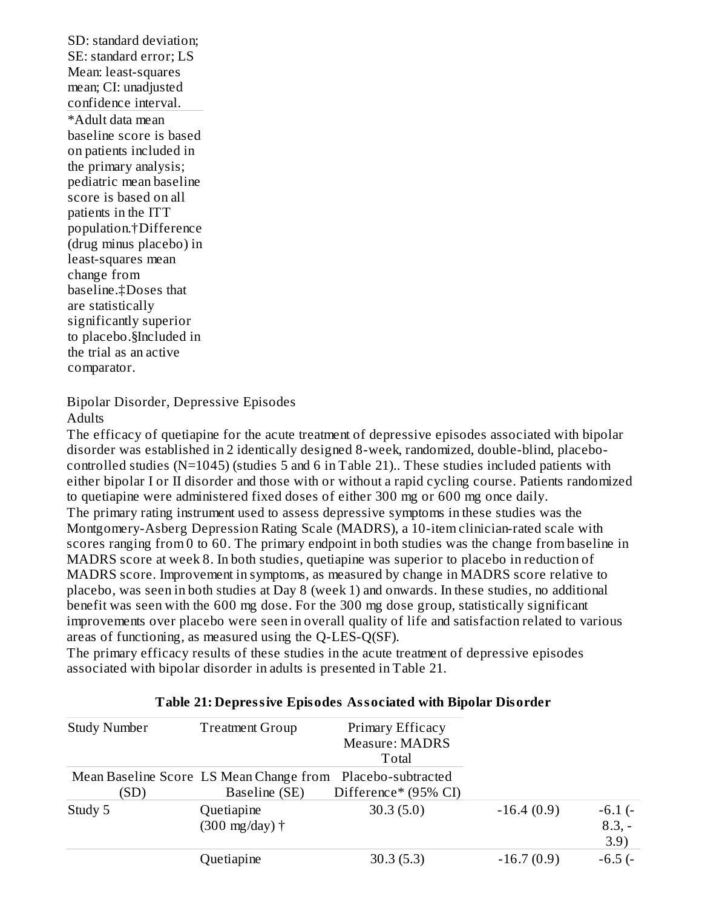SD: standard deviation; SE: standard error; LS Mean: least-squares mean; CI: unadjusted confidence interval.

*Adult data mean baseline score is based on patients included in the primary analysis; pediatric mean baseline score is based on all patients in the ITT population.†Difference (drug minus placebo) in least-squares mean change from baseline.‡Doses that are statistically significantly superior to placebo.§Included in the trial as an active comparator.

Bipolar Disorder, Depressive Episodes

Adults

The efficacy of quetiapine for the acute treatment of depressive episodes associated with bipolar disorder was established in 2 identically designed 8-week, randomized, double-blind, placebo-controlled studies (N=1045) (studies 5 and 6 in Table 21).. These studies included patients with either bipolar I or II disorder and those with or without a rapid cycling course. Patients randomized to quetiapine were administered fixed doses of either 300 mg or 600 mg once daily.

The primary rating instrument used to assess depressive symptoms in these studies was the Montgomery-Asberg Depression Rating Scale (MADRS), a 10-item clinician-rated scale with scores ranging from 0 to 60. The primary endpoint in both studies was the change from baseline in MADRS score at week 8. In both studies, quetiapine was superior to placebo in reduction of MADRS score. Improvement in symptoms, as measured by change in MADRS score relative to placebo, was seen in both studies at Day 8 (week 1) and onwards. In these studies, no additional benefit was seen with the 600 mg dose. For the 300 mg dose group, statistically significant improvements over placebo were seen in overall quality of life and satisfaction related to various areas of functioning, as measured using the Q-LES-Q(SF).

The primary efficacy results of these studies in the acute treatment of depressive episodes associated with bipolar disorder in adults is presented in Table 21.

**Table 21: Depressive Episodes Associated with Bipolar Disorder**

| Study Number | Treatment Group | Primary Efficacy Measure: MADRS Total | | |
|---|---|---|---|---|
| | | Mean Baseline Score (SD) | LS Mean Change from Baseline (SE) | Placebo-subtracted Difference* (95% CI) |
| Study 5 | Quetiapine (300 mg/day) † | 30.3 (5.0) | -16.4 (0.9) | -6.1 (-8.3, -3.9) |
| | Quetiapine | 30.3 (5.3) | -16.7 (0.9) | -6.5 (- |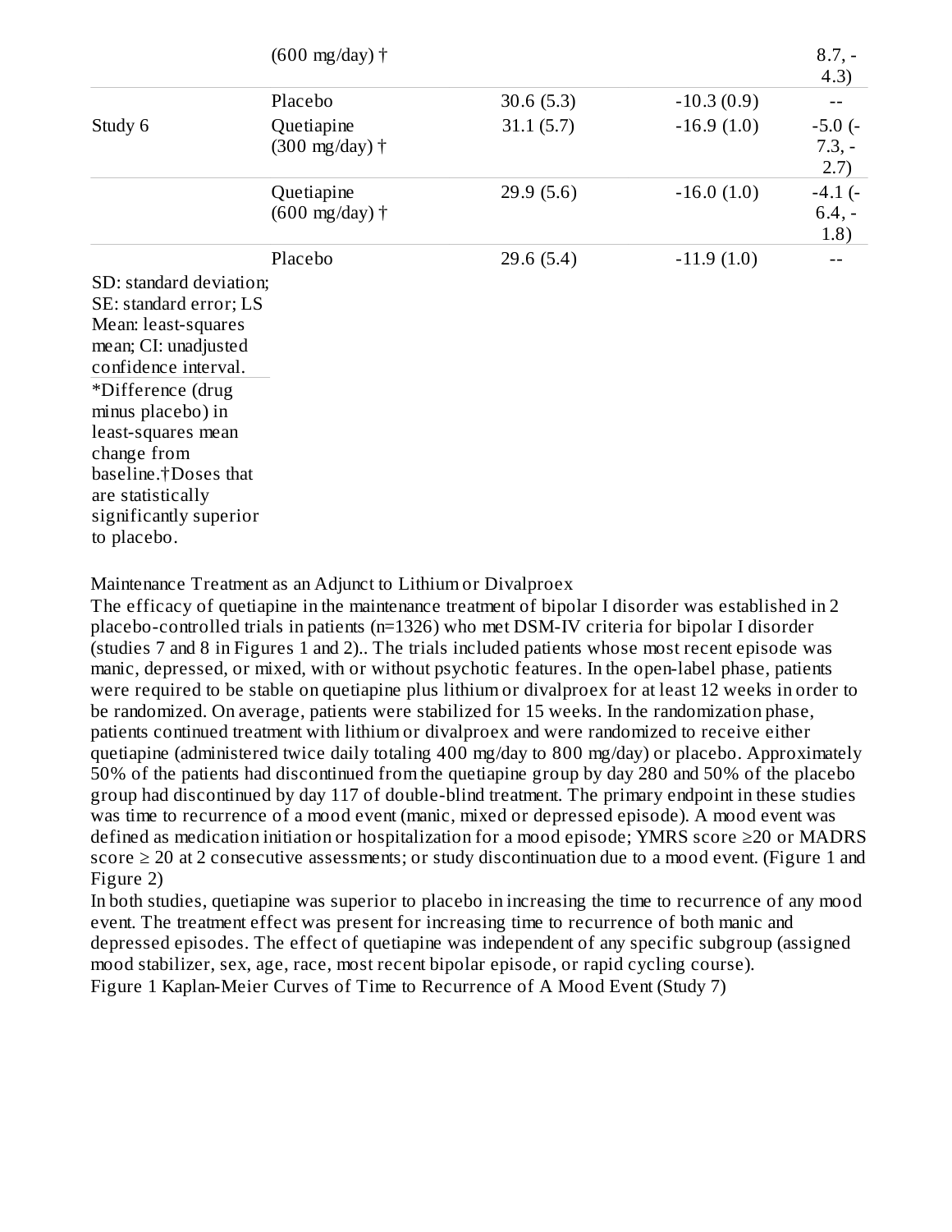| | | | | |
|---|---|---|---|---|
| | (600 mg/day) † | | | 8.7, -4.3) |
| | Placebo | 30.6 (5.3) | -10.3 (0.9) | -- |
| Study 6 | Quetiapine (300 mg/day) † | 31.1 (5.7) | -16.9 (1.0) | -5.0 (-7.3, -2.7) |
| | Quetiapine (600 mg/day) † | 29.9 (5.6) | -16.0 (1.0) | -4.1 (-6.4, -1.8) |
| | Placebo | 29.6 (5.4) | -11.9 (1.0) | -- |

SD: standard deviation; SE: standard error; LS Mean: least-squares mean; CI: unadjusted confidence interval.

*Difference (drug minus placebo) in least-squares mean change from baseline.†Doses that are statistically significantly superior to placebo.

Maintenance Treatment as an Adjunct to Lithium or Divalproex

The efficacy of quetiapine in the maintenance treatment of bipolar I disorder was established in 2 placebo-controlled trials in patients (n=1326) who met DSM-IV criteria for bipolar I disorder (studies 7 and 8 in Figures 1 and 2).. The trials included patients whose most recent episode was manic, depressed, or mixed, with or without psychotic features. In the open-label phase, patients were required to be stable on quetiapine plus lithium or divalproex for at least 12 weeks in order to be randomized. On average, patients were stabilized for 15 weeks. In the randomization phase, patients continued treatment with lithium or divalproex and were randomized to receive either quetiapine (administered twice daily totaling 400 mg/day to 800 mg/day) or placebo. Approximately 50% of the patients had discontinued from the quetiapine group by day 280 and 50% of the placebo group had discontinued by day 117 of double-blind treatment. The primary endpoint in these studies was time to recurrence of a mood event (manic, mixed or depressed episode). A mood event was defined as medication initiation or hospitalization for a mood episode; YMRS score ≥20 or MADRS score ≥ 20 at 2 consecutive assessments; or study discontinuation due to a mood event. (Figure 1 and Figure 2)

In both studies, quetiapine was superior to placebo in increasing the time to recurrence of any mood event. The treatment effect was present for increasing time to recurrence of both manic and depressed episodes. The effect of quetiapine was independent of any specific subgroup (assigned mood stabilizer, sex, age, race, most recent bipolar episode, or rapid cycling course).

Figure 1 Kaplan-Meier Curves of Time to Recurrence of A Mood Event (Study 7)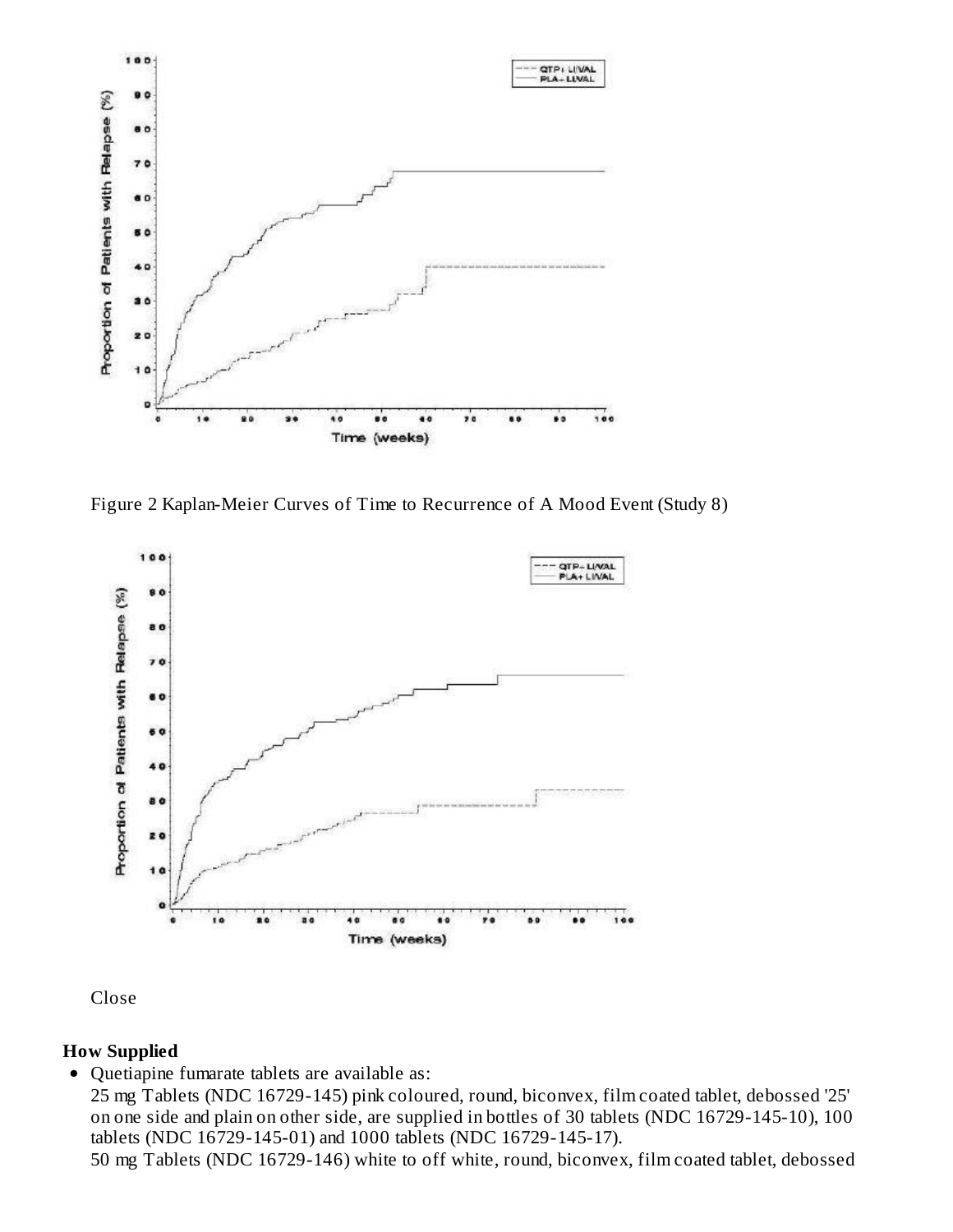Figure 2 Kaplan-Meier Curves of Time to Recurrence of A Mood Event (Study 8)

Close

**How Supplied**

- Quetiapine fumarate tablets are available as:
  25 mg Tablets (NDC 16729-145) pink coloured, round, biconvex, film coated tablet, debossed '25' on one side and plain on other side, are supplied in bottles of 30 tablets (NDC 16729-145-10), 100 tablets (NDC 16729-145-01) and 1000 tablets (NDC 16729-145-17).
  50 mg Tablets (NDC 16729-146) white to off white, round, biconvex, film coated tablet, debossed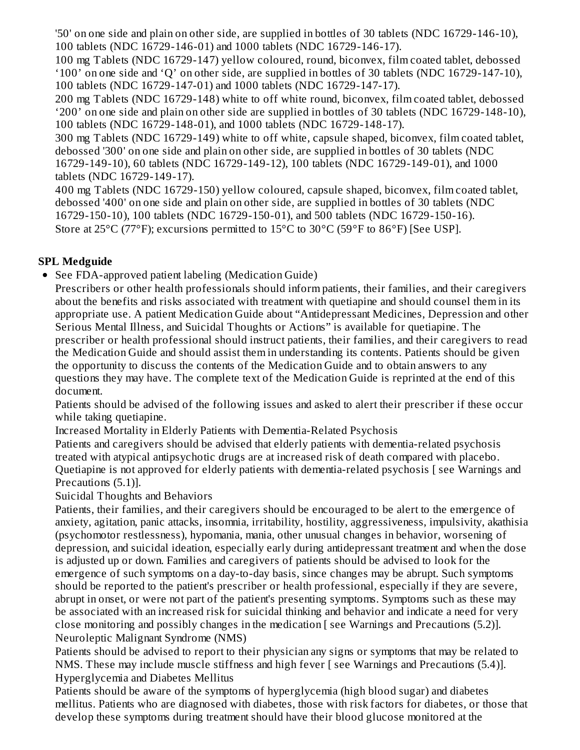'50' on one side and plain on other side, are supplied in bottles of 30 tablets (NDC 16729-146-10), 100 tablets (NDC 16729-146-01) and 1000 tablets (NDC 16729-146-17).

100 mg Tablets (NDC 16729-147) yellow coloured, round, biconvex, film coated tablet, debossed '100' on one side and 'Q' on other side, are supplied in bottles of 30 tablets (NDC 16729-147-10), 100 tablets (NDC 16729-147-01) and 1000 tablets (NDC 16729-147-17).

200 mg Tablets (NDC 16729-148) white to off white round, biconvex, film coated tablet, debossed '200' on one side and plain on other side are supplied in bottles of 30 tablets (NDC 16729-148-10), 100 tablets (NDC 16729-148-01), and 1000 tablets (NDC 16729-148-17).

300 mg Tablets (NDC 16729-149) white to off white, capsule shaped, biconvex, film coated tablet, debossed '300' on one side and plain on other side, are supplied in bottles of 30 tablets (NDC 16729-149-10), 60 tablets (NDC 16729-149-12), 100 tablets (NDC 16729-149-01), and 1000 tablets (NDC 16729-149-17).

400 mg Tablets (NDC 16729-150) yellow coloured, capsule shaped, biconvex, film coated tablet, debossed '400' on one side and plain on other side, are supplied in bottles of 30 tablets (NDC 16729-150-10), 100 tablets (NDC 16729-150-01), and 500 tablets (NDC 16729-150-16).

Store at 25°C (77°F); excursions permitted to 15°C to 30°C (59°F to 86°F) [See USP].

## SPL Medguide

- See FDA-approved patient labeling (Medication Guide)

Prescribers or other health professionals should inform patients, their families, and their caregivers about the benefits and risks associated with treatment with quetiapine and should counsel them in its appropriate use. A patient Medication Guide about "Antidepressant Medicines, Depression and other Serious Mental Illness, and Suicidal Thoughts or Actions" is available for quetiapine. The prescriber or health professional should instruct patients, their families, and their caregivers to read the Medication Guide and should assist them in understanding its contents. Patients should be given the opportunity to discuss the contents of the Medication Guide and to obtain answers to any questions they may have. The complete text of the Medication Guide is reprinted at the end of this document.

Patients should be advised of the following issues and asked to alert their prescriber if these occur while taking quetiapine.

Increased Mortality in Elderly Patients with Dementia-Related Psychosis

Patients and caregivers should be advised that elderly patients with dementia-related psychosis treated with atypical antipsychotic drugs are at increased risk of death compared with placebo. Quetiapine is not approved for elderly patients with dementia-related psychosis [ see Warnings and Precautions (5.1)].

Suicidal Thoughts and Behaviors

Patients, their families, and their caregivers should be encouraged to be alert to the emergence of anxiety, agitation, panic attacks, insomnia, irritability, hostility, aggressiveness, impulsivity, akathisia (psychomotor restlessness), hypomania, mania, other unusual changes in behavior, worsening of depression, and suicidal ideation, especially early during antidepressant treatment and when the dose is adjusted up or down. Families and caregivers of patients should be advised to look for the emergence of such symptoms on a day-to-day basis, since changes may be abrupt. Such symptoms should be reported to the patient's prescriber or health professional, especially if they are severe, abrupt in onset, or were not part of the patient's presenting symptoms. Symptoms such as these may be associated with an increased risk for suicidal thinking and behavior and indicate a need for very close monitoring and possibly changes in the medication [ see Warnings and Precautions (5.2)].

Neuroleptic Malignant Syndrome (NMS)

Patients should be advised to report to their physician any signs or symptoms that may be related to NMS. These may include muscle stiffness and high fever [ see Warnings and Precautions (5.4)].

Hyperglycemia and Diabetes Mellitus

Patients should be aware of the symptoms of hyperglycemia (high blood sugar) and diabetes mellitus. Patients who are diagnosed with diabetes, those with risk factors for diabetes, or those that develop these symptoms during treatment should have their blood glucose monitored at the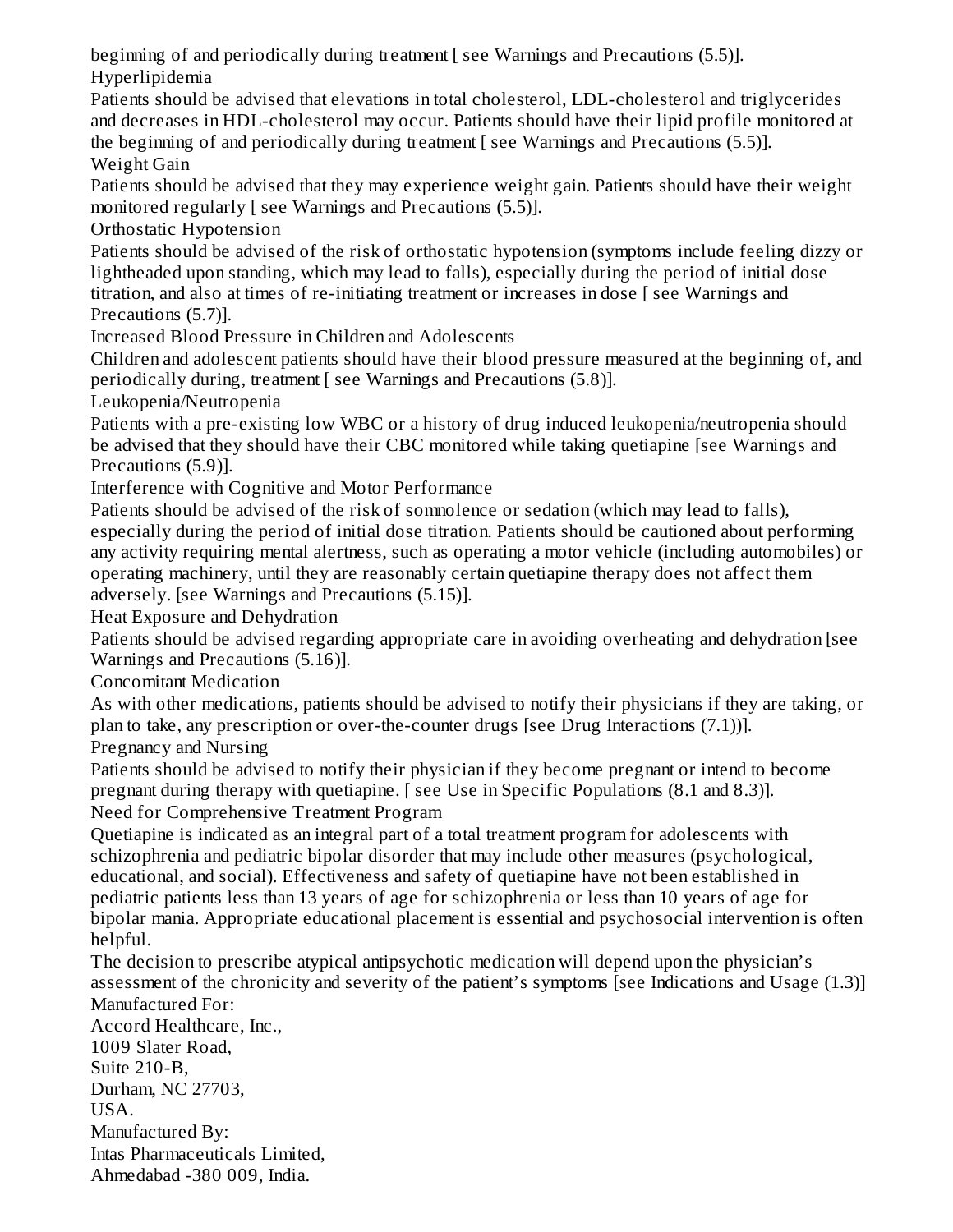beginning of and periodically during treatment [ see Warnings and Precautions (5.5)].

Hyperlipidemia

Patients should be advised that elevations in total cholesterol, LDL-cholesterol and triglycerides and decreases in HDL-cholesterol may occur. Patients should have their lipid profile monitored at the beginning of and periodically during treatment [ see Warnings and Precautions (5.5)].

Weight Gain

Patients should be advised that they may experience weight gain. Patients should have their weight monitored regularly [ see Warnings and Precautions (5.5)].

Orthostatic Hypotension

Patients should be advised of the risk of orthostatic hypotension (symptoms include feeling dizzy or lightheaded upon standing, which may lead to falls), especially during the period of initial dose titration, and also at times of re-initiating treatment or increases in dose [ see Warnings and Precautions (5.7)].

Increased Blood Pressure in Children and Adolescents

Children and adolescent patients should have their blood pressure measured at the beginning of, and periodically during, treatment [ see Warnings and Precautions (5.8)].

Leukopenia/Neutropenia

Patients with a pre-existing low WBC or a history of drug induced leukopenia/neutropenia should be advised that they should have their CBC monitored while taking quetiapine [see Warnings and Precautions (5.9)].

Interference with Cognitive and Motor Performance

Patients should be advised of the risk of somnolence or sedation (which may lead to falls), especially during the period of initial dose titration. Patients should be cautioned about performing any activity requiring mental alertness, such as operating a motor vehicle (including automobiles) or operating machinery, until they are reasonably certain quetiapine therapy does not affect them adversely. [see Warnings and Precautions (5.15)].

Heat Exposure and Dehydration

Patients should be advised regarding appropriate care in avoiding overheating and dehydration [see Warnings and Precautions (5.16)].

Concomitant Medication

As with other medications, patients should be advised to notify their physicians if they are taking, or plan to take, any prescription or over-the-counter drugs [see Drug Interactions (7.1))].

Pregnancy and Nursing

Patients should be advised to notify their physician if they become pregnant or intend to become pregnant during therapy with quetiapine. [ see Use in Specific Populations (8.1 and 8.3)].

Need for Comprehensive Treatment Program

Quetiapine is indicated as an integral part of a total treatment program for adolescents with schizophrenia and pediatric bipolar disorder that may include other measures (psychological, educational, and social). Effectiveness and safety of quetiapine have not been established in pediatric patients less than 13 years of age for schizophrenia or less than 10 years of age for bipolar mania. Appropriate educational placement is essential and psychosocial intervention is often helpful.

The decision to prescribe atypical antipsychotic medication will depend upon the physician's assessment of the chronicity and severity of the patient's symptoms [see Indications and Usage (1.3)]

Manufactured For:
Accord Healthcare, Inc.,
1009 Slater Road,
Suite 210-B,
Durham, NC 27703,
USA.

Manufactured By:
Intas Pharmaceuticals Limited,
Ahmedabad -380 009, India.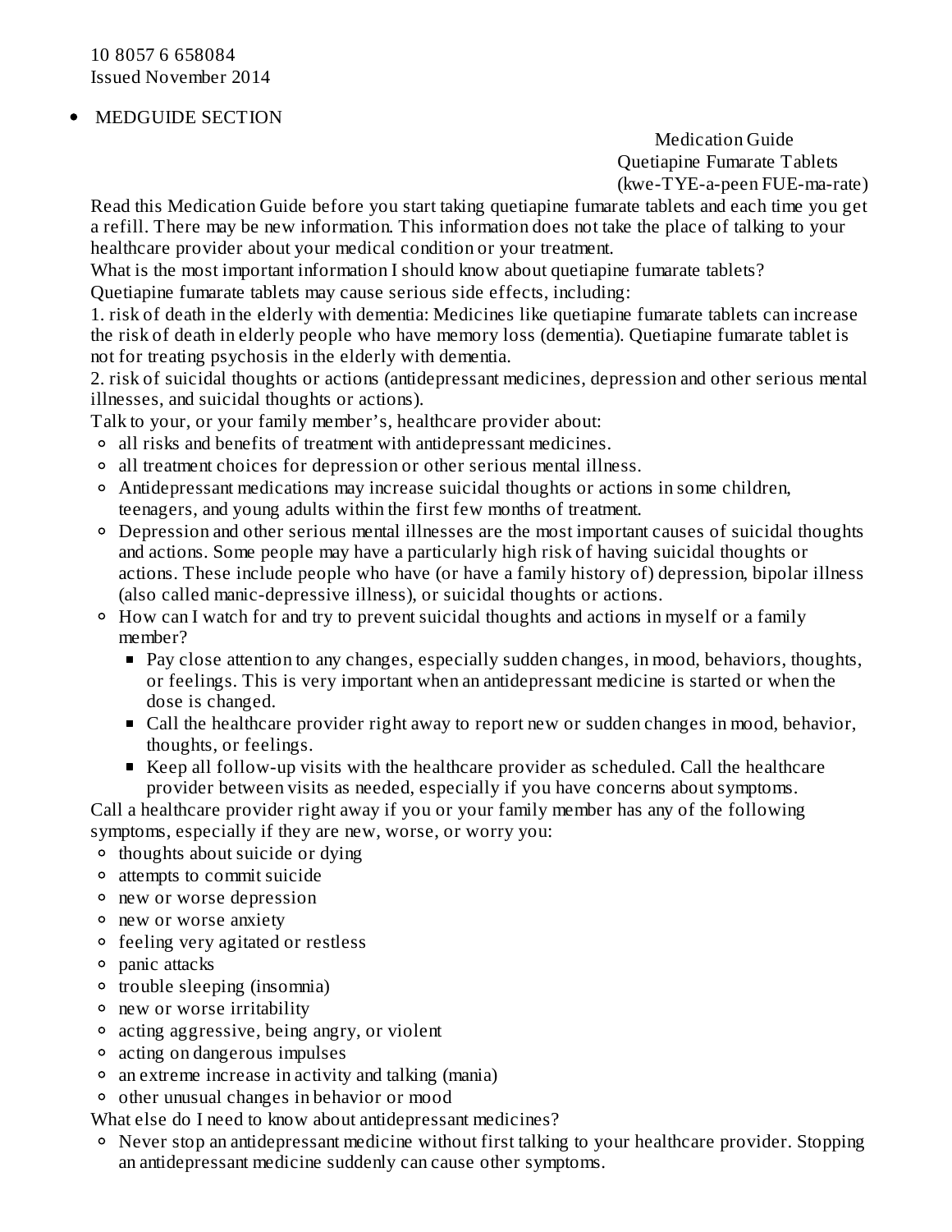10 8057 6 658084
Issued November 2014

- MEDGUIDE SECTION

# Medication Guide
## Quetiapine Fumarate Tablets
(kwe-TYE-a-peen FUE-ma-rate)

Read this Medication Guide before you start taking quetiapine fumarate tablets and each time you get a refill. There may be new information. This information does not take the place of talking to your healthcare provider about your medical condition or your treatment.

What is the most important information I should know about quetiapine fumarate tablets?

Quetiapine fumarate tablets may cause serious side effects, including:

1. risk of death in the elderly with dementia: Medicines like quetiapine fumarate tablets can increase the risk of death in elderly people who have memory loss (dementia). Quetiapine fumarate tablet is not for treating psychosis in the elderly with dementia.
2. risk of suicidal thoughts or actions (antidepressant medicines, depression and other serious mental illnesses, and suicidal thoughts or actions).

Talk to your, or your family member's, healthcare provider about:

- all risks and benefits of treatment with antidepressant medicines.
- all treatment choices for depression or other serious mental illness.
- Antidepressant medications may increase suicidal thoughts or actions in some children, teenagers, and young adults within the first few months of treatment.
- Depression and other serious mental illnesses are the most important causes of suicidal thoughts and actions. Some people may have a particularly high risk of having suicidal thoughts or actions. These include people who have (or have a family history of) depression, bipolar illness (also called manic-depressive illness), or suicidal thoughts or actions.
- How can I watch for and try to prevent suicidal thoughts and actions in myself or a family member?
  - Pay close attention to any changes, especially sudden changes, in mood, behaviors, thoughts, or feelings. This is very important when an antidepressant medicine is started or when the dose is changed.
  - Call the healthcare provider right away to report new or sudden changes in mood, behavior, thoughts, or feelings.
  - Keep all follow-up visits with the healthcare provider as scheduled. Call the healthcare provider between visits as needed, especially if you have concerns about symptoms.

Call a healthcare provider right away if you or your family member has any of the following symptoms, especially if they are new, worse, or worry you:

- thoughts about suicide or dying
- attempts to commit suicide
- new or worse depression
- new or worse anxiety
- feeling very agitated or restless
- panic attacks
- trouble sleeping (insomnia)
- new or worse irritability
- acting aggressive, being angry, or violent
- acting on dangerous impulses
- an extreme increase in activity and talking (mania)
- other unusual changes in behavior or mood

What else do I need to know about antidepressant medicines?

- Never stop an antidepressant medicine without first talking to your healthcare provider. Stopping an antidepressant medicine suddenly can cause other symptoms.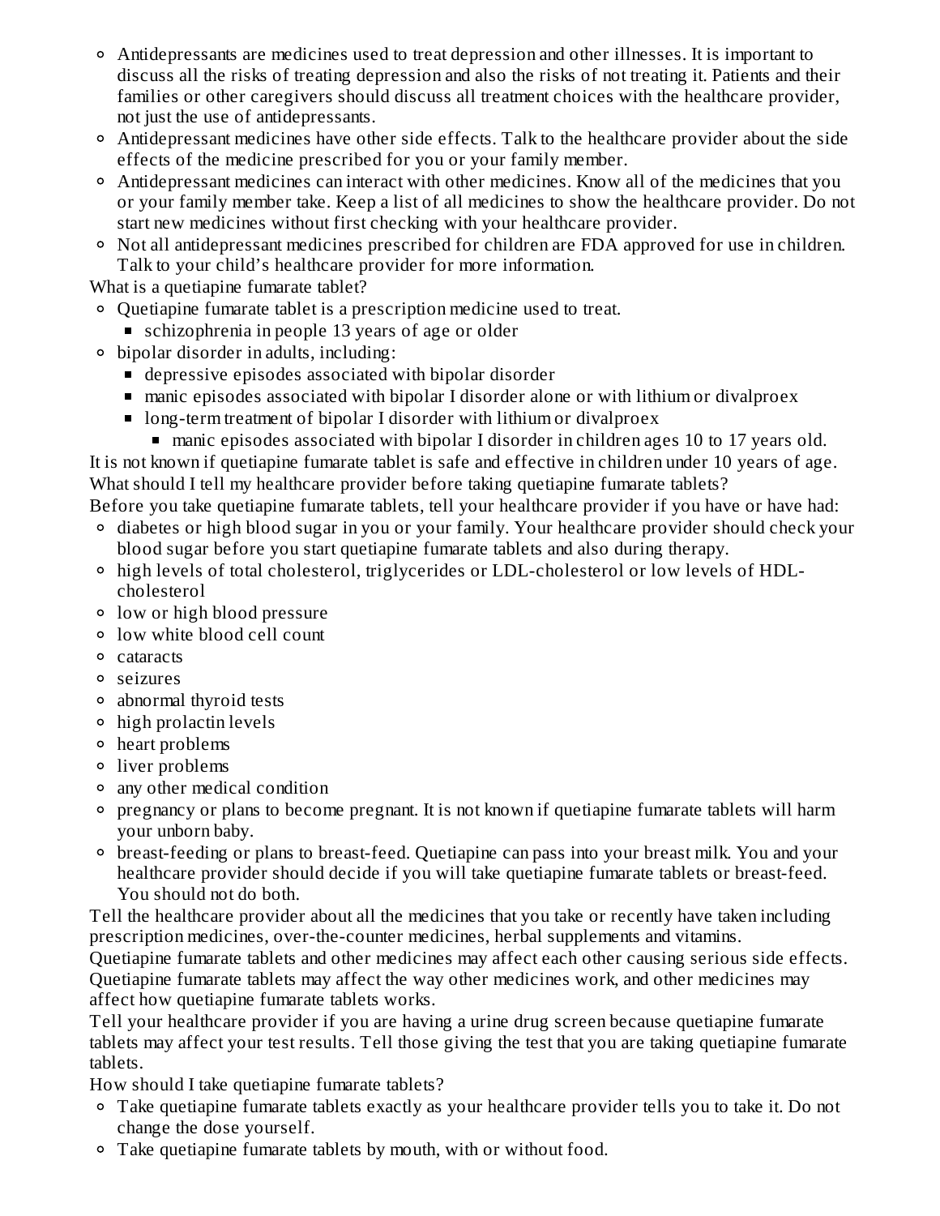- Antidepressants are medicines used to treat depression and other illnesses. It is important to discuss all the risks of treating depression and also the risks of not treating it. Patients and their families or other caregivers should discuss all treatment choices with the healthcare provider, not just the use of antidepressants.
- Antidepressant medicines have other side effects. Talk to the healthcare provider about the side effects of the medicine prescribed for you or your family member.
- Antidepressant medicines can interact with other medicines. Know all of the medicines that you or your family member take. Keep a list of all medicines to show the healthcare provider. Do not start new medicines without first checking with your healthcare provider.
- Not all antidepressant medicines prescribed for children are FDA approved for use in children. Talk to your child's healthcare provider for more information.

What is a quetiapine fumarate tablet?

- Quetiapine fumarate tablet is a prescription medicine used to treat.
  - schizophrenia in people 13 years of age or older
- bipolar disorder in adults, including:
  - depressive episodes associated with bipolar disorder
  - manic episodes associated with bipolar I disorder alone or with lithium or divalproex
  - long-term treatment of bipolar I disorder with lithium or divalproex
    - manic episodes associated with bipolar I disorder in children ages 10 to 17 years old.

It is not known if quetiapine fumarate tablet is safe and effective in children under 10 years of age.

What should I tell my healthcare provider before taking quetiapine fumarate tablets?

Before you take quetiapine fumarate tablets, tell your healthcare provider if you have or have had:

- diabetes or high blood sugar in you or your family. Your healthcare provider should check your blood sugar before you start quetiapine fumarate tablets and also during therapy.
- high levels of total cholesterol, triglycerides or LDL-cholesterol or low levels of HDL-cholesterol
- low or high blood pressure
- low white blood cell count
- cataracts
- seizures
- abnormal thyroid tests
- high prolactin levels
- heart problems
- liver problems
- any other medical condition
- pregnancy or plans to become pregnant. It is not known if quetiapine fumarate tablets will harm your unborn baby.
- breast-feeding or plans to breast-feed. Quetiapine can pass into your breast milk. You and your healthcare provider should decide if you will take quetiapine fumarate tablets or breast-feed. You should not do both.

Tell the healthcare provider about all the medicines that you take or recently have taken including prescription medicines, over-the-counter medicines, herbal supplements and vitamins.

Quetiapine fumarate tablets and other medicines may affect each other causing serious side effects. Quetiapine fumarate tablets may affect the way other medicines work, and other medicines may affect how quetiapine fumarate tablets works.

Tell your healthcare provider if you are having a urine drug screen because quetiapine fumarate tablets may affect your test results. Tell those giving the test that you are taking quetiapine fumarate tablets.

How should I take quetiapine fumarate tablets?

- Take quetiapine fumarate tablets exactly as your healthcare provider tells you to take it. Do not change the dose yourself.
- Take quetiapine fumarate tablets by mouth, with or without food.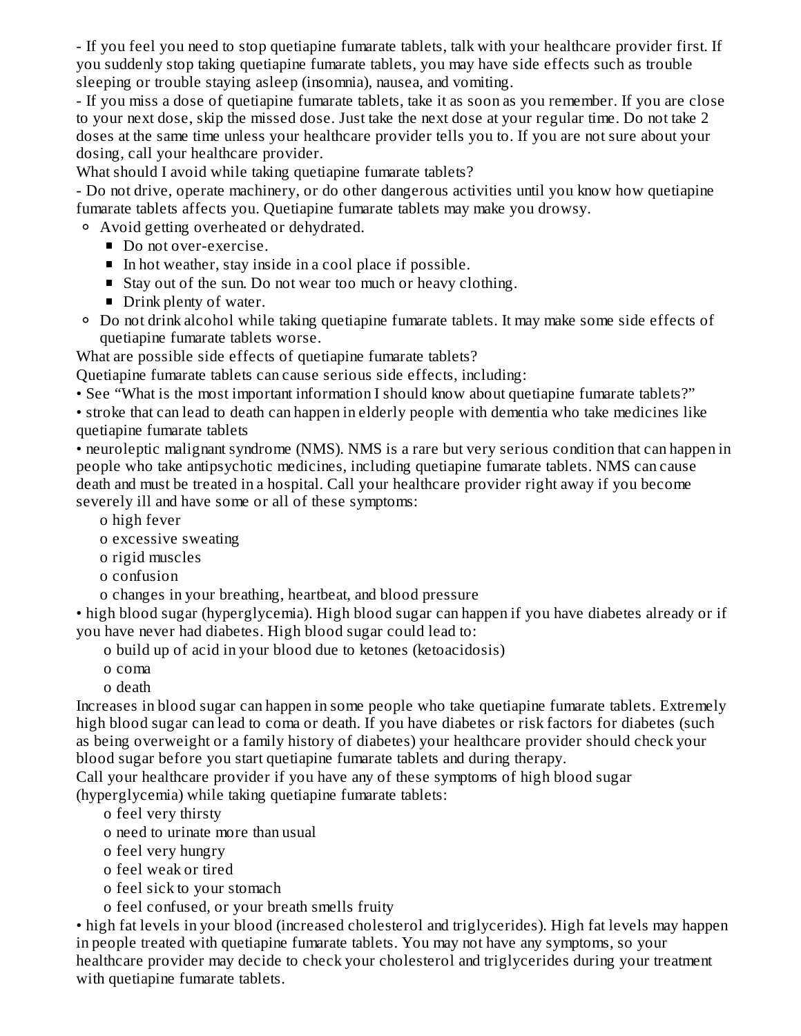- If you feel you need to stop quetiapine fumarate tablets, talk with your healthcare provider first. If you suddenly stop taking quetiapine fumarate tablets, you may have side effects such as trouble sleeping or trouble staying asleep (insomnia), nausea, and vomiting.
- If you miss a dose of quetiapine fumarate tablets, take it as soon as you remember. If you are close to your next dose, skip the missed dose. Just take the next dose at your regular time. Do not take 2 doses at the same time unless your healthcare provider tells you to. If you are not sure about your dosing, call your healthcare provider.

What should I avoid while taking quetiapine fumarate tablets?

- Do not drive, operate machinery, or do other dangerous activities until you know how quetiapine fumarate tablets affects you. Quetiapine fumarate tablets may make you drowsy.
  - Avoid getting overheated or dehydrated.
    - Do not over-exercise.
    - In hot weather, stay inside in a cool place if possible.
    - Stay out of the sun. Do not wear too much or heavy clothing.
    - Drink plenty of water.
  - Do not drink alcohol while taking quetiapine fumarate tablets. It may make some side effects of quetiapine fumarate tablets worse.

What are possible side effects of quetiapine fumarate tablets?

Quetiapine fumarate tablets can cause serious side effects, including:

- See "What is the most important information I should know about quetiapine fumarate tablets?"
- stroke that can lead to death can happen in elderly people with dementia who take medicines like quetiapine fumarate tablets
- neuroleptic malignant syndrome (NMS). NMS is a rare but very serious condition that can happen in people who take antipsychotic medicines, including quetiapine fumarate tablets. NMS can cause death and must be treated in a hospital. Call your healthcare provider right away if you become severely ill and have some or all of these symptoms:
  - high fever
  - excessive sweating
  - rigid muscles
  - confusion
  - changes in your breathing, heartbeat, and blood pressure
- high blood sugar (hyperglycemia). High blood sugar can happen if you have diabetes already or if you have never had diabetes. High blood sugar could lead to:
  - build up of acid in your blood due to ketones (ketoacidosis)
  - coma
  - death

Increases in blood sugar can happen in some people who take quetiapine fumarate tablets. Extremely high blood sugar can lead to coma or death. If you have diabetes or risk factors for diabetes (such as being overweight or a family history of diabetes) your healthcare provider should check your blood sugar before you start quetiapine fumarate tablets and during therapy.

Call your healthcare provider if you have any of these symptoms of high blood sugar (hyperglycemia) while taking quetiapine fumarate tablets:

- feel very thirsty
- need to urinate more than usual
- feel very hungry
- feel weak or tired
- feel sick to your stomach
- feel confused, or your breath smells fruity

- high fat levels in your blood (increased cholesterol and triglycerides). High fat levels may happen in people treated with quetiapine fumarate tablets. You may not have any symptoms, so your healthcare provider may decide to check your cholesterol and triglycerides during your treatment with quetiapine fumarate tablets.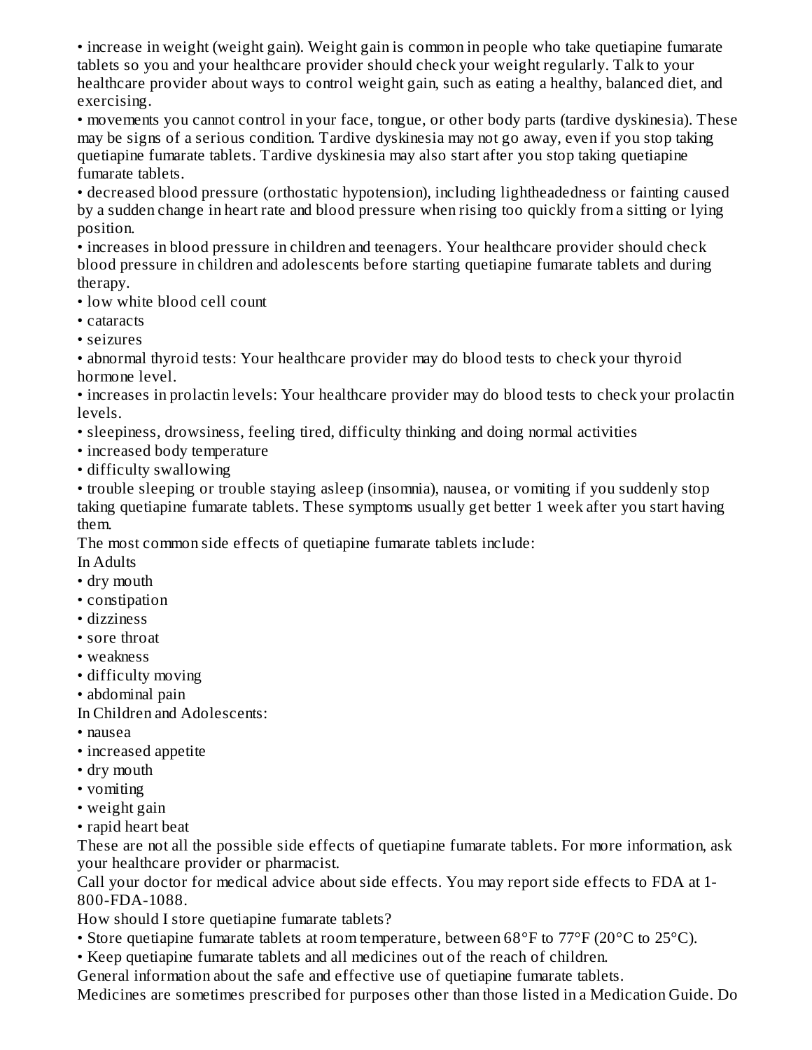- increase in weight (weight gain). Weight gain is common in people who take quetiapine fumarate tablets so you and your healthcare provider should check your weight regularly. Talk to your healthcare provider about ways to control weight gain, such as eating a healthy, balanced diet, and exercising.
- movements you cannot control in your face, tongue, or other body parts (tardive dyskinesia). These may be signs of a serious condition. Tardive dyskinesia may not go away, even if you stop taking quetiapine fumarate tablets. Tardive dyskinesia may also start after you stop taking quetiapine fumarate tablets.
- decreased blood pressure (orthostatic hypotension), including lightheadedness or fainting caused by a sudden change in heart rate and blood pressure when rising too quickly from a sitting or lying position.
- increases in blood pressure in children and teenagers. Your healthcare provider should check blood pressure in children and adolescents before starting quetiapine fumarate tablets and during therapy.
- low white blood cell count
- cataracts
- seizures
- abnormal thyroid tests: Your healthcare provider may do blood tests to check your thyroid hormone level.
- increases in prolactin levels: Your healthcare provider may do blood tests to check your prolactin levels.
- sleepiness, drowsiness, feeling tired, difficulty thinking and doing normal activities
- increased body temperature
- difficulty swallowing
- trouble sleeping or trouble staying asleep (insomnia), nausea, or vomiting if you suddenly stop taking quetiapine fumarate tablets. These symptoms usually get better 1 week after you start having them.

The most common side effects of quetiapine fumarate tablets include:

In Adults

- dry mouth
- constipation
- dizziness
- sore throat
- weakness
- difficulty moving
- abdominal pain

In Children and Adolescents:

- nausea
- increased appetite
- dry mouth
- vomiting
- weight gain
- rapid heart beat

These are not all the possible side effects of quetiapine fumarate tablets. For more information, ask your healthcare provider or pharmacist.

Call your doctor for medical advice about side effects. You may report side effects to FDA at 1-800-FDA-1088.

How should I store quetiapine fumarate tablets?

- Store quetiapine fumarate tablets at room temperature, between 68°F to 77°F (20°C to 25°C).
- Keep quetiapine fumarate tablets and all medicines out of the reach of children.

General information about the safe and effective use of quetiapine fumarate tablets.

Medicines are sometimes prescribed for purposes other than those listed in a Medication Guide. Do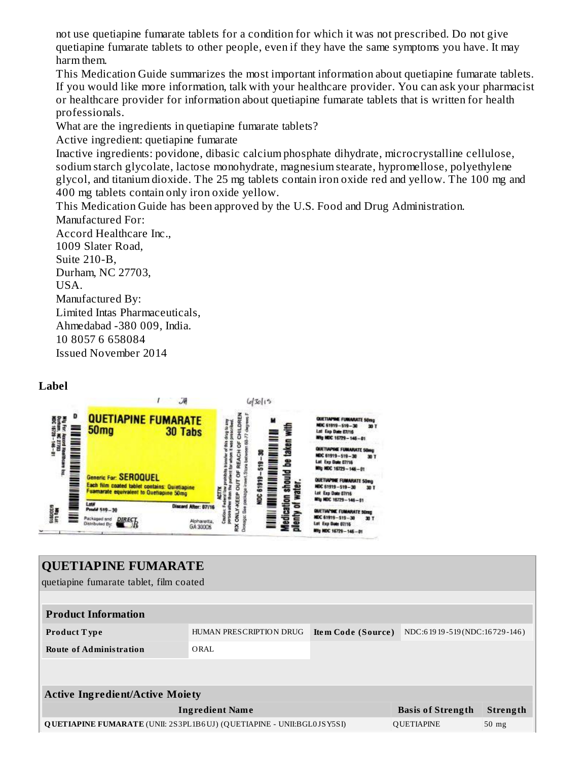not use quetiapine fumarate tablets for a condition for which it was not prescribed. Do not give quetiapine fumarate tablets to other people, even if they have the same symptoms you have. It may harm them.

This Medication Guide summarizes the most important information about quetiapine fumarate tablets. If you would like more information, talk with your healthcare provider. You can ask your pharmacist or healthcare provider for information about quetiapine fumarate tablets that is written for health professionals.

What are the ingredients in quetiapine fumarate tablets?

Active ingredient: quetiapine fumarate

Inactive ingredients: povidone, dibasic calcium phosphate dihydrate, microcrystalline cellulose, sodium starch glycolate, lactose monohydrate, magnesium stearate, hypromellose, polyethylene glycol, and titanium dioxide. The 25 mg tablets contain iron oxide red and yellow. The 100 mg and 400 mg tablets contain only iron oxide yellow.

This Medication Guide has been approved by the U.S. Food and Drug Administration.

Manufactured For:
Accord Healthcare Inc.,
1009 Slater Road,
Suite 210-B,
Durham, NC 27703,
USA.

Manufactured By:
Limited Intas Pharmaceuticals,
Ahmedabad -380 009, India.
10 8057 6 658084
Issued November 2014

## Label

QUETIAPINE FUMARATE 50mg 30 Tabs

Generic For: SEROQUEL

Each film coated tablet contains: Quetiapine Fumarate equivalent to Quetiapine 50mg

Lot# Prod# 519-30 Discard After: 07/16

Packaged and Distributed By: DIRECT Rx Alpharetta, GA 30005

Mfg For: Accord Healthcare Inc. Durham, NC 27703 NDC 16729-146-01

Caution: Federal law prohibits transfer of this drug to any person other than the patient for whom it was prescribed. RX ONLY-KEEP OUT OF REACH OF CHILDREN. Store between 68-77 degrees F. Dosage: See package insert.

NDC 61919-519-30

Medication should be taken with plenty of water.

QUETIAPINE FUMARATE 50mg NDC 61919-519-30 30 T Lot Exp Date 07/16 Mfg NDC 16729-146-01

| **QUETIAPINE FUMARATE** | | | |
|---|---|---|---|
| quetiapine fumarate tablet, film coated | | | |
| **Product Information** | | | |
| **Product Type** | HUMAN PRESCRIPTION DRUG | **Item Code (Source)** | NDC:61919-519(NDC:16729-146) |
| **Route of Administration** | ORAL | | |

| **Active Ingredient/Active Moiety** | | |
|---|---|---|
| **Ingredient Name** | **Basis of Strength** | **Strength** |
| **QUETIAPINE FUMARATE** (UNII: 2S3PL1B6UJ) (QUETIAPINE - UNII:BGL0JSY5SI) | QUETIAPINE | 50 mg |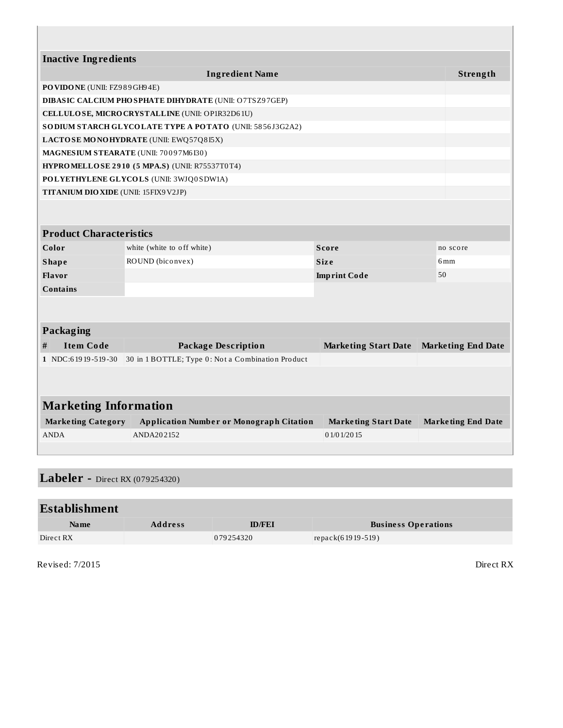### Inactive Ingredients

| Ingredient Name | Strength |
|---|---|
| **POVIDONE** (UNII: FZ989GH94E) | |
| **DIBASIC CALCIUM PHOSPHATE DIHYDRATE** (UNII: O7TSZ97GEP) | |
| **CELLULOSE, MICROCRYSTALLINE** (UNII: OP1R32D61U) | |
| **SODIUM STARCH GLYCOLATE TYPE A POTATO** (UNII: 5856J3G2A2) | |
| **LACTOSE MONOHYDRATE** (UNII: EWQ57Q8I5X) | |
| **MAGNESIUM STEARATE** (UNII: 70097M6I30) | |
| **HYPROMELLOSE 2910 (5 MPA.S)** (UNII: R75537T0T4) | |
| **POLYETHYLENE GLYCOLS** (UNII: 3WJQ0SDW1A) | |
| **TITANIUM DIOXIDE** (UNII: 15FIX9V2JP) | |

### Product Characteristics

| | | | |
|---|---|---|---|
| **Color** | white (white to off white) | **Score** | no score |
| **Shape** | ROUND (biconvex) | **Size** | 6mm |
| **Flavor** | | **Imprint Code** | 50 |
| **Contains** | | | |

### Packaging

| # | Item Code | Package Description | Marketing Start Date | Marketing End Date |
|---|---|---|---|---|
| 1 | NDC:61919-519-30 | 30 in 1 BOTTLE; Type 0: Not a Combination Product | | |

### Marketing Information

| Marketing Category | Application Number or Monograph Citation | Marketing Start Date | Marketing End Date |
|---|---|---|---|
| ANDA | ANDA202152 | 01/01/2015 | |

## Labeler - Direct RX (079254320)

## Establishment

| Name | Address | ID/FEI | Business Operations |
|---|---|---|---|
| Direct RX | | 079254320 | repack(61919-519) |

Revised: 7/2015

Direct RX